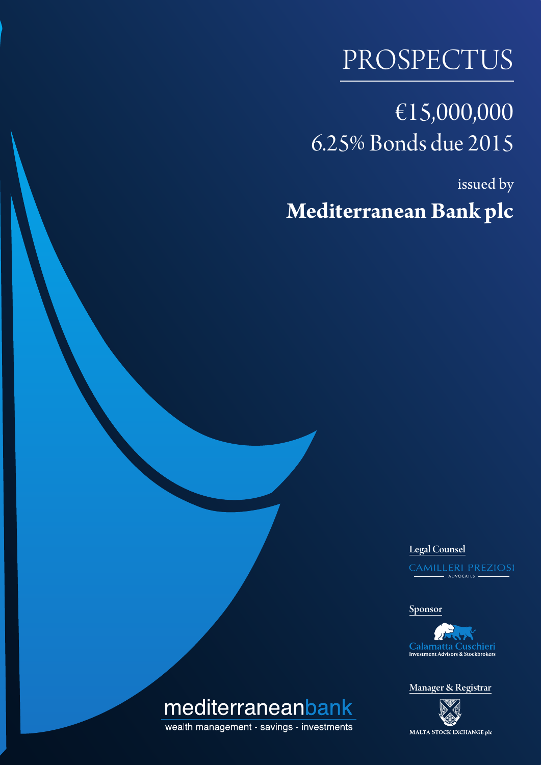# PROSPECTUS

## €15,000,000
## 6.25% Bonds due 2015

issued by

# Mediterranean Bank plc

**Legal Counsel**

CAMILLERI PREZIOSI
ADVOCATES

**Sponsor**

Calamatta Cuschieri
Investment Advisors & Stockbrokers

**Manager & Registrar**

MALTA STOCK EXCHANGE plc

mediterraneanbank
wealth management - savings - investments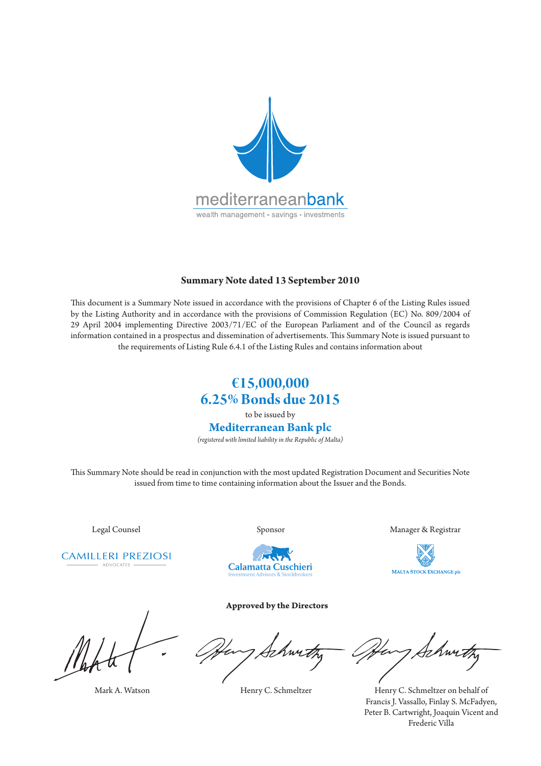mediterraneanbank

wealth management - savings - investments

**Summary Note dated 13 September 2010**

This document is a Summary Note issued in accordance with the provisions of Chapter 6 of the Listing Rules issued by the Listing Authority and in accordance with the provisions of Commission Regulation (EC) No. 809/2004 of 29 April 2004 implementing Directive 2003/71/EC of the European Parliament and of the Council as regards information contained in a prospectus and dissemination of advertisements. This Summary Note is issued pursuant to the requirements of Listing Rule 6.4.1 of the Listing Rules and contains information about

# €15,000,000
# 6.25% Bonds due 2015

to be issued by

## Mediterranean Bank plc

*(registered with limited liability in the Republic of Malta)*

This Summary Note should be read in conjunction with the most updated Registration Document and Securities Note issued from time to time containing information about the Issuer and the Bonds.

| Legal Counsel | Sponsor | Manager & Registrar |
| --- | --- | --- |
| CAMILLERI PREZIOSI ADVOCATES | Calamatta Cuschieri Investment Advisors & Stockbrokers | MALTA STOCK EXCHANGE plc |

**Approved by the Directors**

| Mark A. Watson | Henry C. Schmeltzer | Henry C. Schmeltzer on behalf of Francis J. Vassallo, Finlay S. McFadyen, Peter B. Cartwright, Joaquin Vicent and Frederic Villa |
| --- | --- | --- |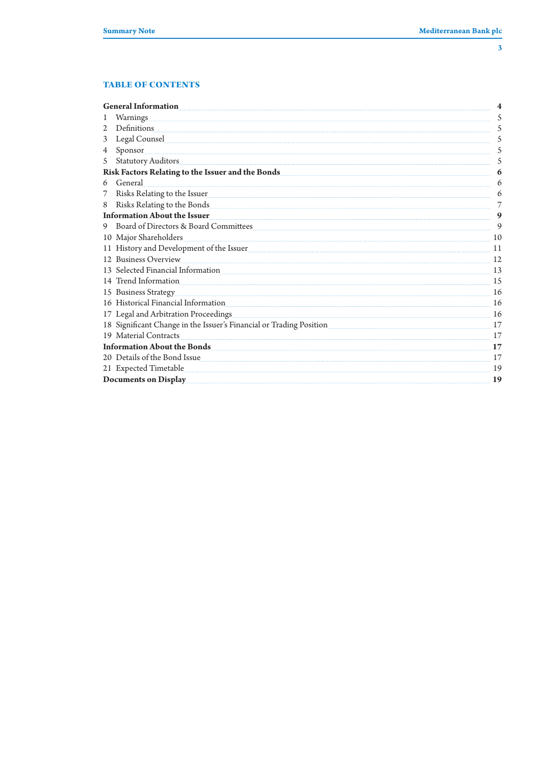## TABLE OF CONTENTS

| | |
|---|---|
| **General Information** | **4** |
| 1 Warnings | 5 |
| 2 Definitions | 5 |
| 3 Legal Counsel | 5 |
| 4 Sponsor | 5 |
| 5 Statutory Auditors | 5 |
| **Risk Factors Relating to the Issuer and the Bonds** | **6** |
| 6 General | 6 |
| 7 Risks Relating to the Issuer | 6 |
| 8 Risks Relating to the Bonds | 7 |
| **Information About the Issuer** | **9** |
| 9 Board of Directors & Board Committees | 9 |
| 10 Major Shareholders | 10 |
| 11 History and Development of the Issuer | 11 |
| 12 Business Overview | 12 |
| 13 Selected Financial Information | 13 |
| 14 Trend Information | 15 |
| 15 Business Strategy | 16 |
| 16 Historical Financial Information | 16 |
| 17 Legal and Arbitration Proceedings | 16 |
| 18 Significant Change in the Issuer's Financial or Trading Position | 17 |
| 19 Material Contracts | 17 |
| **Information About the Bonds** | **17** |
| 20 Details of the Bond Issue | 17 |
| 21 Expected Timetable | 19 |
| **Documents on Display** | **19** |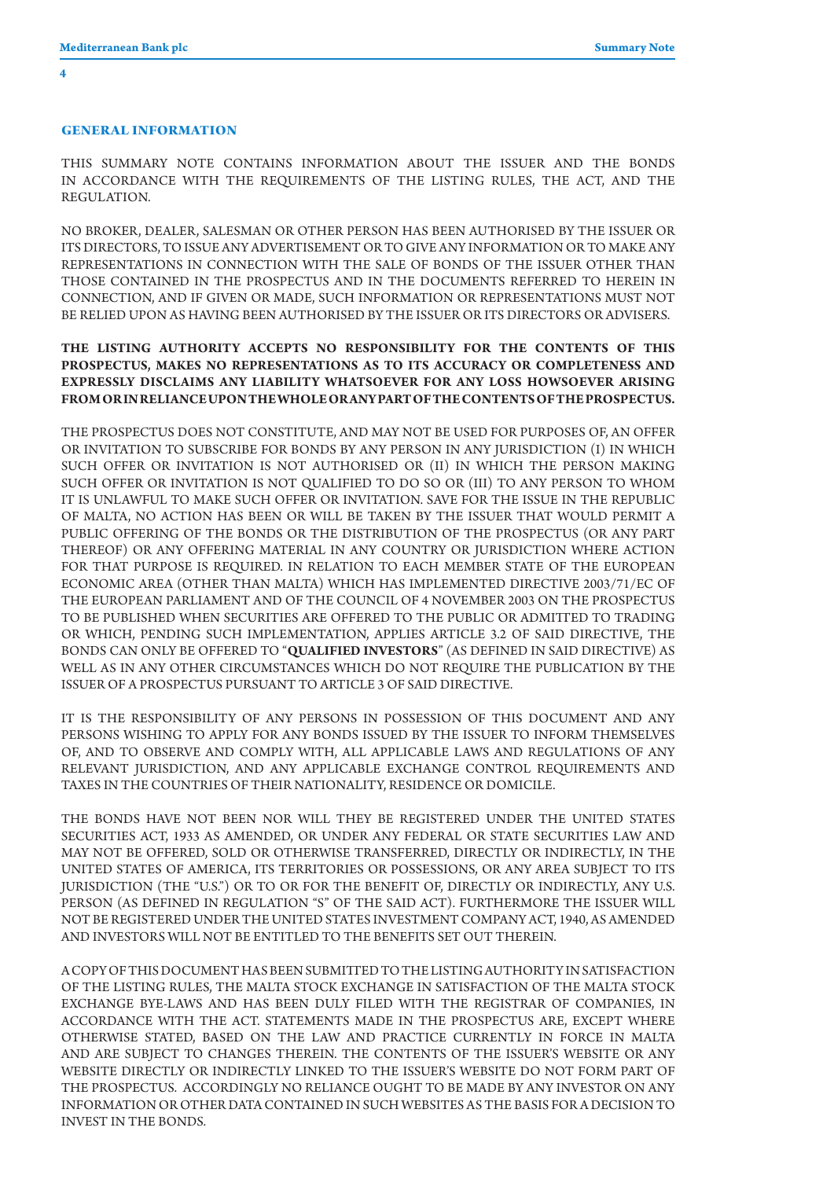## GENERAL INFORMATION

THIS SUMMARY NOTE CONTAINS INFORMATION ABOUT THE ISSUER AND THE BONDS IN ACCORDANCE WITH THE REQUIREMENTS OF THE LISTING RULES, THE ACT, AND THE REGULATION.

NO BROKER, DEALER, SALESMAN OR OTHER PERSON HAS BEEN AUTHORISED BY THE ISSUER OR ITS DIRECTORS, TO ISSUE ANY ADVERTISEMENT OR TO GIVE ANY INFORMATION OR TO MAKE ANY REPRESENTATIONS IN CONNECTION WITH THE SALE OF BONDS OF THE ISSUER OTHER THAN THOSE CONTAINED IN THE PROSPECTUS AND IN THE DOCUMENTS REFERRED TO HEREIN IN CONNECTION, AND IF GIVEN OR MADE, SUCH INFORMATION OR REPRESENTATIONS MUST NOT BE RELIED UPON AS HAVING BEEN AUTHORISED BY THE ISSUER OR ITS DIRECTORS OR ADVISERS.

**THE LISTING AUTHORITY ACCEPTS NO RESPONSIBILITY FOR THE CONTENTS OF THIS PROSPECTUS, MAKES NO REPRESENTATIONS AS TO ITS ACCURACY OR COMPLETENESS AND EXPRESSLY DISCLAIMS ANY LIABILITY WHATSOEVER FOR ANY LOSS HOWSOEVER ARISING FROM OR IN RELIANCE UPON THE WHOLE OR ANY PART OF THE CONTENTS OF THE PROSPECTUS.**

THE PROSPECTUS DOES NOT CONSTITUTE, AND MAY NOT BE USED FOR PURPOSES OF, AN OFFER OR INVITATION TO SUBSCRIBE FOR BONDS BY ANY PERSON IN ANY JURISDICTION (I) IN WHICH SUCH OFFER OR INVITATION IS NOT AUTHORISED OR (II) IN WHICH THE PERSON MAKING SUCH OFFER OR INVITATION IS NOT QUALIFIED TO DO SO OR (III) TO ANY PERSON TO WHOM IT IS UNLAWFUL TO MAKE SUCH OFFER OR INVITATION. SAVE FOR THE ISSUE IN THE REPUBLIC OF MALTA, NO ACTION HAS BEEN OR WILL BE TAKEN BY THE ISSUER THAT WOULD PERMIT A PUBLIC OFFERING OF THE BONDS OR THE DISTRIBUTION OF THE PROSPECTUS (OR ANY PART THEREOF) OR ANY OFFERING MATERIAL IN ANY COUNTRY OR JURISDICTION WHERE ACTION FOR THAT PURPOSE IS REQUIRED. IN RELATION TO EACH MEMBER STATE OF THE EUROPEAN ECONOMIC AREA (OTHER THAN MALTA) WHICH HAS IMPLEMENTED DIRECTIVE 2003/71/EC OF THE EUROPEAN PARLIAMENT AND OF THE COUNCIL OF 4 NOVEMBER 2003 ON THE PROSPECTUS TO BE PUBLISHED WHEN SECURITIES ARE OFFERED TO THE PUBLIC OR ADMITTED TO TRADING OR WHICH, PENDING SUCH IMPLEMENTATION, APPLIES ARTICLE 3.2 OF SAID DIRECTIVE, THE BONDS CAN ONLY BE OFFERED TO "**QUALIFIED INVESTORS**" (AS DEFINED IN SAID DIRECTIVE) AS WELL AS IN ANY OTHER CIRCUMSTANCES WHICH DO NOT REQUIRE THE PUBLICATION BY THE ISSUER OF A PROSPECTUS PURSUANT TO ARTICLE 3 OF SAID DIRECTIVE.

IT IS THE RESPONSIBILITY OF ANY PERSONS IN POSSESSION OF THIS DOCUMENT AND ANY PERSONS WISHING TO APPLY FOR ANY BONDS ISSUED BY THE ISSUER TO INFORM THEMSELVES OF, AND TO OBSERVE AND COMPLY WITH, ALL APPLICABLE LAWS AND REGULATIONS OF ANY RELEVANT JURISDICTION, AND ANY APPLICABLE EXCHANGE CONTROL REQUIREMENTS AND TAXES IN THE COUNTRIES OF THEIR NATIONALITY, RESIDENCE OR DOMICILE.

THE BONDS HAVE NOT BEEN NOR WILL THEY BE REGISTERED UNDER THE UNITED STATES SECURITIES ACT, 1933 AS AMENDED, OR UNDER ANY FEDERAL OR STATE SECURITIES LAW AND MAY NOT BE OFFERED, SOLD OR OTHERWISE TRANSFERRED, DIRECTLY OR INDIRECTLY, IN THE UNITED STATES OF AMERICA, ITS TERRITORIES OR POSSESSIONS, OR ANY AREA SUBJECT TO ITS JURISDICTION (THE "U.S.") OR TO OR FOR THE BENEFIT OF, DIRECTLY OR INDIRECTLY, ANY U.S. PERSON (AS DEFINED IN REGULATION "S" OF THE SAID ACT). FURTHERMORE THE ISSUER WILL NOT BE REGISTERED UNDER THE UNITED STATES INVESTMENT COMPANY ACT, 1940, AS AMENDED AND INVESTORS WILL NOT BE ENTITLED TO THE BENEFITS SET OUT THEREIN.

A COPY OF THIS DOCUMENT HAS BEEN SUBMITTED TO THE LISTING AUTHORITY IN SATISFACTION OF THE LISTING RULES, THE MALTA STOCK EXCHANGE IN SATISFACTION OF THE MALTA STOCK EXCHANGE BYE-LAWS AND HAS BEEN DULY FILED WITH THE REGISTRAR OF COMPANIES, IN ACCORDANCE WITH THE ACT. STATEMENTS MADE IN THE PROSPECTUS ARE, EXCEPT WHERE OTHERWISE STATED, BASED ON THE LAW AND PRACTICE CURRENTLY IN FORCE IN MALTA AND ARE SUBJECT TO CHANGES THEREIN. THE CONTENTS OF THE ISSUER'S WEBSITE OR ANY WEBSITE DIRECTLY OR INDIRECTLY LINKED TO THE ISSUER'S WEBSITE DO NOT FORM PART OF THE PROSPECTUS. ACCORDINGLY NO RELIANCE OUGHT TO BE MADE BY ANY INVESTOR ON ANY INFORMATION OR OTHER DATA CONTAINED IN SUCH WEBSITES AS THE BASIS FOR A DECISION TO INVEST IN THE BONDS.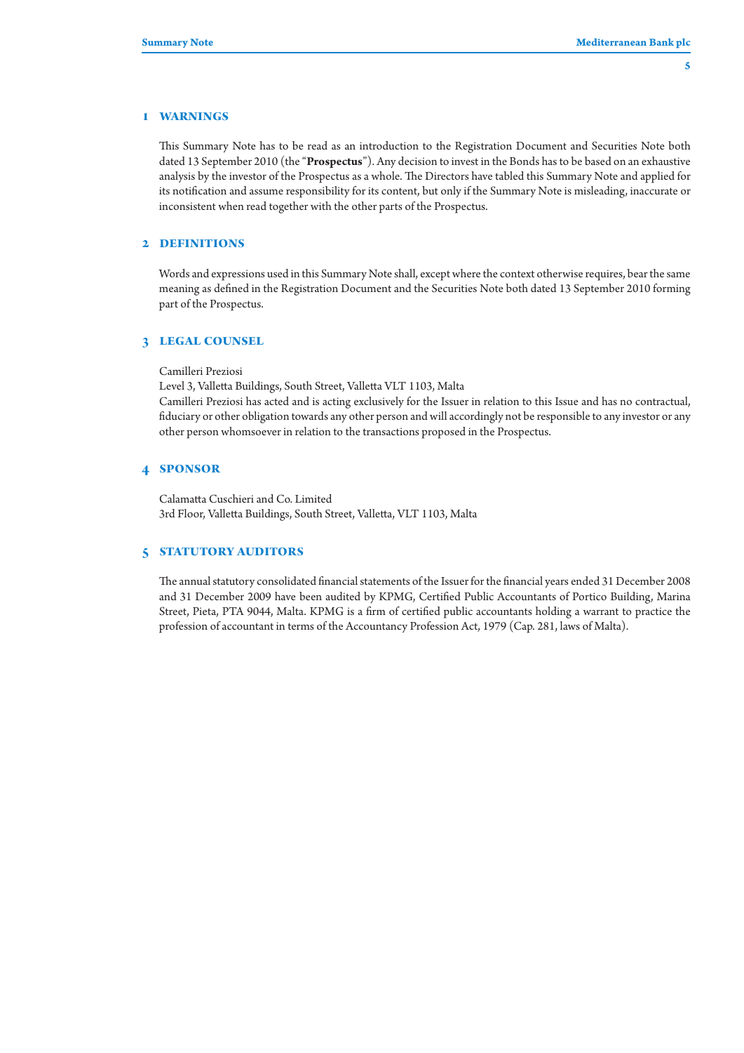## 1 WARNINGS

This Summary Note has to be read as an introduction to the Registration Document and Securities Note both dated 13 September 2010 (the "**Prospectus**"). Any decision to invest in the Bonds has to be based on an exhaustive analysis by the investor of the Prospectus as a whole. The Directors have tabled this Summary Note and applied for its notification and assume responsibility for its content, but only if the Summary Note is misleading, inaccurate or inconsistent when read together with the other parts of the Prospectus.

## 2 DEFINITIONS

Words and expressions used in this Summary Note shall, except where the context otherwise requires, bear the same meaning as defined in the Registration Document and the Securities Note both dated 13 September 2010 forming part of the Prospectus.

## 3 LEGAL COUNSEL

Camilleri Preziosi
Level 3, Valletta Buildings, South Street, Valletta VLT 1103, Malta
Camilleri Preziosi has acted and is acting exclusively for the Issuer in relation to this Issue and has no contractual, fiduciary or other obligation towards any other person and will accordingly not be responsible to any investor or any other person whomsoever in relation to the transactions proposed in the Prospectus.

## 4 SPONSOR

Calamatta Cuschieri and Co. Limited
3rd Floor, Valletta Buildings, South Street, Valletta, VLT 1103, Malta

## 5 STATUTORY AUDITORS

The annual statutory consolidated financial statements of the Issuer for the financial years ended 31 December 2008 and 31 December 2009 have been audited by KPMG, Certified Public Accountants of Portico Building, Marina Street, Pieta, PTA 9044, Malta. KPMG is a firm of certified public accountants holding a warrant to practice the profession of accountant in terms of the Accountancy Profession Act, 1979 (Cap. 281, laws of Malta).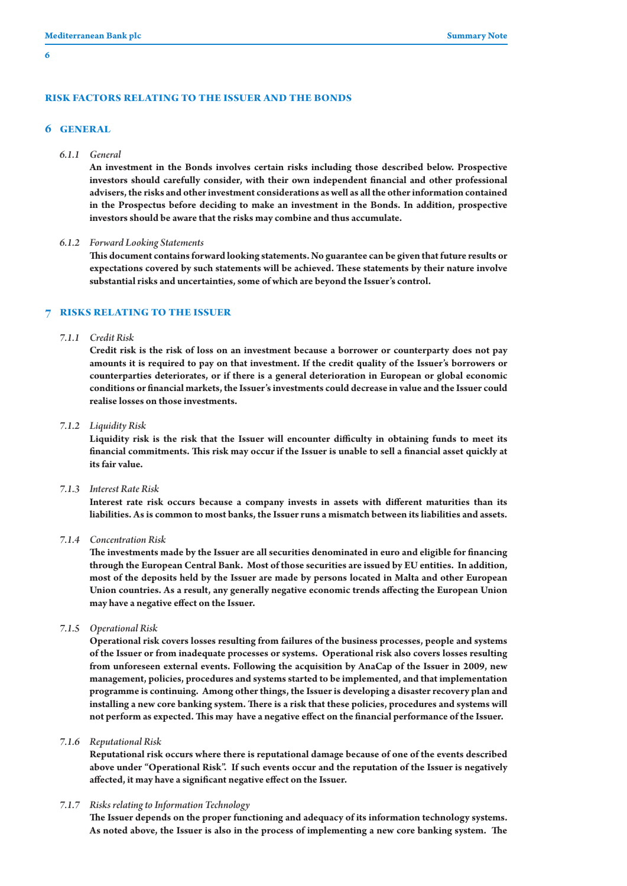## RISK FACTORS RELATING TO THE ISSUER AND THE BONDS

## 6 GENERAL

### 6.1.1 *General*

**An investment in the Bonds involves certain risks including those described below. Prospective investors should carefully consider, with their own independent financial and other professional advisers, the risks and other investment considerations as well as all the other information contained in the Prospectus before deciding to make an investment in the Bonds. In addition, prospective investors should be aware that the risks may combine and thus accumulate.**

### 6.1.2 *Forward Looking Statements*

**This document contains forward looking statements. No guarantee can be given that future results or expectations covered by such statements will be achieved. These statements by their nature involve substantial risks and uncertainties, some of which are beyond the Issuer's control.**

## 7 RISKS RELATING TO THE ISSUER

### 7.1.1 *Credit Risk*

**Credit risk is the risk of loss on an investment because a borrower or counterparty does not pay amounts it is required to pay on that investment. If the credit quality of the Issuer's borrowers or counterparties deteriorates, or if there is a general deterioration in European or global economic conditions or financial markets, the Issuer's investments could decrease in value and the Issuer could realise losses on those investments.**

### 7.1.2 *Liquidity Risk*

**Liquidity risk is the risk that the Issuer will encounter difficulty in obtaining funds to meet its financial commitments. This risk may occur if the Issuer is unable to sell a financial asset quickly at its fair value.**

### 7.1.3 *Interest Rate Risk*

**Interest rate risk occurs because a company invests in assets with different maturities than its liabilities. As is common to most banks, the Issuer runs a mismatch between its liabilities and assets.**

### 7.1.4 *Concentration Risk*

**The investments made by the Issuer are all securities denominated in euro and eligible for financing through the European Central Bank. Most of those securities are issued by EU entities. In addition, most of the deposits held by the Issuer are made by persons located in Malta and other European Union countries. As a result, any generally negative economic trends affecting the European Union may have a negative effect on the Issuer.**

### 7.1.5 *Operational Risk*

**Operational risk covers losses resulting from failures of the business processes, people and systems of the Issuer or from inadequate processes or systems. Operational risk also covers losses resulting from unforeseen external events. Following the acquisition by AnaCap of the Issuer in 2009, new management, policies, procedures and systems started to be implemented, and that implementation programme is continuing. Among other things, the Issuer is developing a disaster recovery plan and installing a new core banking system. There is a risk that these policies, procedures and systems will not perform as expected. This may have a negative effect on the financial performance of the Issuer.**

### 7.1.6 *Reputational Risk*

**Reputational risk occurs where there is reputational damage because of one of the events described above under "Operational Risk". If such events occur and the reputation of the Issuer is negatively affected, it may have a significant negative effect on the Issuer.**

### 7.1.7 *Risks relating to Information Technology*

**The Issuer depends on the proper functioning and adequacy of its information technology systems. As noted above, the Issuer is also in the process of implementing a new core banking system. The**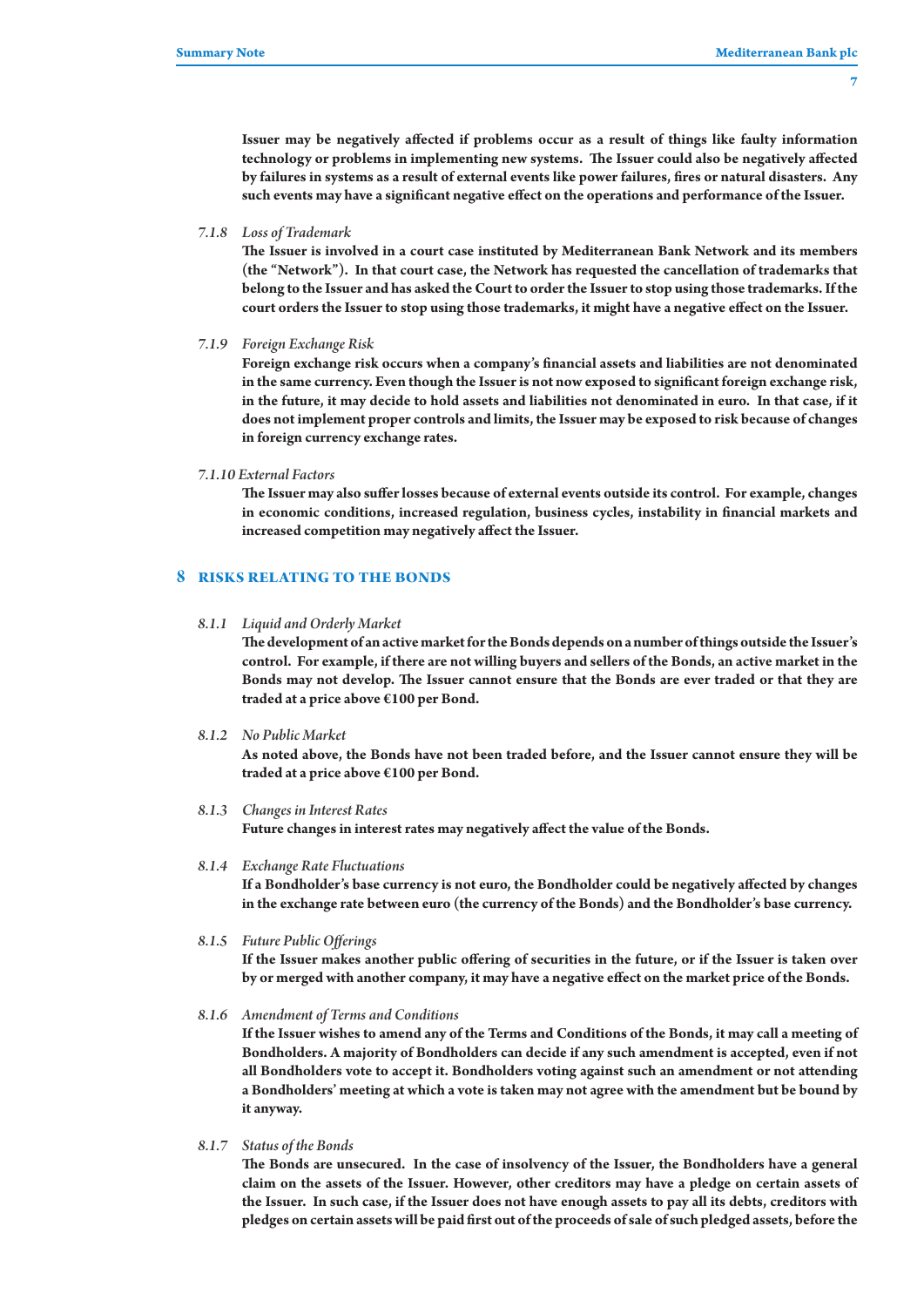**Issuer may be negatively affected if problems occur as a result of things like faulty information technology or problems in implementing new systems. The Issuer could also be negatively affected by failures in systems as a result of external events like power failures, fires or natural disasters. Any such events may have a significant negative effect on the operations and performance of the Issuer.**

7.1.8 *Loss of Trademark*

**The Issuer is involved in a court case instituted by Mediterranean Bank Network and its members (the "Network"). In that court case, the Network has requested the cancellation of trademarks that belong to the Issuer and has asked the Court to order the Issuer to stop using those trademarks. If the court orders the Issuer to stop using those trademarks, it might have a negative effect on the Issuer.**

7.1.9 *Foreign Exchange Risk*

**Foreign exchange risk occurs when a company's financial assets and liabilities are not denominated in the same currency. Even though the Issuer is not now exposed to significant foreign exchange risk, in the future, it may decide to hold assets and liabilities not denominated in euro. In that case, if it does not implement proper controls and limits, the Issuer may be exposed to risk because of changes in foreign currency exchange rates.**

7.1.10 *External Factors*

**The Issuer may also suffer losses because of external events outside its control. For example, changes in economic conditions, increased regulation, business cycles, instability in financial markets and increased competition may negatively affect the Issuer.**

## 8 RISKS RELATING TO THE BONDS

8.1.1 *Liquid and Orderly Market*

**The development of an active market for the Bonds depends on a number of things outside the Issuer's control. For example, if there are not willing buyers and sellers of the Bonds, an active market in the Bonds may not develop. The Issuer cannot ensure that the Bonds are ever traded or that they are traded at a price above €100 per Bond.**

8.1.2 *No Public Market*

**As noted above, the Bonds have not been traded before, and the Issuer cannot ensure they will be traded at a price above €100 per Bond.**

8.1.3 *Changes in Interest Rates*

**Future changes in interest rates may negatively affect the value of the Bonds.**

8.1.4 *Exchange Rate Fluctuations*

**If a Bondholder's base currency is not euro, the Bondholder could be negatively affected by changes in the exchange rate between euro (the currency of the Bonds) and the Bondholder's base currency.**

8.1.5 *Future Public Offerings*

**If the Issuer makes another public offering of securities in the future, or if the Issuer is taken over by or merged with another company, it may have a negative effect on the market price of the Bonds.**

8.1.6 *Amendment of Terms and Conditions*

**If the Issuer wishes to amend any of the Terms and Conditions of the Bonds, it may call a meeting of Bondholders. A majority of Bondholders can decide if any such amendment is accepted, even if not all Bondholders vote to accept it. Bondholders voting against such an amendment or not attending a Bondholders' meeting at which a vote is taken may not agree with the amendment but be bound by it anyway.**

8.1.7 *Status of the Bonds*

**The Bonds are unsecured. In the case of insolvency of the Issuer, the Bondholders have a general claim on the assets of the Issuer. However, other creditors may have a pledge on certain assets of the Issuer. In such case, if the Issuer does not have enough assets to pay all its debts, creditors with pledges on certain assets will be paid first out of the proceeds of sale of such pledged assets, before the**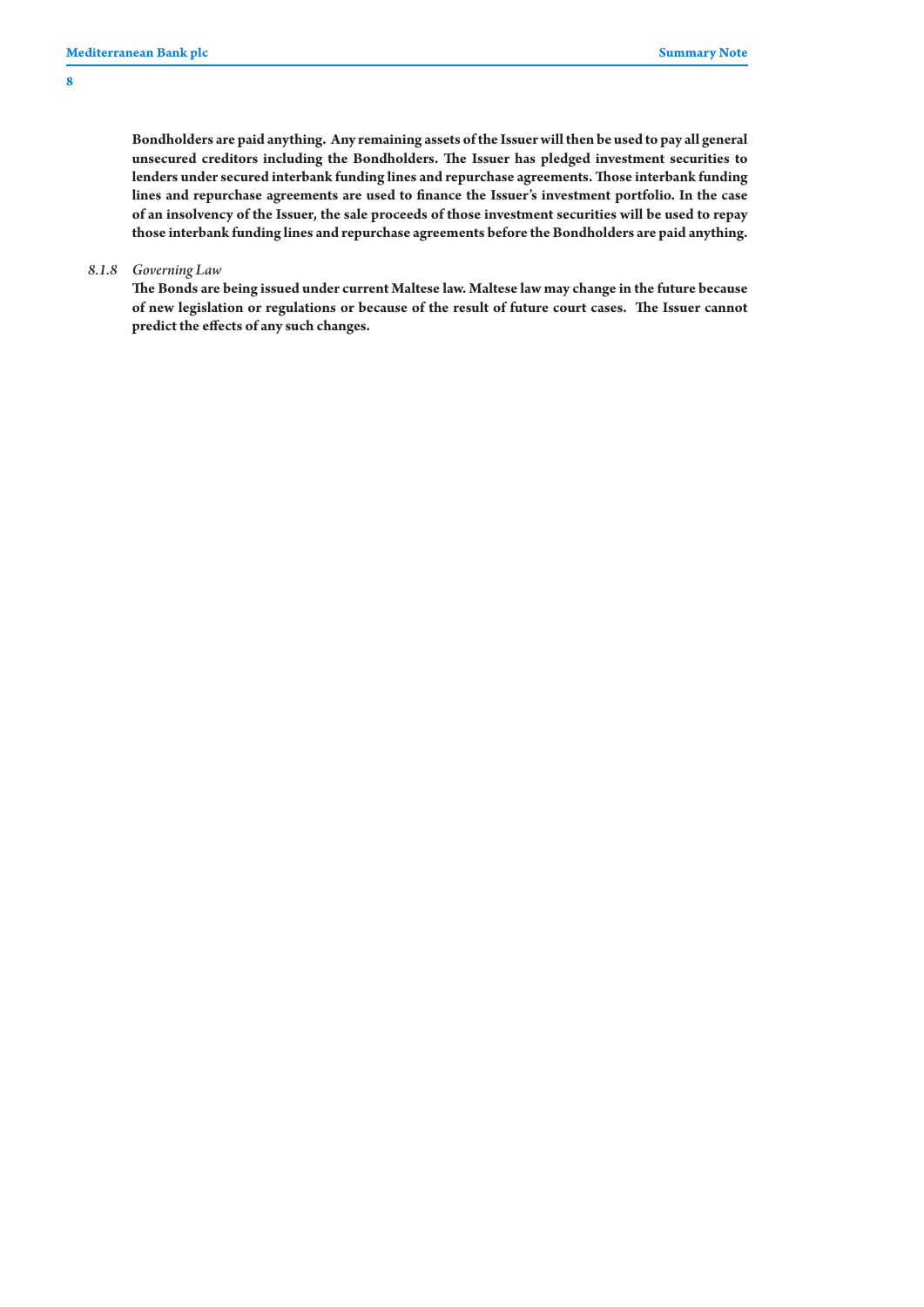**Bondholders are paid anything. Any remaining assets of the Issuer will then be used to pay all general unsecured creditors including the Bondholders. The Issuer has pledged investment securities to lenders under secured interbank funding lines and repurchase agreements. Those interbank funding lines and repurchase agreements are used to finance the Issuer's investment portfolio. In the case of an insolvency of the Issuer, the sale proceeds of those investment securities will be used to repay those interbank funding lines and repurchase agreements before the Bondholders are paid anything.**

*8.1.8 Governing Law*

**The Bonds are being issued under current Maltese law. Maltese law may change in the future because of new legislation or regulations or because of the result of future court cases. The Issuer cannot predict the effects of any such changes.**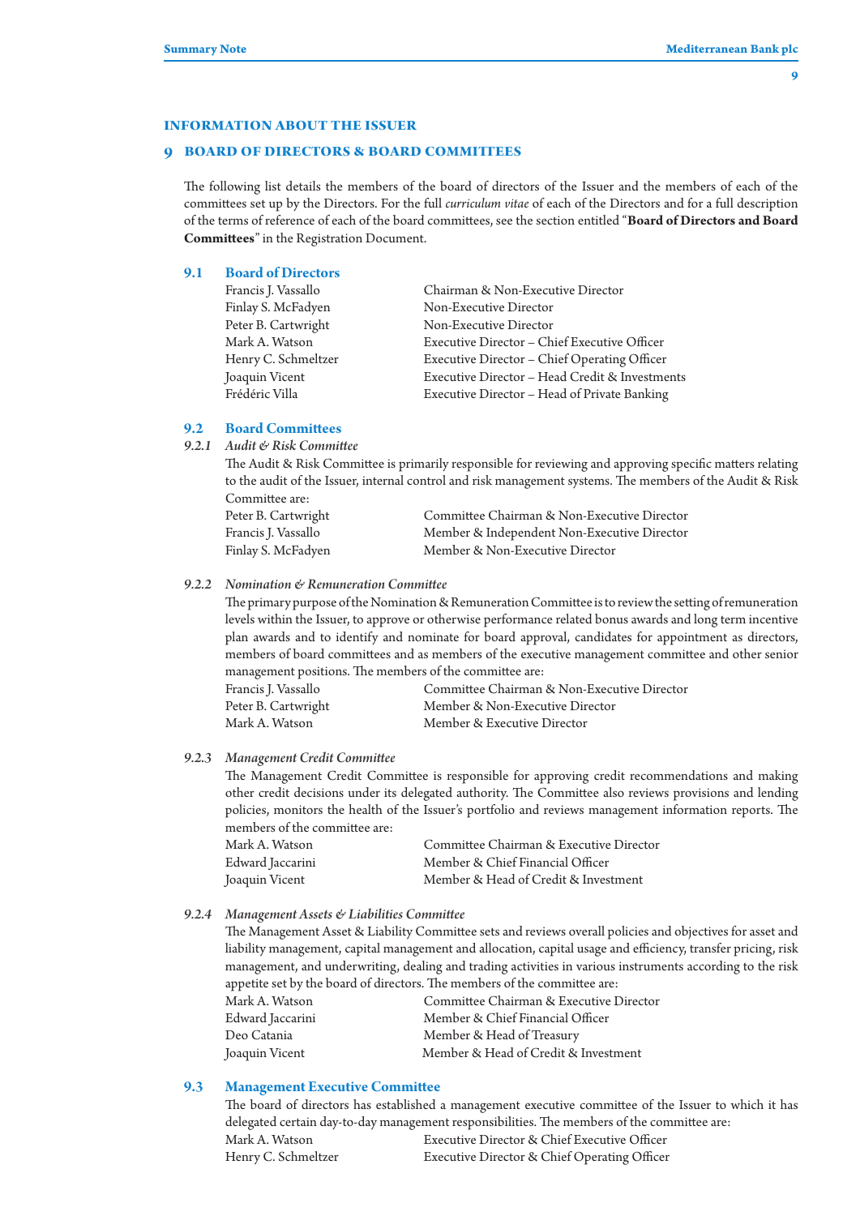## INFORMATION ABOUT THE ISSUER

## 9 BOARD OF DIRECTORS & BOARD COMMITTEES

The following list details the members of the board of directors of the Issuer and the members of each of the committees set up by the Directors. For the full *curriculum vitae* of each of the Directors and for a full description of the terms of reference of each of the board committees, see the section entitled "**Board of Directors and Board Committees**" in the Registration Document.

### 9.1 Board of Directors

| | |
|---|---|
| Francis J. Vassallo | Chairman & Non-Executive Director |
| Finlay S. McFadyen | Non-Executive Director |
| Peter B. Cartwright | Non-Executive Director |
| Mark A. Watson | Executive Director – Chief Executive Officer |
| Henry C. Schmeltzer | Executive Director – Chief Operating Officer |
| Joaquin Vicent | Executive Director – Head Credit & Investments |
| Frédéric Villa | Executive Director – Head of Private Banking |

### 9.2 Board Committees

#### *9.2.1 Audit & Risk Committee*

The Audit & Risk Committee is primarily responsible for reviewing and approving specific matters relating to the audit of the Issuer, internal control and risk management systems. The members of the Audit & Risk Committee are:

| | |
|---|---|
| Peter B. Cartwright | Committee Chairman & Non-Executive Director |
| Francis J. Vassallo | Member & Independent Non-Executive Director |
| Finlay S. McFadyen | Member & Non-Executive Director |

#### *9.2.2 Nomination & Remuneration Committee*

The primary purpose of the Nomination & Remuneration Committee is to review the setting of remuneration levels within the Issuer, to approve or otherwise performance related bonus awards and long term incentive plan awards and to identify and nominate for board approval, candidates for appointment as directors, members of board committees and as members of the executive management committee and other senior management positions. The members of the committee are:

| | |
|---|---|
| Francis J. Vassallo | Committee Chairman & Non-Executive Director |
| Peter B. Cartwright | Member & Non-Executive Director |
| Mark A. Watson | Member & Executive Director |

#### *9.2.3 Management Credit Committee*

The Management Credit Committee is responsible for approving credit recommendations and making other credit decisions under its delegated authority. The Committee also reviews provisions and lending policies, monitors the health of the Issuer's portfolio and reviews management information reports. The members of the committee are:

| | |
|---|---|
| Mark A. Watson | Committee Chairman & Executive Director |
| Edward Jaccarini | Member & Chief Financial Officer |
| Joaquin Vicent | Member & Head of Credit & Investment |

#### *9.2.4 Management Assets & Liabilities Committee*

The Management Asset & Liability Committee sets and reviews overall policies and objectives for asset and liability management, capital management and allocation, capital usage and efficiency, transfer pricing, risk management, and underwriting, dealing and trading activities in various instruments according to the risk appetite set by the board of directors. The members of the committee are:

| | |
|---|---|
| Mark A. Watson | Committee Chairman & Executive Director |
| Edward Jaccarini | Member & Chief Financial Officer |
| Deo Catania | Member & Head of Treasury |
| Joaquin Vicent | Member & Head of Credit & Investment |

### 9.3 Management Executive Committee

The board of directors has established a management executive committee of the Issuer to which it has delegated certain day-to-day management responsibilities. The members of the committee are:

| | |
|---|---|
| Mark A. Watson | Executive Director & Chief Executive Officer |
| Henry C. Schmeltzer | Executive Director & Chief Operating Officer |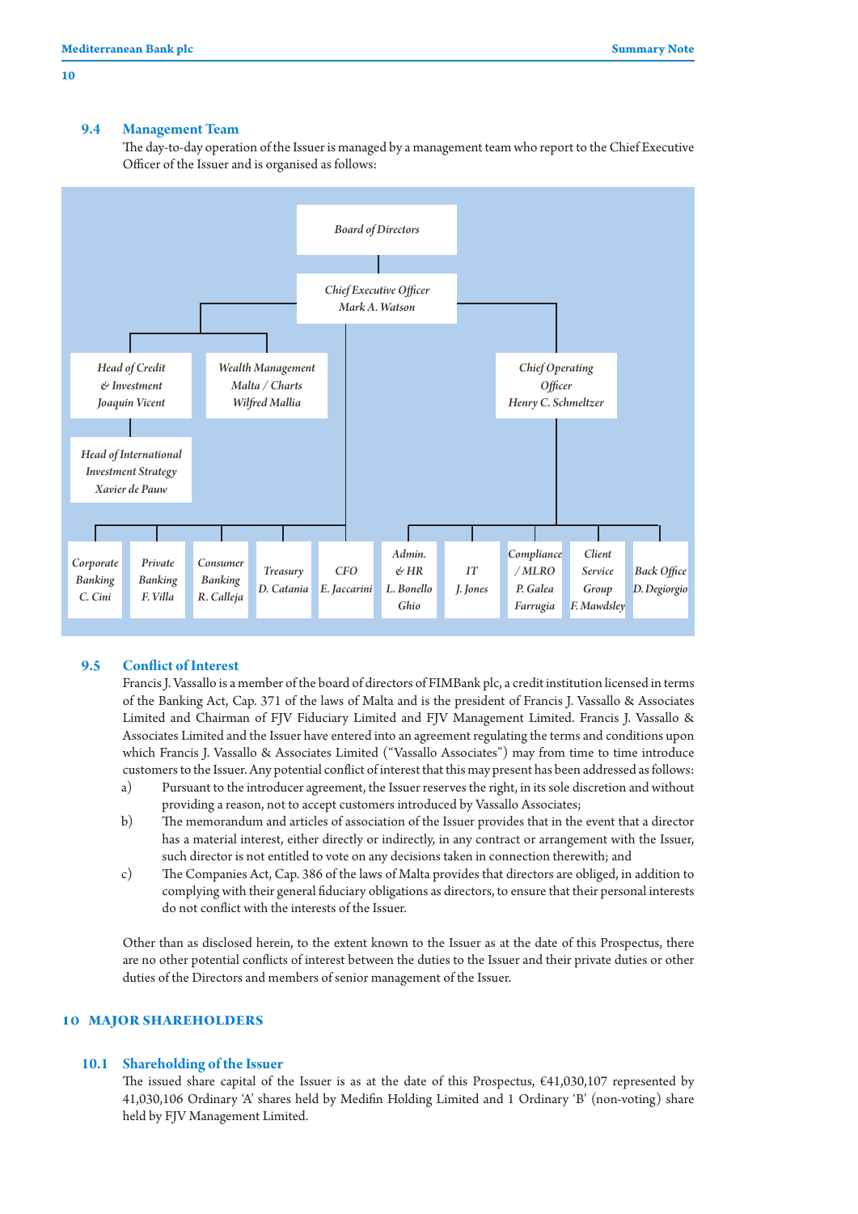## 9.4 Management Team

The day-to-day operation of the Issuer is managed by a management team who report to the Chief Executive Officer of the Issuer and is organised as follows:

- *Board of Directors*
  - *Chief Executive Officer* – *Mark A. Watson*
    - *Head of Credit & Investment* – *Joaquin Vicent*
      - *Head of International Investment Strategy* – *Xavier de Pauw*
    - *Wealth Management Malta / Charts* – *Wilfred Mallia*
    - *Corporate Banking* – *C. Cini*
    - *Private Banking* – *F. Villa*
    - *Consumer Banking* – *R. Calleja*
    - *Treasury* – *D. Catania*
    - *CFO* – *E. Jaccarini*
    - *Chief Operating Officer* – *Henry C. Schmeltzer*
      - *Admin. & HR* – *L. Bonello Ghio*
      - *IT* – *J. Jones*
      - *Compliance / MLRO* – *P. Galea Farrugia*
      - *Client Service Group* – *F. Mawdsley*
      - *Back Office* – *D. Degiorgio*

## 9.5 Conflict of Interest

Francis J. Vassallo is a member of the board of directors of FIMBank plc, a credit institution licensed in terms of the Banking Act, Cap. 371 of the laws of Malta and is the president of Francis J. Vassallo & Associates Limited and Chairman of FJV Fiduciary Limited and FJV Management Limited. Francis J. Vassallo & Associates Limited and the Issuer have entered into an agreement regulating the terms and conditions upon which Francis J. Vassallo & Associates Limited ("Vassallo Associates") may from time to time introduce customers to the Issuer. Any potential conflict of interest that this may present has been addressed as follows:

a) Pursuant to the introducer agreement, the Issuer reserves the right, in its sole discretion and without providing a reason, not to accept customers introduced by Vassallo Associates;

b) The memorandum and articles of association of the Issuer provides that in the event that a director has a material interest, either directly or indirectly, in any contract or arrangement with the Issuer, such director is not entitled to vote on any decisions taken in connection therewith; and

c) The Companies Act, Cap. 386 of the laws of Malta provides that directors are obliged, in addition to complying with their general fiduciary obligations as directors, to ensure that their personal interests do not conflict with the interests of the Issuer.

Other than as disclosed herein, to the extent known to the Issuer as at the date of this Prospectus, there are no other potential conflicts of interest between the duties to the Issuer and their private duties or other duties of the Directors and members of senior management of the Issuer.

# 10 MAJOR SHAREHOLDERS

## 10.1 Shareholding of the Issuer

The issued share capital of the Issuer is as at the date of this Prospectus, €41,030,107 represented by 41,030,106 Ordinary 'A' shares held by Medifin Holding Limited and 1 Ordinary 'B' (non-voting) share held by FJV Management Limited.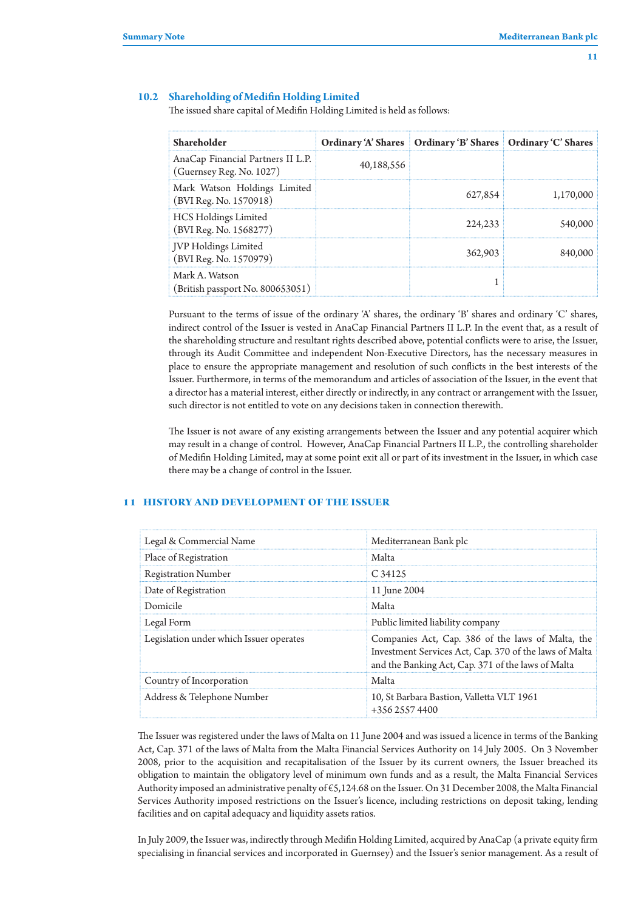### 10.2 Shareholding of Medifin Holding Limited

The issued share capital of Medifin Holding Limited is held as follows:

| Shareholder | Ordinary 'A' Shares | Ordinary 'B' Shares | Ordinary 'C' Shares |
|---|---|---|---|
| AnaCap Financial Partners II L.P. (Guernsey Reg. No. 1027) | 40,188,556 | | |
| Mark Watson Holdings Limited (BVI Reg. No. 1570918) | | 627,854 | 1,170,000 |
| HCS Holdings Limited (BVI Reg. No. 1568277) | | 224,233 | 540,000 |
| JVP Holdings Limited (BVI Reg. No. 1570979) | | 362,903 | 840,000 |
| Mark A. Watson (British passport No. 800653051) | | 1 | |

Pursuant to the terms of issue of the ordinary 'A' shares, the ordinary 'B' shares and ordinary 'C' shares, indirect control of the Issuer is vested in AnaCap Financial Partners II L.P. In the event that, as a result of the shareholding structure and resultant rights described above, potential conflicts were to arise, the Issuer, through its Audit Committee and independent Non-Executive Directors, has the necessary measures in place to ensure the appropriate management and resolution of such conflicts in the best interests of the Issuer. Furthermore, in terms of the memorandum and articles of association of the Issuer, in the event that a director has a material interest, either directly or indirectly, in any contract or arrangement with the Issuer, such director is not entitled to vote on any decisions taken in connection therewith.

The Issuer is not aware of any existing arrangements between the Issuer and any potential acquirer which may result in a change of control. However, AnaCap Financial Partners II L.P., the controlling shareholder of Medifin Holding Limited, may at some point exit all or part of its investment in the Issuer, in which case there may be a change of control in the Issuer.

## 11 HISTORY AND DEVELOPMENT OF THE ISSUER

| | |
|---|---|
| Legal & Commercial Name | Mediterranean Bank plc |
| Place of Registration | Malta |
| Registration Number | C 34125 |
| Date of Registration | 11 June 2004 |
| Domicile | Malta |
| Legal Form | Public limited liability company |
| Legislation under which Issuer operates | Companies Act, Cap. 386 of the laws of Malta, the Investment Services Act, Cap. 370 of the laws of Malta and the Banking Act, Cap. 371 of the laws of Malta |
| Country of Incorporation | Malta |
| Address & Telephone Number | 10, St Barbara Bastion, Valletta VLT 1961 +356 2557 4400 |

The Issuer was registered under the laws of Malta on 11 June 2004 and was issued a licence in terms of the Banking Act, Cap. 371 of the laws of Malta from the Malta Financial Services Authority on 14 July 2005. On 3 November 2008, prior to the acquisition and recapitalisation of the Issuer by its current owners, the Issuer breached its obligation to maintain the obligatory level of minimum own funds and as a result, the Malta Financial Services Authority imposed an administrative penalty of €5,124.68 on the Issuer. On 31 December 2008, the Malta Financial Services Authority imposed restrictions on the Issuer's licence, including restrictions on deposit taking, lending facilities and on capital adequacy and liquidity assets ratios.

In July 2009, the Issuer was, indirectly through Medifin Holding Limited, acquired by AnaCap (a private equity firm specialising in financial services and incorporated in Guernsey) and the Issuer's senior management. As a result of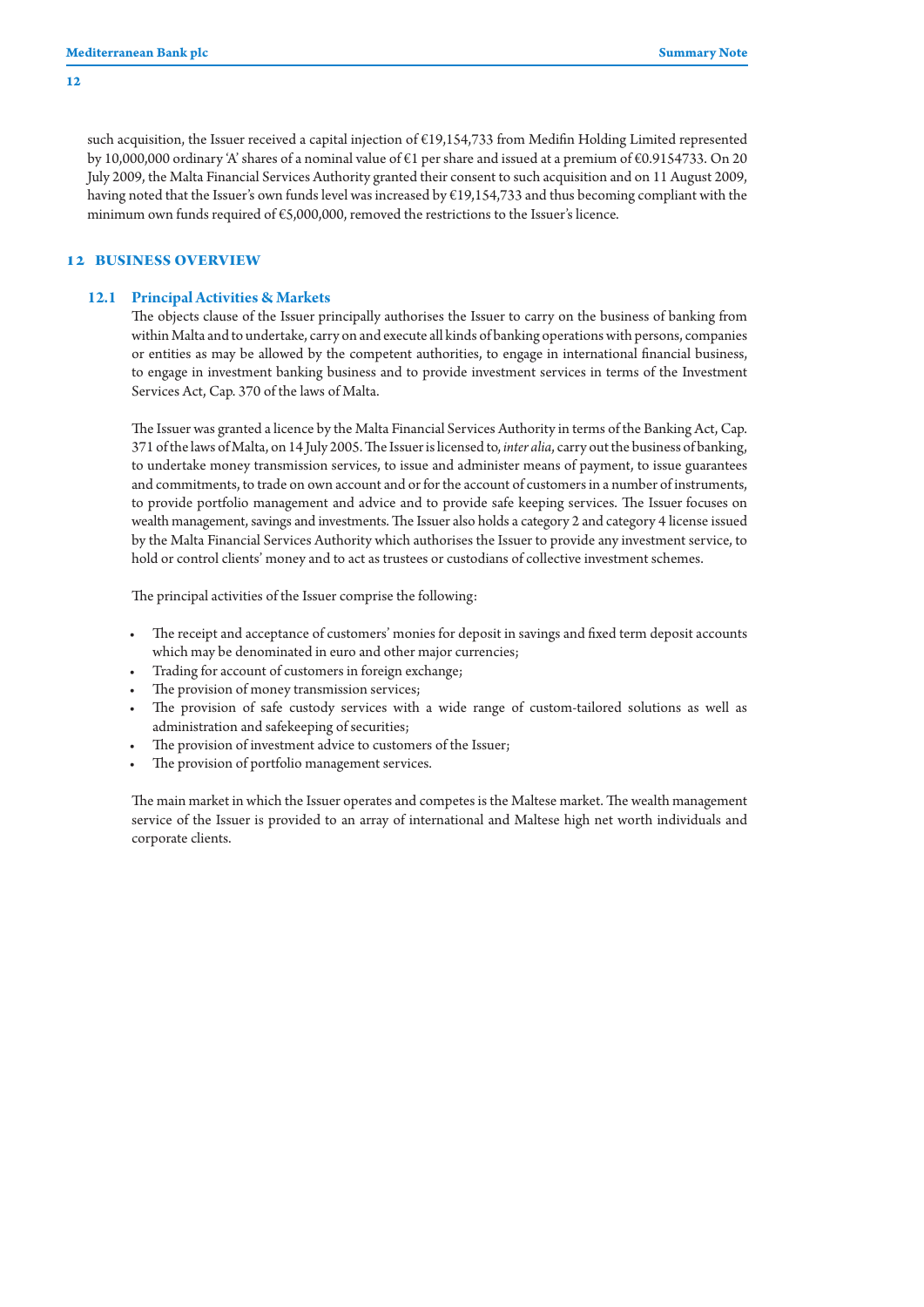such acquisition, the Issuer received a capital injection of €19,154,733 from Medifin Holding Limited represented by 10,000,000 ordinary 'A' shares of a nominal value of €1 per share and issued at a premium of €0.9154733. On 20 July 2009, the Malta Financial Services Authority granted their consent to such acquisition and on 11 August 2009, having noted that the Issuer's own funds level was increased by €19,154,733 and thus becoming compliant with the minimum own funds required of €5,000,000, removed the restrictions to the Issuer's licence.

## 12 BUSINESS OVERVIEW

### 12.1 Principal Activities & Markets

The objects clause of the Issuer principally authorises the Issuer to carry on the business of banking from within Malta and to undertake, carry on and execute all kinds of banking operations with persons, companies or entities as may be allowed by the competent authorities, to engage in international financial business, to engage in investment banking business and to provide investment services in terms of the Investment Services Act, Cap. 370 of the laws of Malta.

The Issuer was granted a licence by the Malta Financial Services Authority in terms of the Banking Act, Cap. 371 of the laws of Malta, on 14 July 2005. The Issuer is licensed to, *inter alia*, carry out the business of banking, to undertake money transmission services, to issue and administer means of payment, to issue guarantees and commitments, to trade on own account and or for the account of customers in a number of instruments, to provide portfolio management and advice and to provide safe keeping services. The Issuer focuses on wealth management, savings and investments. The Issuer also holds a category 2 and category 4 license issued by the Malta Financial Services Authority which authorises the Issuer to provide any investment service, to hold or control clients' money and to act as trustees or custodians of collective investment schemes.

The principal activities of the Issuer comprise the following:

- The receipt and acceptance of customers' monies for deposit in savings and fixed term deposit accounts which may be denominated in euro and other major currencies;
- Trading for account of customers in foreign exchange;
- The provision of money transmission services;
- The provision of safe custody services with a wide range of custom-tailored solutions as well as administration and safekeeping of securities;
- The provision of investment advice to customers of the Issuer;
- The provision of portfolio management services.

The main market in which the Issuer operates and competes is the Maltese market. The wealth management service of the Issuer is provided to an array of international and Maltese high net worth individuals and corporate clients.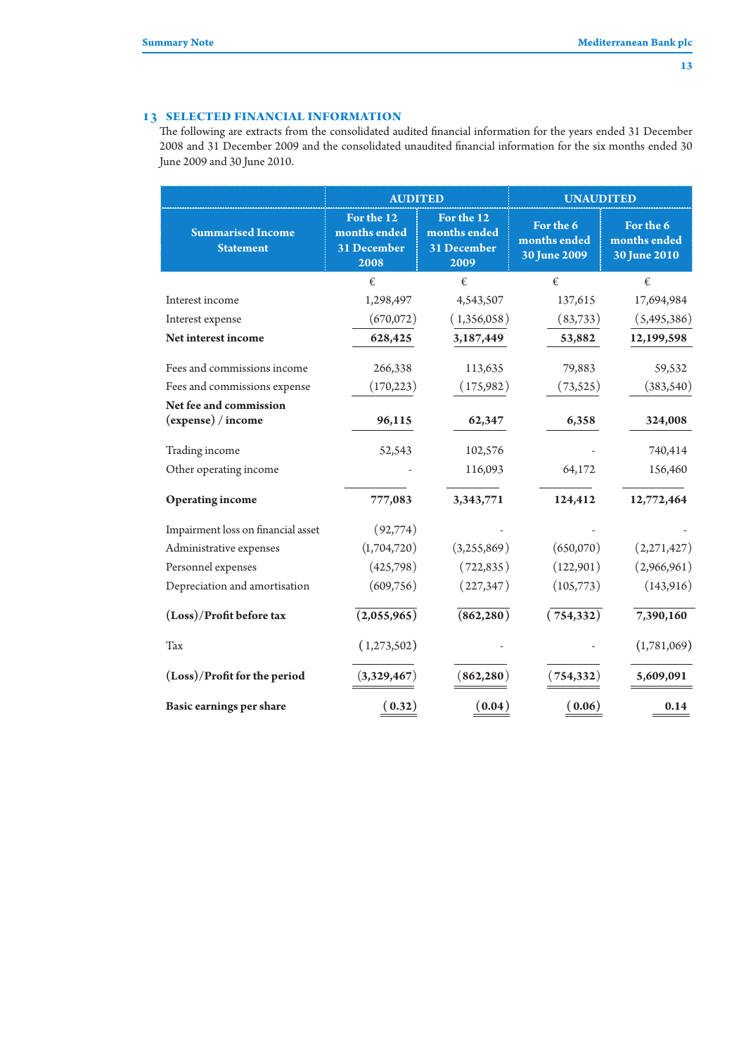## 13 SELECTED FINANCIAL INFORMATION

The following are extracts from the consolidated audited financial information for the years ended 31 December 2008 and 31 December 2009 and the consolidated unaudited financial information for the six months ended 30 June 2009 and 30 June 2010.

| Summarised Income Statement | AUDITED | | UNAUDITED | |
|---|---|---|---|---|
| | For the 12 months ended 31 December 2008 | For the 12 months ended 31 December 2009 | For the 6 months ended 30 June 2009 | For the 6 months ended 30 June 2010 |
| | € | € | € | € |
| Interest income | 1,298,497 | 4,543,507 | 137,615 | 17,694,984 |
| Interest expense | (670,072) | (1,356,058) | (83,733) | (5,495,386) |
| **Net interest income** | **628,425** | **3,187,449** | **53,882** | **12,199,598** |
| Fees and commissions income | 266,338 | 113,635 | 79,883 | 59,532 |
| Fees and commissions expense | (170,223) | (175,982) | (73,525) | (383,540) |
| **Net fee and commission (expense) / income** | **96,115** | **62,347** | **6,358** | **324,008** |
| Trading income | 52,543 | 102,576 | - | 740,414 |
| Other operating income | - | 116,093 | 64,172 | 156,460 |
| **Operating income** | **777,083** | **3,343,771** | **124,412** | **12,772,464** |
| Impairment loss on financial asset | (92,774) | - | - | - |
| Administrative expenses | (1,704,720) | (3,255,869) | (650,070) | (2,271,427) |
| Personnel expenses | (425,798) | (722,835) | (122,901) | (2,966,961) |
| Depreciation and amortisation | (609,756) | (227,347) | (105,773) | (143,916) |
| **(Loss)/Profit before tax** | **(2,055,965)** | **(862,280)** | **(754,332)** | **7,390,160** |
| Tax | (1,273,502) | - | - | (1,781,069) |
| **(Loss)/Profit for the period** | **(3,329,467)** | **(862,280)** | **(754,332)** | **5,609,091** |
| **Basic earnings per share** | **(0.32)** | **(0.04)** | **(0.06)** | **0.14** |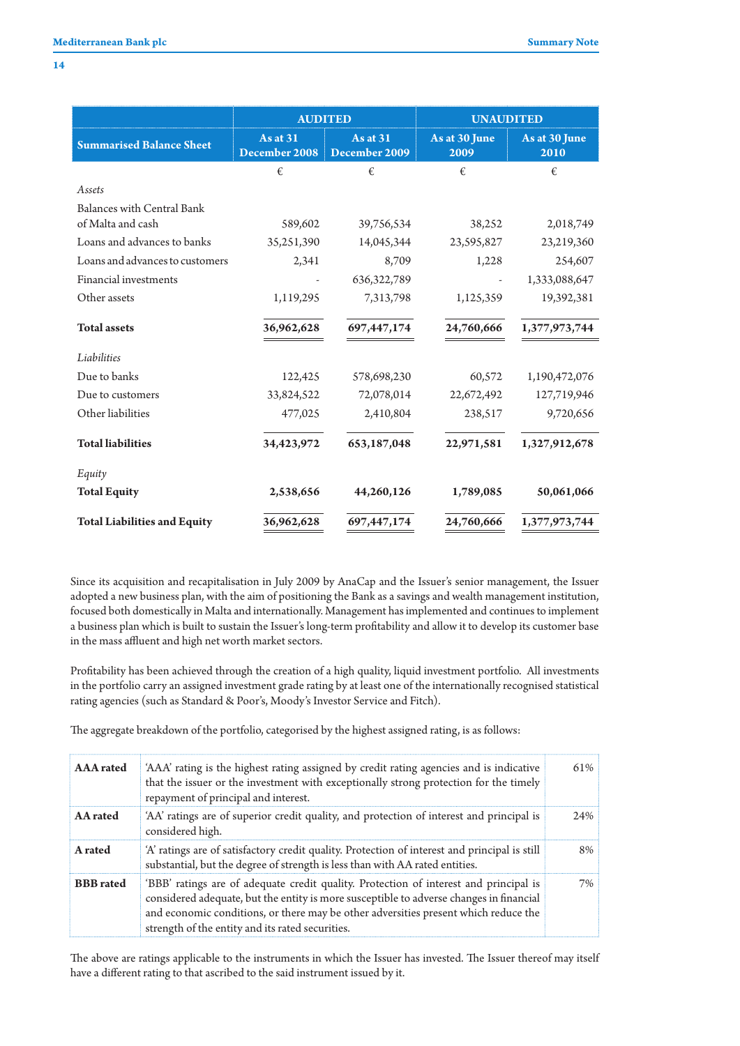| Summarised Balance Sheet | AUDITED | | UNAUDITED | |
|---|---|---|---|---|
| | As at 31 December 2008 | As at 31 December 2009 | As at 30 June 2009 | As at 30 June 2010 |
| | € | € | € | € |
| *Assets* | | | | |
| Balances with Central Bank of Malta and cash | 589,602 | 39,756,534 | 38,252 | 2,018,749 |
| Loans and advances to banks | 35,251,390 | 14,045,344 | 23,595,827 | 23,219,360 |
| Loans and advances to customers | 2,341 | 8,709 | 1,228 | 254,607 |
| Financial investments | - | 636,322,789 | - | 1,333,088,647 |
| Other assets | 1,119,295 | 7,313,798 | 1,125,359 | 19,392,381 |
| **Total assets** | **36,962,628** | **697,447,174** | **24,760,666** | **1,377,973,744** |
| *Liabilities* | | | | |
| Due to banks | 122,425 | 578,698,230 | 60,572 | 1,190,472,076 |
| Due to customers | 33,824,522 | 72,078,014 | 22,672,492 | 127,719,946 |
| Other liabilities | 477,025 | 2,410,804 | 238,517 | 9,720,656 |
| **Total liabilities** | **34,423,972** | **653,187,048** | **22,971,581** | **1,327,912,678** |
| *Equity* | | | | |
| **Total Equity** | **2,538,656** | **44,260,126** | **1,789,085** | **50,061,066** |
| **Total Liabilities and Equity** | **36,962,628** | **697,447,174** | **24,760,666** | **1,377,973,744** |

Since its acquisition and recapitalisation in July 2009 by AnaCap and the Issuer's senior management, the Issuer adopted a new business plan, with the aim of positioning the Bank as a savings and wealth management institution, focused both domestically in Malta and internationally. Management has implemented and continues to implement a business plan which is built to sustain the Issuer's long-term profitability and allow it to develop its customer base in the mass affluent and high net worth market sectors.

Profitability has been achieved through the creation of a high quality, liquid investment portfolio. All investments in the portfolio carry an assigned investment grade rating by at least one of the internationally recognised statistical rating agencies (such as Standard & Poor's, Moody's Investor Service and Fitch).

The aggregate breakdown of the portfolio, categorised by the highest assigned rating, is as follows:

| | | |
|---|---|---|
| **AAA rated** | 'AAA' rating is the highest rating assigned by credit rating agencies and is indicative that the issuer or the investment with exceptionally strong protection for the timely repayment of principal and interest. | 61% |
| **AA rated** | 'AA' ratings are of superior credit quality, and protection of interest and principal is considered high. | 24% |
| **A rated** | 'A' ratings are of satisfactory credit quality. Protection of interest and principal is still substantial, but the degree of strength is less than with AA rated entities. | 8% |
| **BBB rated** | 'BBB' ratings are of adequate credit quality. Protection of interest and principal is considered adequate, but the entity is more susceptible to adverse changes in financial and economic conditions, or there may be other adversities present which reduce the strength of the entity and its rated securities. | 7% |

The above are ratings applicable to the instruments in which the Issuer has invested. The Issuer thereof may itself have a different rating to that ascribed to the said instrument issued by it.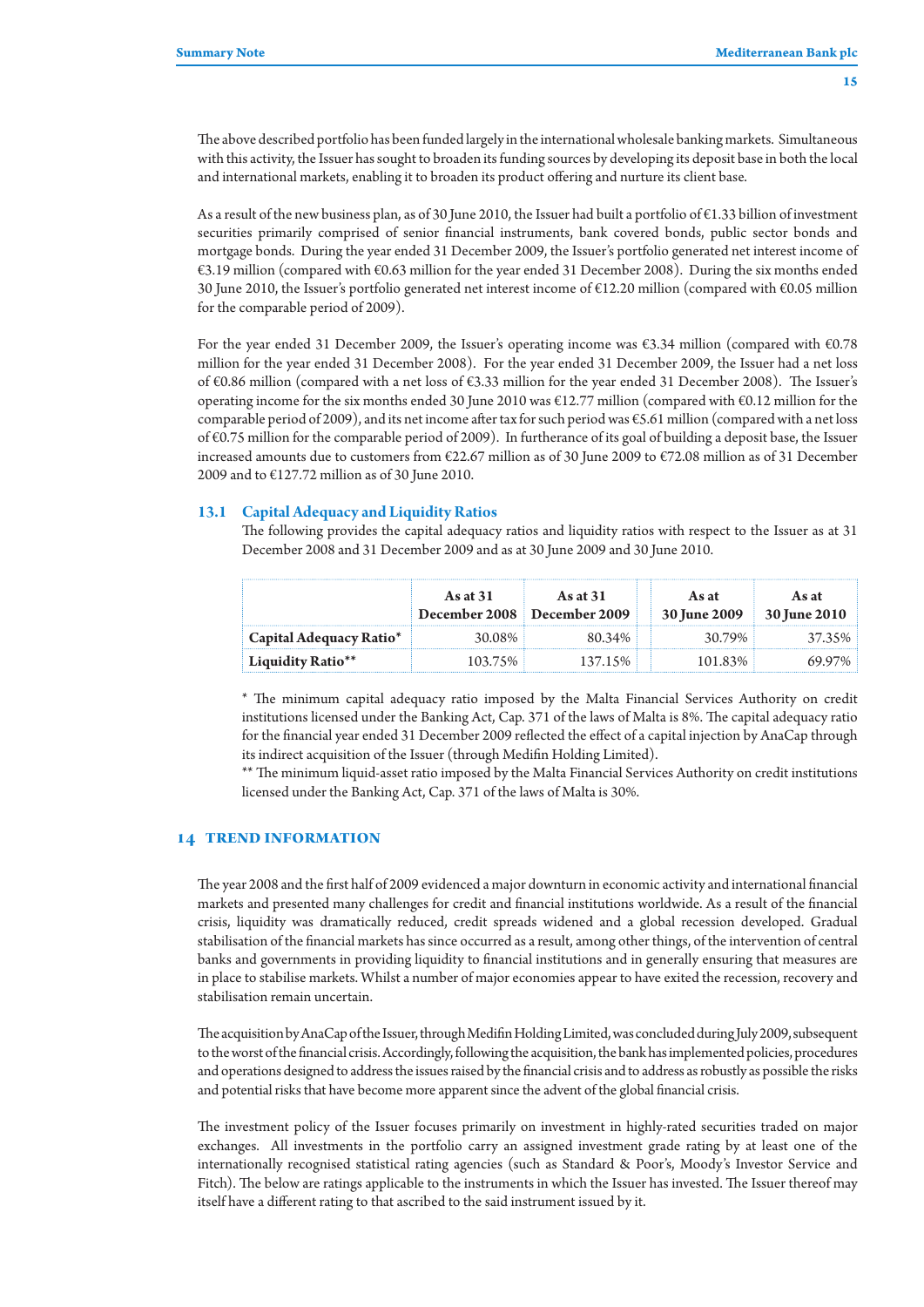The above described portfolio has been funded largely in the international wholesale banking markets. Simultaneous with this activity, the Issuer has sought to broaden its funding sources by developing its deposit base in both the local and international markets, enabling it to broaden its product offering and nurture its client base.

As a result of the new business plan, as of 30 June 2010, the Issuer had built a portfolio of €1.33 billion of investment securities primarily comprised of senior financial instruments, bank covered bonds, public sector bonds and mortgage bonds. During the year ended 31 December 2009, the Issuer's portfolio generated net interest income of €3.19 million (compared with €0.63 million for the year ended 31 December 2008). During the six months ended 30 June 2010, the Issuer's portfolio generated net interest income of €12.20 million (compared with €0.05 million for the comparable period of 2009).

For the year ended 31 December 2009, the Issuer's operating income was €3.34 million (compared with €0.78 million for the year ended 31 December 2008). For the year ended 31 December 2009, the Issuer had a net loss of €0.86 million (compared with a net loss of €3.33 million for the year ended 31 December 2008). The Issuer's operating income for the six months ended 30 June 2010 was €12.77 million (compared with €0.12 million for the comparable period of 2009), and its net income after tax for such period was €5.61 million (compared with a net loss of €0.75 million for the comparable period of 2009). In furtherance of its goal of building a deposit base, the Issuer increased amounts due to customers from €22.67 million as of 30 June 2009 to €72.08 million as of 31 December 2009 and to €127.72 million as of 30 June 2010.

### 13.1 Capital Adequacy and Liquidity Ratios

The following provides the capital adequacy ratios and liquidity ratios with respect to the Issuer as at 31 December 2008 and 31 December 2009 and as at 30 June 2009 and 30 June 2010.

| | As at 31 December 2008 | As at 31 December 2009 | As at 30 June 2009 | As at 30 June 2010 |
|---|---|---|---|---|
| **Capital Adequacy Ratio*** | 30.08% | 80.34% | 30.79% | 37.35% |
| **Liquidity Ratio**** | 103.75% | 137.15% | 101.83% | 69.97% |

* The minimum capital adequacy ratio imposed by the Malta Financial Services Authority on credit institutions licensed under the Banking Act, Cap. 371 of the laws of Malta is 8%. The capital adequacy ratio for the financial year ended 31 December 2009 reflected the effect of a capital injection by AnaCap through its indirect acquisition of the Issuer (through Medifin Holding Limited).

** The minimum liquid-asset ratio imposed by the Malta Financial Services Authority on credit institutions licensed under the Banking Act, Cap. 371 of the laws of Malta is 30%.

## 14 TREND INFORMATION

The year 2008 and the first half of 2009 evidenced a major downturn in economic activity and international financial markets and presented many challenges for credit and financial institutions worldwide. As a result of the financial crisis, liquidity was dramatically reduced, credit spreads widened and a global recession developed. Gradual stabilisation of the financial markets has since occurred as a result, among other things, of the intervention of central banks and governments in providing liquidity to financial institutions and in generally ensuring that measures are in place to stabilise markets. Whilst a number of major economies appear to have exited the recession, recovery and stabilisation remain uncertain.

The acquisition by AnaCap of the Issuer, through Medifin Holding Limited, was concluded during July 2009, subsequent to the worst of the financial crisis. Accordingly, following the acquisition, the bank has implemented policies, procedures and operations designed to address the issues raised by the financial crisis and to address as robustly as possible the risks and potential risks that have become more apparent since the advent of the global financial crisis.

The investment policy of the Issuer focuses primarily on investment in highly-rated securities traded on major exchanges. All investments in the portfolio carry an assigned investment grade rating by at least one of the internationally recognised statistical rating agencies (such as Standard & Poor's, Moody's Investor Service and Fitch). The below are ratings applicable to the instruments in which the Issuer has invested. The Issuer thereof may itself have a different rating to that ascribed to the said instrument issued by it.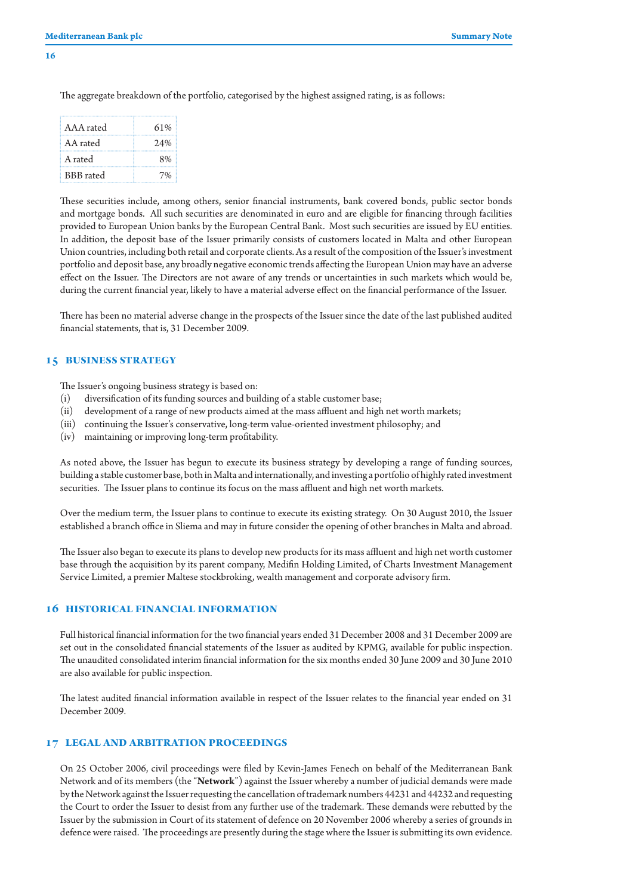The aggregate breakdown of the portfolio, categorised by the highest assigned rating, is as follows:

| | |
|---|---|
| AAA rated | 61% |
| AA rated | 24% |
| A rated | 8% |
| BBB rated | 7% |

These securities include, among others, senior financial instruments, bank covered bonds, public sector bonds and mortgage bonds. All such securities are denominated in euro and are eligible for financing through facilities provided to European Union banks by the European Central Bank. Most such securities are issued by EU entities. In addition, the deposit base of the Issuer primarily consists of customers located in Malta and other European Union countries, including both retail and corporate clients. As a result of the composition of the Issuer's investment portfolio and deposit base, any broadly negative economic trends affecting the European Union may have an adverse effect on the Issuer. The Directors are not aware of any trends or uncertainties in such markets which would be, during the current financial year, likely to have a material adverse effect on the financial performance of the Issuer.

There has been no material adverse change in the prospects of the Issuer since the date of the last published audited financial statements, that is, 31 December 2009.

## 15 BUSINESS STRATEGY

The Issuer's ongoing business strategy is based on:

(i) diversification of its funding sources and building of a stable customer base;
(ii) development of a range of new products aimed at the mass affluent and high net worth markets;
(iii) continuing the Issuer's conservative, long-term value-oriented investment philosophy; and
(iv) maintaining or improving long-term profitability.

As noted above, the Issuer has begun to execute its business strategy by developing a range of funding sources, building a stable customer base, both in Malta and internationally, and investing a portfolio of highly rated investment securities. The Issuer plans to continue its focus on the mass affluent and high net worth markets.

Over the medium term, the Issuer plans to continue to execute its existing strategy. On 30 August 2010, the Issuer established a branch office in Sliema and may in future consider the opening of other branches in Malta and abroad.

The Issuer also began to execute its plans to develop new products for its mass affluent and high net worth customer base through the acquisition by its parent company, Medifin Holding Limited, of Charts Investment Management Service Limited, a premier Maltese stockbroking, wealth management and corporate advisory firm.

## 16 HISTORICAL FINANCIAL INFORMATION

Full historical financial information for the two financial years ended 31 December 2008 and 31 December 2009 are set out in the consolidated financial statements of the Issuer as audited by KPMG, available for public inspection. The unaudited consolidated interim financial information for the six months ended 30 June 2009 and 30 June 2010 are also available for public inspection.

The latest audited financial information available in respect of the Issuer relates to the financial year ended on 31 December 2009.

## 17 LEGAL AND ARBITRATION PROCEEDINGS

On 25 October 2006, civil proceedings were filed by Kevin-James Fenech on behalf of the Mediterranean Bank Network and of its members (the "**Network**") against the Issuer whereby a number of judicial demands were made by the Network against the Issuer requesting the cancellation of trademark numbers 44231 and 44232 and requesting the Court to order the Issuer to desist from any further use of the trademark. These demands were rebutted by the Issuer by the submission in Court of its statement of defence on 20 November 2006 whereby a series of grounds in defence were raised. The proceedings are presently during the stage where the Issuer is submitting its own evidence.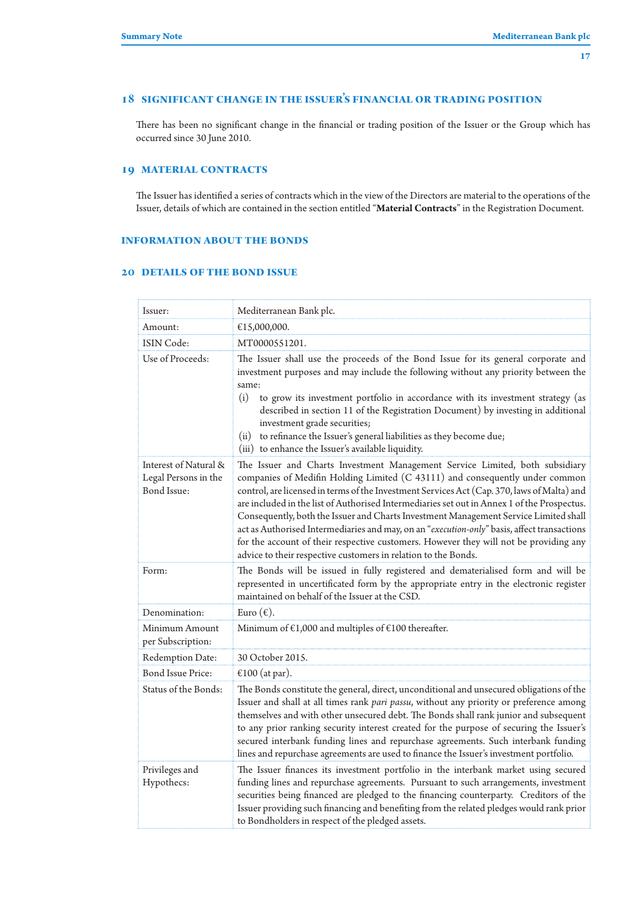## 18 SIGNIFICANT CHANGE IN THE ISSUER'S FINANCIAL OR TRADING POSITION

There has been no significant change in the financial or trading position of the Issuer or the Group which has occurred since 30 June 2010.

## 19 MATERIAL CONTRACTS

The Issuer has identified a series of contracts which in the view of the Directors are material to the operations of the Issuer, details of which are contained in the section entitled "**Material Contracts**" in the Registration Document.

## INFORMATION ABOUT THE BONDS

## 20 DETAILS OF THE BOND ISSUE

| | |
|---|---|
| Issuer: | Mediterranean Bank plc. |
| Amount: | €15,000,000. |
| ISIN Code: | MT0000551201. |
| Use of Proceeds: | The Issuer shall use the proceeds of the Bond Issue for its general corporate and investment purposes and may include the following without any priority between the same:<br>(i) to grow its investment portfolio in accordance with its investment strategy (as described in section 11 of the Registration Document) by investing in additional investment grade securities;<br>(ii) to refinance the Issuer's general liabilities as they become due;<br>(iii) to enhance the Issuer's available liquidity. |
| Interest of Natural & Legal Persons in the Bond Issue: | The Issuer and Charts Investment Management Service Limited, both subsidiary companies of Medifin Holding Limited (C 43111) and consequently under common control, are licensed in terms of the Investment Services Act (Cap. 370, laws of Malta) and are included in the list of Authorised Intermediaries set out in Annex 1 of the Prospectus. Consequently, both the Issuer and Charts Investment Management Service Limited shall act as Authorised Intermediaries and may, on an "*execution-only*" basis, affect transactions for the account of their respective customers. However they will not be providing any advice to their respective customers in relation to the Bonds. |
| Form: | The Bonds will be issued in fully registered and dematerialised form and will be represented in uncertificated form by the appropriate entry in the electronic register maintained on behalf of the Issuer at the CSD. |
| Denomination: | Euro (€). |
| Minimum Amount per Subscription: | Minimum of €1,000 and multiples of €100 thereafter. |
| Redemption Date: | 30 October 2015. |
| Bond Issue Price: | €100 (at par). |
| Status of the Bonds: | The Bonds constitute the general, direct, unconditional and unsecured obligations of the Issuer and shall at all times rank *pari passu*, without any priority or preference among themselves and with other unsecured debt. The Bonds shall rank junior and subsequent to any prior ranking security interest created for the purpose of securing the Issuer's secured interbank funding lines and repurchase agreements. Such interbank funding lines and repurchase agreements are used to finance the Issuer's investment portfolio. |
| Privileges and Hypothecs: | The Issuer finances its investment portfolio in the interbank market using secured funding lines and repurchase agreements. Pursuant to such arrangements, investment securities being financed are pledged to the financing counterparty. Creditors of the Issuer providing such financing and benefiting from the related pledges would rank prior to Bondholders in respect of the pledged assets. |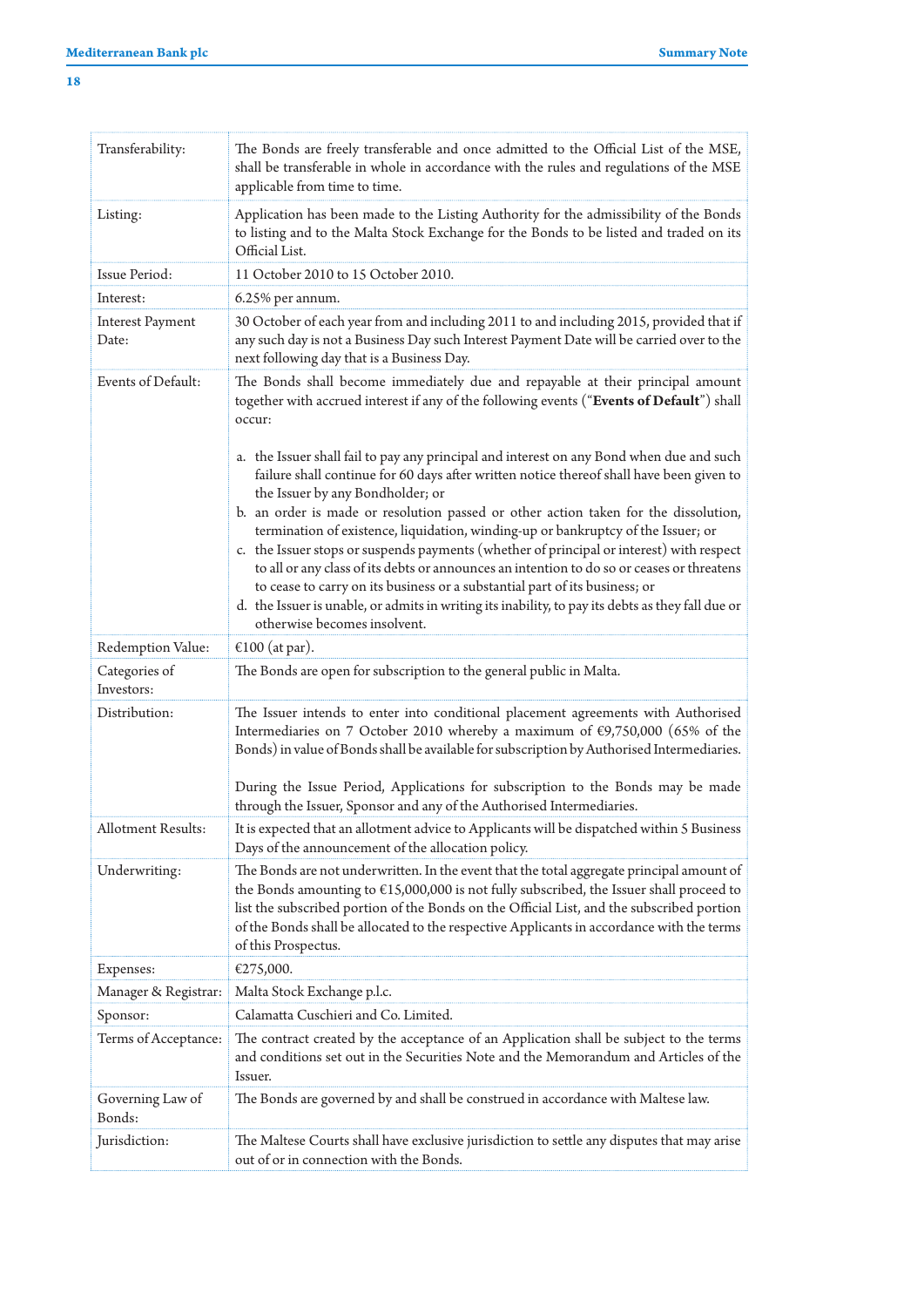| | |
|---|---|
| Transferability: | The Bonds are freely transferable and once admitted to the Official List of the MSE, shall be transferable in whole in accordance with the rules and regulations of the MSE applicable from time to time. |
| Listing: | Application has been made to the Listing Authority for the admissibility of the Bonds to listing and to the Malta Stock Exchange for the Bonds to be listed and traded on its Official List. |
| Issue Period: | 11 October 2010 to 15 October 2010. |
| Interest: | 6.25% per annum. |
| Interest Payment Date: | 30 October of each year from and including 2011 to and including 2015, provided that if any such day is not a Business Day such Interest Payment Date will be carried over to the next following day that is a Business Day. |
| Events of Default: | The Bonds shall become immediately due and repayable at their principal amount together with accrued interest if any of the following events ("**Events of Default**") shall occur:<br><br>a. the Issuer shall fail to pay any principal and interest on any Bond when due and such failure shall continue for 60 days after written notice thereof shall have been given to the Issuer by any Bondholder; or<br>b. an order is made or resolution passed or other action taken for the dissolution, termination of existence, liquidation, winding-up or bankruptcy of the Issuer; or<br>c. the Issuer stops or suspends payments (whether of principal or interest) with respect to all or any class of its debts or announces an intention to do so or ceases or threatens to cease to carry on its business or a substantial part of its business; or<br>d. the Issuer is unable, or admits in writing its inability, to pay its debts as they fall due or otherwise becomes insolvent. |
| Redemption Value: | €100 (at par). |
| Categories of Investors: | The Bonds are open for subscription to the general public in Malta. |
| Distribution: | The Issuer intends to enter into conditional placement agreements with Authorised Intermediaries on 7 October 2010 whereby a maximum of €9,750,000 (65% of the Bonds) in value of Bonds shall be available for subscription by Authorised Intermediaries.<br><br>During the Issue Period, Applications for subscription to the Bonds may be made through the Issuer, Sponsor and any of the Authorised Intermediaries. |
| Allotment Results: | It is expected that an allotment advice to Applicants will be dispatched within 5 Business Days of the announcement of the allocation policy. |
| Underwriting: | The Bonds are not underwritten. In the event that the total aggregate principal amount of the Bonds amounting to €15,000,000 is not fully subscribed, the Issuer shall proceed to list the subscribed portion of the Bonds on the Official List, and the subscribed portion of the Bonds shall be allocated to the respective Applicants in accordance with the terms of this Prospectus. |
| Expenses: | €275,000. |
| Manager & Registrar: | Malta Stock Exchange p.l.c. |
| Sponsor: | Calamatta Cuschieri and Co. Limited. |
| Terms of Acceptance: | The contract created by the acceptance of an Application shall be subject to the terms and conditions set out in the Securities Note and the Memorandum and Articles of the Issuer. |
| Governing Law of Bonds: | The Bonds are governed by and shall be construed in accordance with Maltese law. |
| Jurisdiction: | The Maltese Courts shall have exclusive jurisdiction to settle any disputes that may arise out of or in connection with the Bonds. |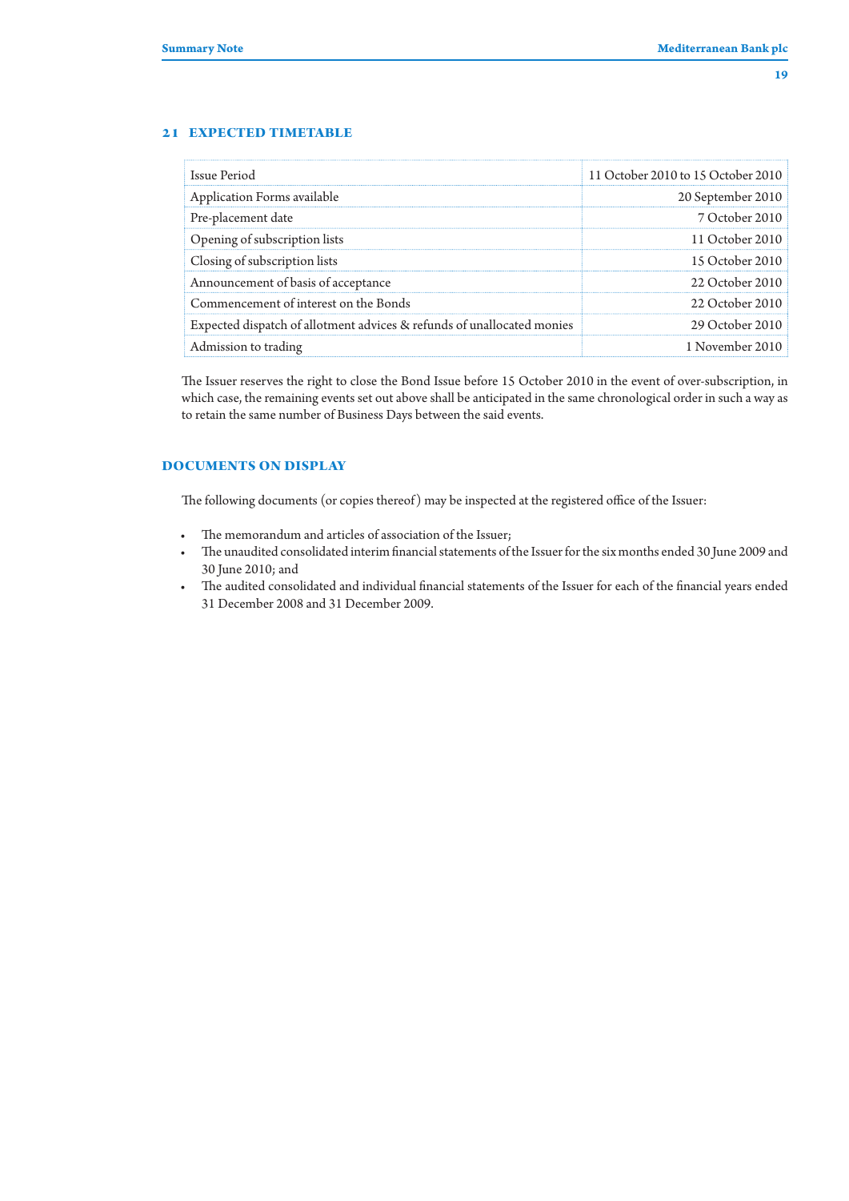## 21 EXPECTED TIMETABLE

| | |
|---|---|
| Issue Period | 11 October 2010 to 15 October 2010 |
| Application Forms available | 20 September 2010 |
| Pre-placement date | 7 October 2010 |
| Opening of subscription lists | 11 October 2010 |
| Closing of subscription lists | 15 October 2010 |
| Announcement of basis of acceptance | 22 October 2010 |
| Commencement of interest on the Bonds | 22 October 2010 |
| Expected dispatch of allotment advices & refunds of unallocated monies | 29 October 2010 |
| Admission to trading | 1 November 2010 |

The Issuer reserves the right to close the Bond Issue before 15 October 2010 in the event of over-subscription, in which case, the remaining events set out above shall be anticipated in the same chronological order in such a way as to retain the same number of Business Days between the said events.

## DOCUMENTS ON DISPLAY

The following documents (or copies thereof) may be inspected at the registered office of the Issuer:

- The memorandum and articles of association of the Issuer;
- The unaudited consolidated interim financial statements of the Issuer for the six months ended 30 June 2009 and 30 June 2010; and
- The audited consolidated and individual financial statements of the Issuer for each of the financial years ended 31 December 2008 and 31 December 2009.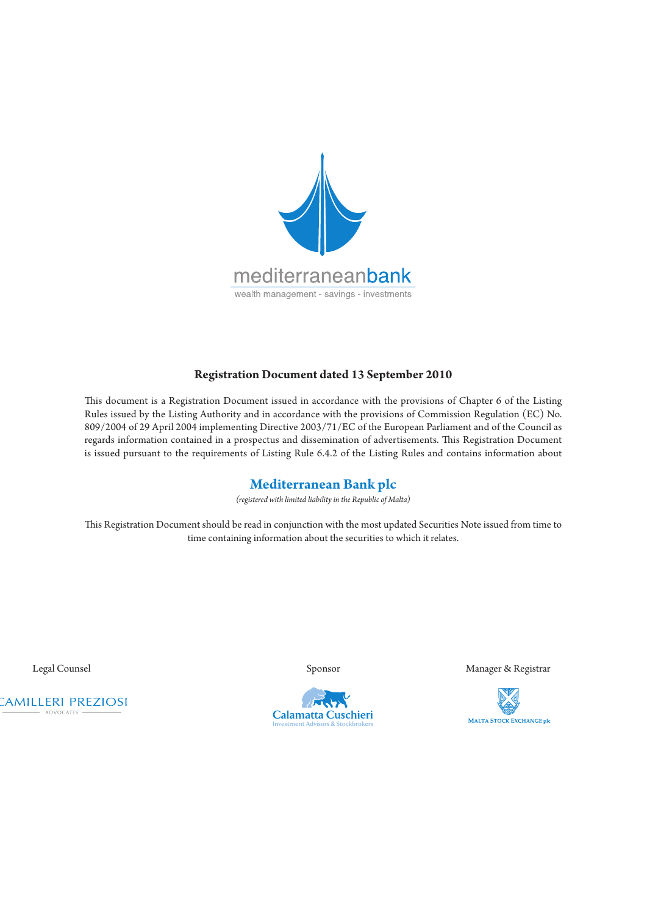mediterraneanbank

wealth management - savings - investments

**Registration Document dated 13 September 2010**

This document is a Registration Document issued in accordance with the provisions of Chapter 6 of the Listing Rules issued by the Listing Authority and in accordance with the provisions of Commission Regulation (EC) No. 809/2004 of 29 April 2004 implementing Directive 2003/71/EC of the European Parliament and of the Council as regards information contained in a prospectus and dissemination of advertisements. This Registration Document is issued pursuant to the requirements of Listing Rule 6.4.2 of the Listing Rules and contains information about

## Mediterranean Bank plc

*(registered with limited liability in the Republic of Malta)*

This Registration Document should be read in conjunction with the most updated Securities Note issued from time to time containing information about the securities to which it relates.

Legal Counsel

CAMILLERI PREZIOSI
ADVOCATES

Sponsor

Calamatta Cuschieri
Investment Advisors & Stockbrokers

Manager & Registrar

MALTA STOCK EXCHANGE plc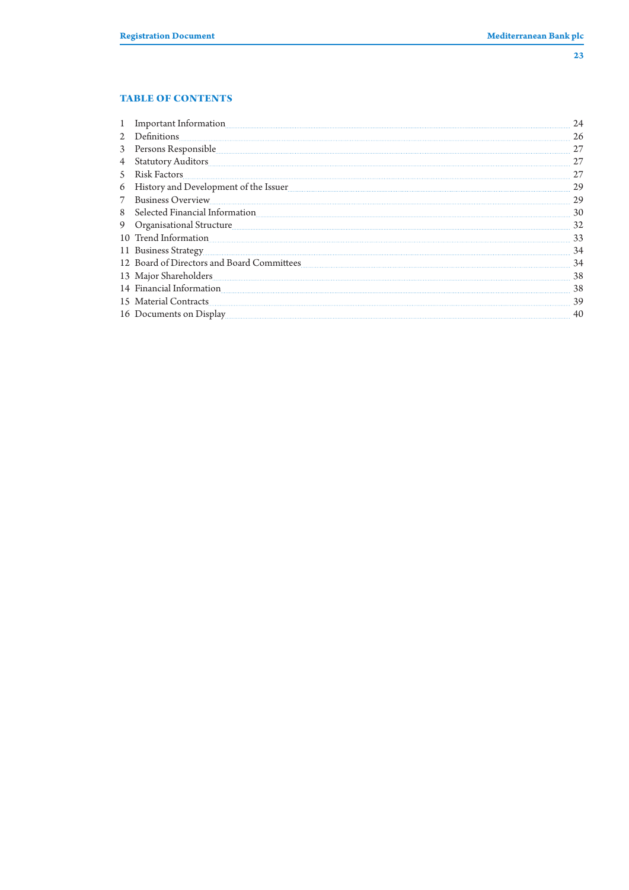## TABLE OF CONTENTS

| | | |
|---|---|---|
| 1 | Important Information | 24 |
| 2 | Definitions | 26 |
| 3 | Persons Responsible | 27 |
| 4 | Statutory Auditors | 27 |
| 5 | Risk Factors | 27 |
| 6 | History and Development of the Issuer | 29 |
| 7 | Business Overview | 29 |
| 8 | Selected Financial Information | 30 |
| 9 | Organisational Structure | 32 |
| 10 | Trend Information | 33 |
| 11 | Business Strategy | 34 |
| 12 | Board of Directors and Board Committees | 34 |
| 13 | Major Shareholders | 38 |
| 14 | Financial Information | 38 |
| 15 | Material Contracts | 39 |
| 16 | Documents on Display | 40 |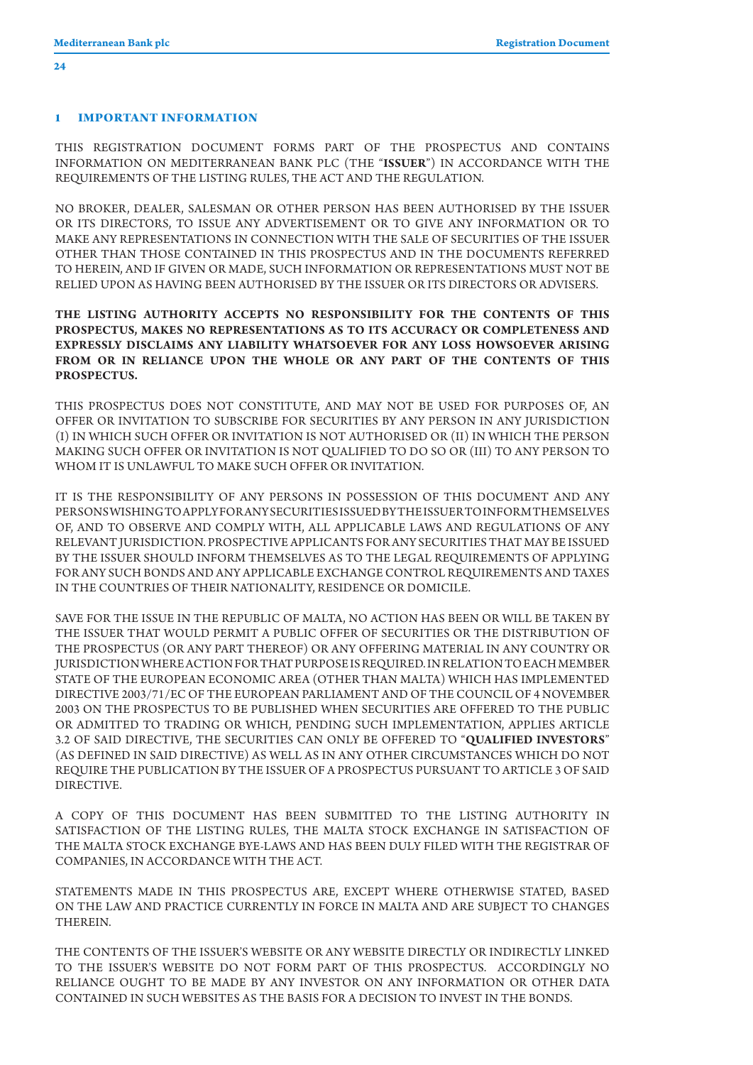# 1 IMPORTANT INFORMATION

THIS REGISTRATION DOCUMENT FORMS PART OF THE PROSPECTUS AND CONTAINS INFORMATION ON MEDITERRANEAN BANK PLC (THE "**ISSUER**") IN ACCORDANCE WITH THE REQUIREMENTS OF THE LISTING RULES, THE ACT AND THE REGULATION.

NO BROKER, DEALER, SALESMAN OR OTHER PERSON HAS BEEN AUTHORISED BY THE ISSUER OR ITS DIRECTORS, TO ISSUE ANY ADVERTISEMENT OR TO GIVE ANY INFORMATION OR TO MAKE ANY REPRESENTATIONS IN CONNECTION WITH THE SALE OF SECURITIES OF THE ISSUER OTHER THAN THOSE CONTAINED IN THIS PROSPECTUS AND IN THE DOCUMENTS REFERRED TO HEREIN, AND IF GIVEN OR MADE, SUCH INFORMATION OR REPRESENTATIONS MUST NOT BE RELIED UPON AS HAVING BEEN AUTHORISED BY THE ISSUER OR ITS DIRECTORS OR ADVISERS.

**THE LISTING AUTHORITY ACCEPTS NO RESPONSIBILITY FOR THE CONTENTS OF THIS PROSPECTUS, MAKES NO REPRESENTATIONS AS TO ITS ACCURACY OR COMPLETENESS AND EXPRESSLY DISCLAIMS ANY LIABILITY WHATSOEVER FOR ANY LOSS HOWSOEVER ARISING FROM OR IN RELIANCE UPON THE WHOLE OR ANY PART OF THE CONTENTS OF THIS PROSPECTUS.**

THIS PROSPECTUS DOES NOT CONSTITUTE, AND MAY NOT BE USED FOR PURPOSES OF, AN OFFER OR INVITATION TO SUBSCRIBE FOR SECURITIES BY ANY PERSON IN ANY JURISDICTION (I) IN WHICH SUCH OFFER OR INVITATION IS NOT AUTHORISED OR (II) IN WHICH THE PERSON MAKING SUCH OFFER OR INVITATION IS NOT QUALIFIED TO DO SO OR (III) TO ANY PERSON TO WHOM IT IS UNLAWFUL TO MAKE SUCH OFFER OR INVITATION.

IT IS THE RESPONSIBILITY OF ANY PERSONS IN POSSESSION OF THIS DOCUMENT AND ANY PERSONS WISHING TO APPLY FOR ANY SECURITIES ISSUED BY THE ISSUER TO INFORM THEMSELVES OF, AND TO OBSERVE AND COMPLY WITH, ALL APPLICABLE LAWS AND REGULATIONS OF ANY RELEVANT JURISDICTION. PROSPECTIVE APPLICANTS FOR ANY SECURITIES THAT MAY BE ISSUED BY THE ISSUER SHOULD INFORM THEMSELVES AS TO THE LEGAL REQUIREMENTS OF APPLYING FOR ANY SUCH BONDS AND ANY APPLICABLE EXCHANGE CONTROL REQUIREMENTS AND TAXES IN THE COUNTRIES OF THEIR NATIONALITY, RESIDENCE OR DOMICILE.

SAVE FOR THE ISSUE IN THE REPUBLIC OF MALTA, NO ACTION HAS BEEN OR WILL BE TAKEN BY THE ISSUER THAT WOULD PERMIT A PUBLIC OFFER OF SECURITIES OR THE DISTRIBUTION OF THE PROSPECTUS (OR ANY PART THEREOF) OR ANY OFFERING MATERIAL IN ANY COUNTRY OR JURISDICTION WHERE ACTION FOR THAT PURPOSE IS REQUIRED. IN RELATION TO EACH MEMBER STATE OF THE EUROPEAN ECONOMIC AREA (OTHER THAN MALTA) WHICH HAS IMPLEMENTED DIRECTIVE 2003/71/EC OF THE EUROPEAN PARLIAMENT AND OF THE COUNCIL OF 4 NOVEMBER 2003 ON THE PROSPECTUS TO BE PUBLISHED WHEN SECURITIES ARE OFFERED TO THE PUBLIC OR ADMITTED TO TRADING OR WHICH, PENDING SUCH IMPLEMENTATION, APPLIES ARTICLE 3.2 OF SAID DIRECTIVE, THE SECURITIES CAN ONLY BE OFFERED TO "**QUALIFIED INVESTORS**" (AS DEFINED IN SAID DIRECTIVE) AS WELL AS IN ANY OTHER CIRCUMSTANCES WHICH DO NOT REQUIRE THE PUBLICATION BY THE ISSUER OF A PROSPECTUS PURSUANT TO ARTICLE 3 OF SAID DIRECTIVE.

A COPY OF THIS DOCUMENT HAS BEEN SUBMITED TO THE LISTING AUTHORITY IN SATISFACTION OF THE LISTING RULES, THE MALTA STOCK EXCHANGE IN SATISFACTION OF THE MALTA STOCK EXCHANGE BYE-LAWS AND HAS BEEN DULY FILED WITH THE REGISTRAR OF COMPANIES, IN ACCORDANCE WITH THE ACT.

STATEMENTS MADE IN THIS PROSPECTUS ARE, EXCEPT WHERE OTHERWISE STATED, BASED ON THE LAW AND PRACTICE CURRENTLY IN FORCE IN MALTA AND ARE SUBJECT TO CHANGES THEREIN.

THE CONTENTS OF THE ISSUER'S WEBSITE OR ANY WEBSITE DIRECTLY OR INDIRECTLY LINKED TO THE ISSUER'S WEBSITE DO NOT FORM PART OF THIS PROSPECTUS. ACCORDINGLY NO RELIANCE OUGHT TO BE MADE BY ANY INVESTOR ON ANY INFORMATION OR OTHER DATA CONTAINED IN SUCH WEBSITES AS THE BASIS FOR A DECISION TO INVEST IN THE BONDS.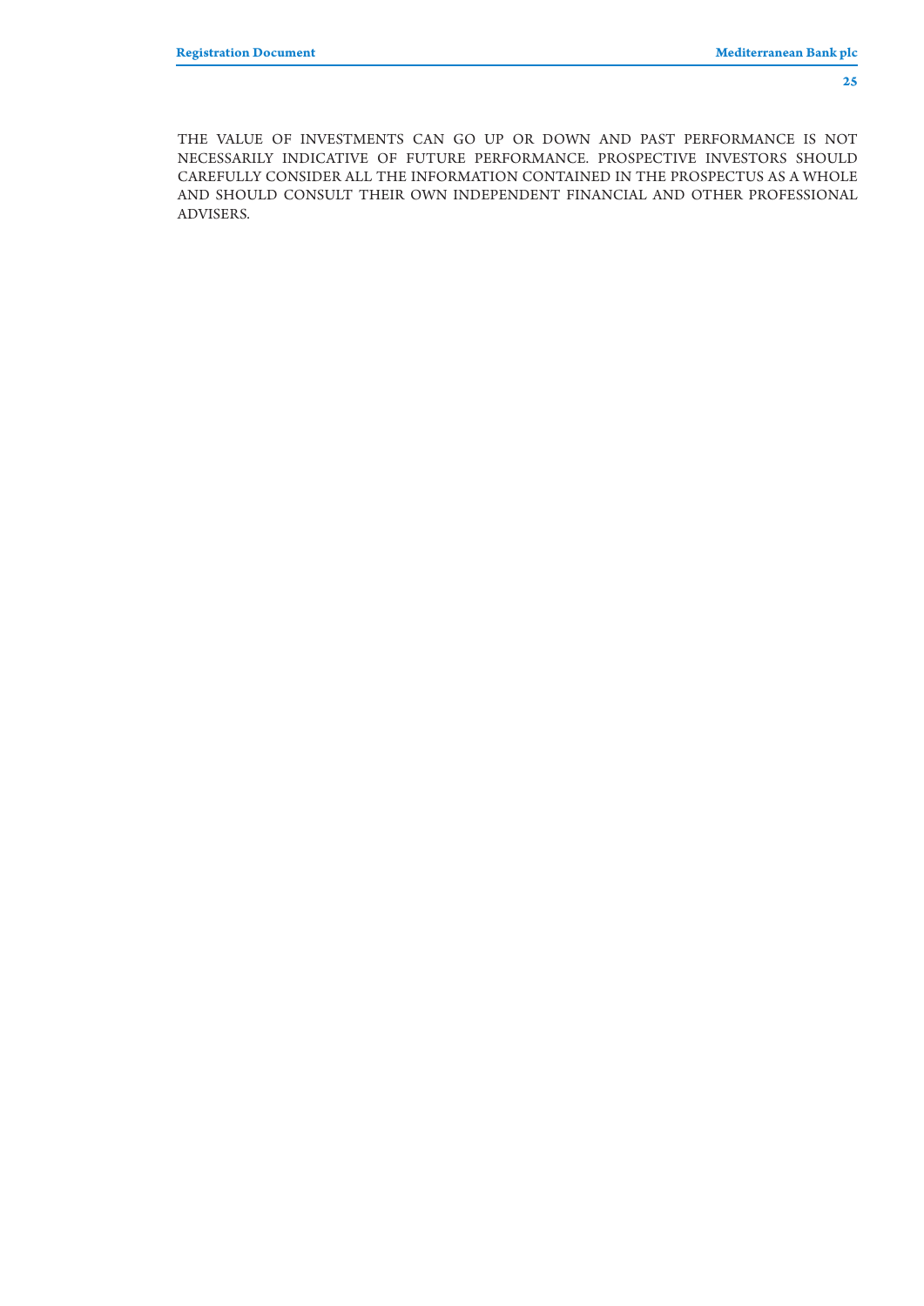THE VALUE OF INVESTMENTS CAN GO UP OR DOWN AND PAST PERFORMANCE IS NOT NECESSARILY INDICATIVE OF FUTURE PERFORMANCE. PROSPECTIVE INVESTORS SHOULD CAREFULLY CONSIDER ALL THE INFORMATION CONTAINED IN THE PROSPECTUS AS A WHOLE AND SHOULD CONSULT THEIR OWN INDEPENDENT FINANCIAL AND OTHER PROFESSIONAL ADVISERS.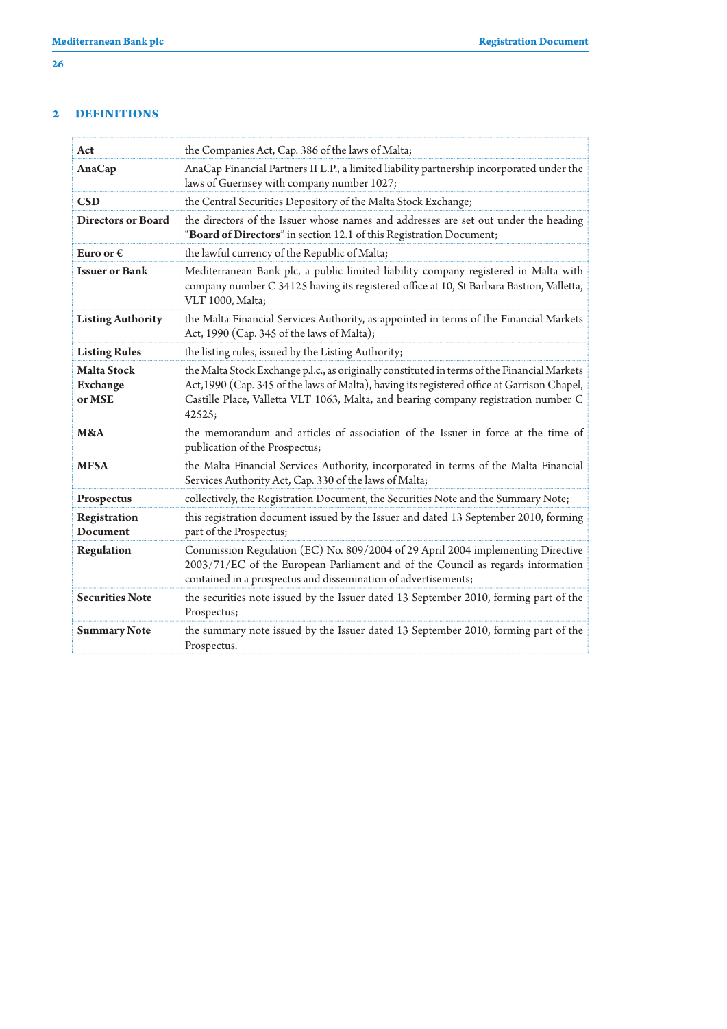## 2 DEFINITIONS

| | |
|---|---|
| **Act** | the Companies Act, Cap. 386 of the laws of Malta; |
| **AnaCap** | AnaCap Financial Partners II L.P., a limited liability partnership incorporated under the laws of Guernsey with company number 1027; |
| **CSD** | the Central Securities Depository of the Malta Stock Exchange; |
| **Directors or Board** | the directors of the Issuer whose names and addresses are set out under the heading "**Board of Directors**" in section 12.1 of this Registration Document; |
| **Euro or €** | the lawful currency of the Republic of Malta; |
| **Issuer or Bank** | Mediterranean Bank plc, a public limited liability company registered in Malta with company number C 34125 having its registered office at 10, St Barbara Bastion, Valletta, VLT 1000, Malta; |
| **Listing Authority** | the Malta Financial Services Authority, as appointed in terms of the Financial Markets Act, 1990 (Cap. 345 of the laws of Malta); |
| **Listing Rules** | the listing rules, issued by the Listing Authority; |
| **Malta Stock Exchange or MSE** | the Malta Stock Exchange p.l.c., as originally constituted in terms of the Financial Markets Act,1990 (Cap. 345 of the laws of Malta), having its registered office at Garrison Chapel, Castille Place, Valletta VLT 1063, Malta, and bearing company registration number C 42525; |
| **M&A** | the memorandum and articles of association of the Issuer in force at the time of publication of the Prospectus; |
| **MFSA** | the Malta Financial Services Authority, incorporated in terms of the Malta Financial Services Authority Act, Cap. 330 of the laws of Malta; |
| **Prospectus** | collectively, the Registration Document, the Securities Note and the Summary Note; |
| **Registration Document** | this registration document issued by the Issuer and dated 13 September 2010, forming part of the Prospectus; |
| **Regulation** | Commission Regulation (EC) No. 809/2004 of 29 April 2004 implementing Directive 2003/71/EC of the European Parliament and of the Council as regards information contained in a prospectus and dissemination of advertisements; |
| **Securities Note** | the securities note issued by the Issuer dated 13 September 2010, forming part of the Prospectus; |
| **Summary Note** | the summary note issued by the Issuer dated 13 September 2010, forming part of the Prospectus. |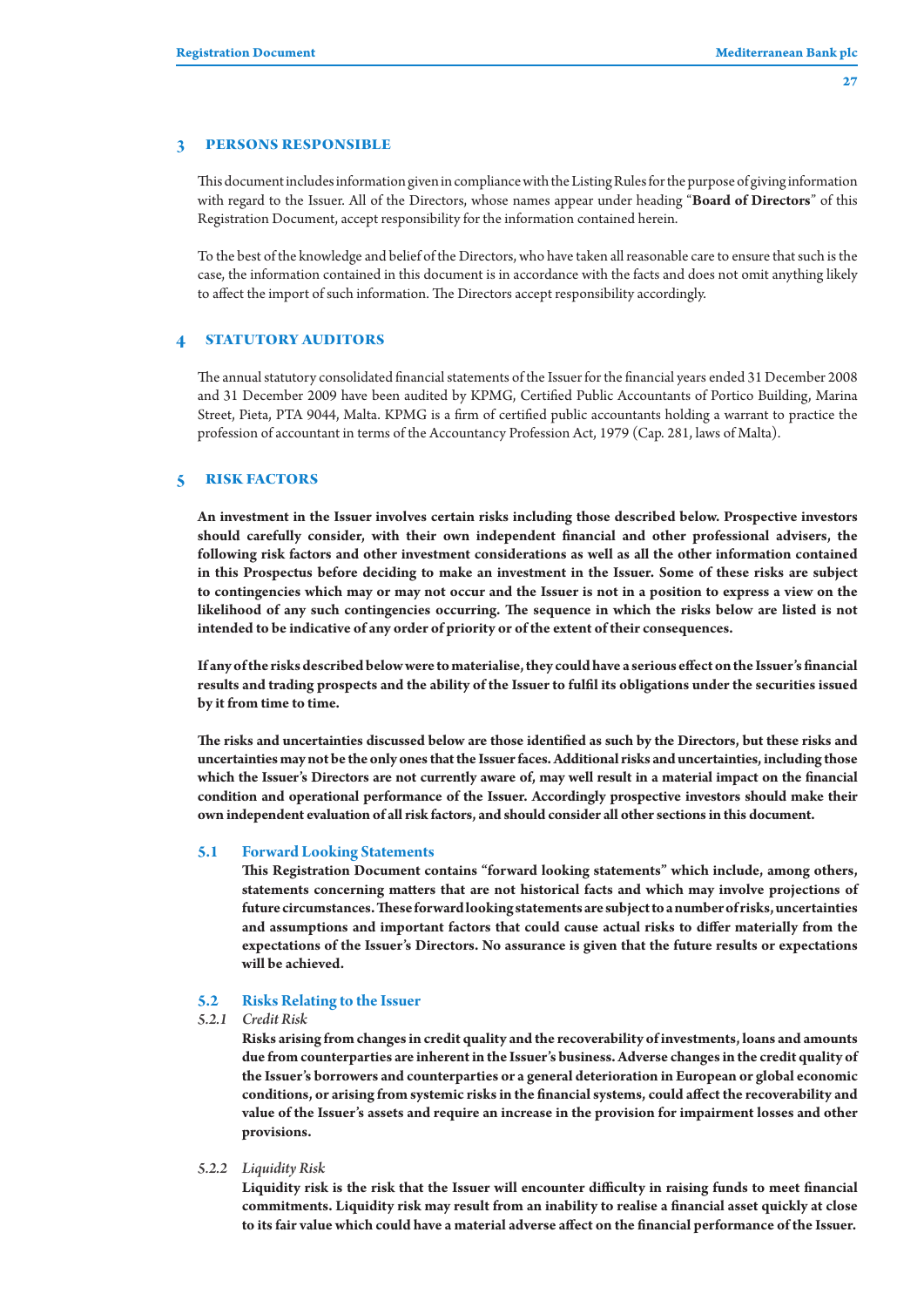## 3 PERSONS RESPONSIBLE

This document includes information given in compliance with the Listing Rules for the purpose of giving information with regard to the Issuer. All of the Directors, whose names appear under heading "**Board of Directors**" of this Registration Document, accept responsibility for the information contained herein.

To the best of the knowledge and belief of the Directors, who have taken all reasonable care to ensure that such is the case, the information contained in this document is in accordance with the facts and does not omit anything likely to affect the import of such information. The Directors accept responsibility accordingly.

## 4 STATUTORY AUDITORS

The annual statutory consolidated financial statements of the Issuer for the financial years ended 31 December 2008 and 31 December 2009 have been audited by KPMG, Certified Public Accountants of Portico Building, Marina Street, Pieta, PTA 9044, Malta. KPMG is a firm of certified public accountants holding a warrant to practice the profession of accountant in terms of the Accountancy Profession Act, 1979 (Cap. 281, laws of Malta).

## 5 RISK FACTORS

**An investment in the Issuer involves certain risks including those described below. Prospective investors should carefully consider, with their own independent financial and other professional advisers, the following risk factors and other investment considerations as well as all the other information contained in this Prospectus before deciding to make an investment in the Issuer. Some of these risks are subject to contingencies which may or may not occur and the Issuer is not in a position to express a view on the likelihood of any such contingencies occurring. The sequence in which the risks below are listed is not intended to be indicative of any order of priority or of the extent of their consequences.**

**If any of the risks described below were to materialise, they could have a serious effect on the Issuer's financial results and trading prospects and the ability of the Issuer to fulfil its obligations under the securities issued by it from time to time.**

**The risks and uncertainties discussed below are those identified as such by the Directors, but these risks and uncertainties may not be the only ones that the Issuer faces. Additional risks and uncertainties, including those which the Issuer's Directors are not currently aware of, may well result in a material impact on the financial condition and operational performance of the Issuer. Accordingly prospective investors should make their own independent evaluation of all risk factors, and should consider all other sections in this document.**

### 5.1 Forward Looking Statements

**This Registration Document contains "forward looking statements" which include, among others, statements concerning matters that are not historical facts and which may involve projections of future circumstances. These forward looking statements are subject to a number of risks, uncertainties and assumptions and important factors that could cause actual risks to differ materially from the expectations of the Issuer's Directors. No assurance is given that the future results or expectations will be achieved.**

### 5.2 Risks Relating to the Issuer

#### *5.2.1 Credit Risk*

**Risks arising from changes in credit quality and the recoverability of investments, loans and amounts due from counterparties are inherent in the Issuer's business. Adverse changes in the credit quality of the Issuer's borrowers and counterparties or a general deterioration in European or global economic conditions, or arising from systemic risks in the financial systems, could affect the recoverability and value of the Issuer's assets and require an increase in the provision for impairment losses and other provisions.**

#### *5.2.2 Liquidity Risk*

**Liquidity risk is the risk that the Issuer will encounter difficulty in raising funds to meet financial commitments. Liquidity risk may result from an inability to realise a financial asset quickly at close to its fair value which could have a material adverse affect on the financial performance of the Issuer.**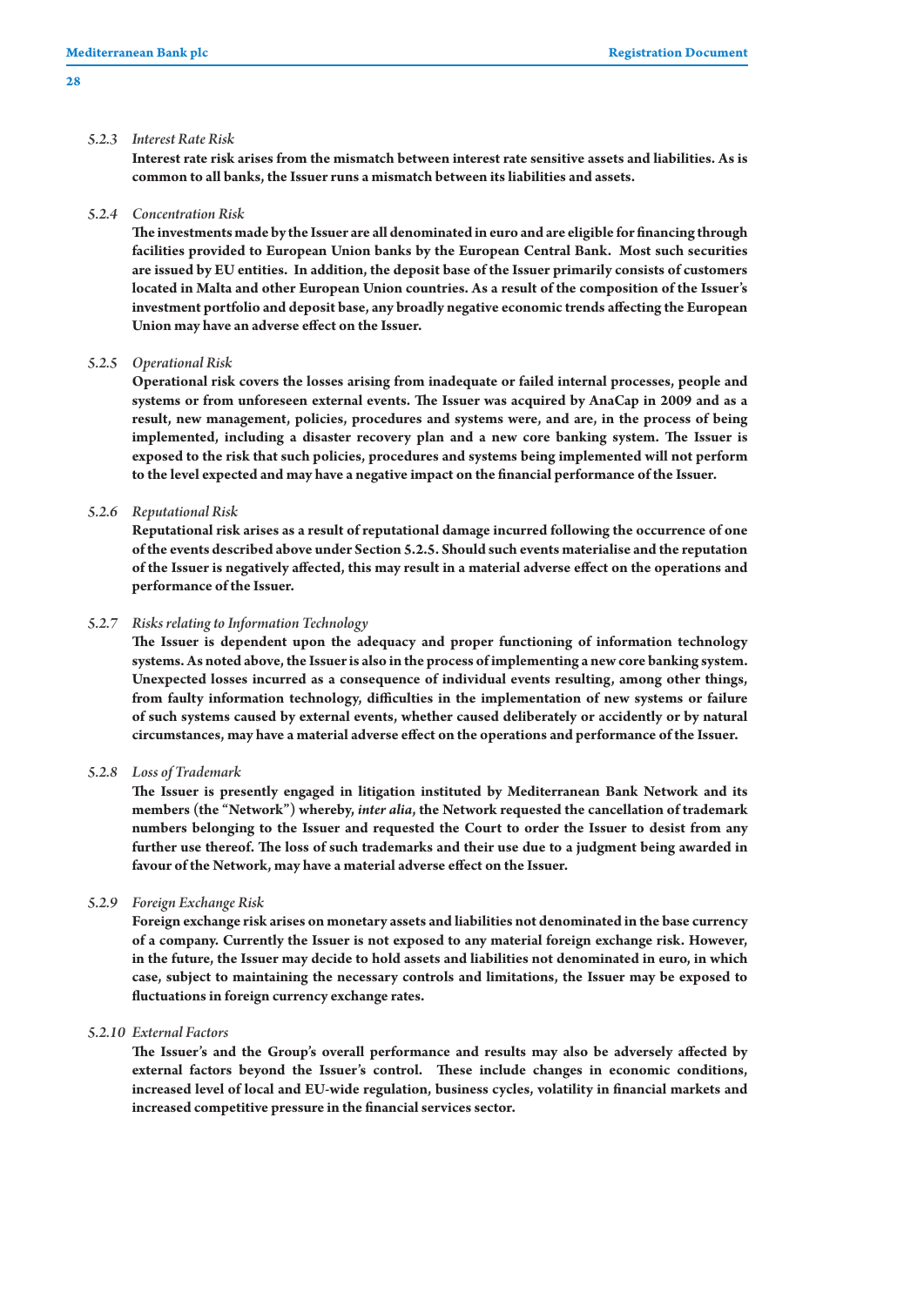### 5.2.3 *Interest Rate Risk*

**Interest rate risk arises from the mismatch between interest rate sensitive assets and liabilities. As is common to all banks, the Issuer runs a mismatch between its liabilities and assets.**

### 5.2.4 *Concentration Risk*

**The investments made by the Issuer are all denominated in euro and are eligible for financing through facilities provided to European Union banks by the European Central Bank. Most such securities are issued by EU entities. In addition, the deposit base of the Issuer primarily consists of customers located in Malta and other European Union countries. As a result of the composition of the Issuer's investment portfolio and deposit base, any broadly negative economic trends affecting the European Union may have an adverse effect on the Issuer.**

### 5.2.5 *Operational Risk*

**Operational risk covers the losses arising from inadequate or failed internal processes, people and systems or from unforeseen external events. The Issuer was acquired by AnaCap in 2009 and as a result, new management, policies, procedures and systems were, and are, in the process of being implemented, including a disaster recovery plan and a new core banking system. The Issuer is exposed to the risk that such policies, procedures and systems being implemented will not perform to the level expected and may have a negative impact on the financial performance of the Issuer.**

### 5.2.6 *Reputational Risk*

**Reputational risk arises as a result of reputational damage incurred following the occurrence of one of the events described above under Section 5.2.5. Should such events materialise and the reputation of the Issuer is negatively affected, this may result in a material adverse effect on the operations and performance of the Issuer.**

### 5.2.7 *Risks relating to Information Technology*

**The Issuer is dependent upon the adequacy and proper functioning of information technology systems. As noted above, the Issuer is also in the process of implementing a new core banking system. Unexpected losses incurred as a consequence of individual events resulting, among other things, from faulty information technology, difficulties in the implementation of new systems or failure of such systems caused by external events, whether caused deliberately or accidently or by natural circumstances, may have a material adverse effect on the operations and performance of the Issuer.**

### 5.2.8 *Loss of Trademark*

**The Issuer is presently engaged in litigation instituted by Mediterranean Bank Network and its members (the "Network") whereby, *inter alia*, the Network requested the cancellation of trademark numbers belonging to the Issuer and requested the Court to order the Issuer to desist from any further use thereof. The loss of such trademarks and their use due to a judgment being awarded in favour of the Network, may have a material adverse effect on the Issuer.**

### 5.2.9 *Foreign Exchange Risk*

**Foreign exchange risk arises on monetary assets and liabilities not denominated in the base currency of a company. Currently the Issuer is not exposed to any material foreign exchange risk. However, in the future, the Issuer may decide to hold assets and liabilities not denominated in euro, in which case, subject to maintaining the necessary controls and limitations, the Issuer may be exposed to fluctuations in foreign currency exchange rates.**

### 5.2.10 *External Factors*

**The Issuer's and the Group's overall performance and results may also be adversely affected by external factors beyond the Issuer's control. These include changes in economic conditions, increased level of local and EU-wide regulation, business cycles, volatility in financial markets and increased competitive pressure in the financial services sector.**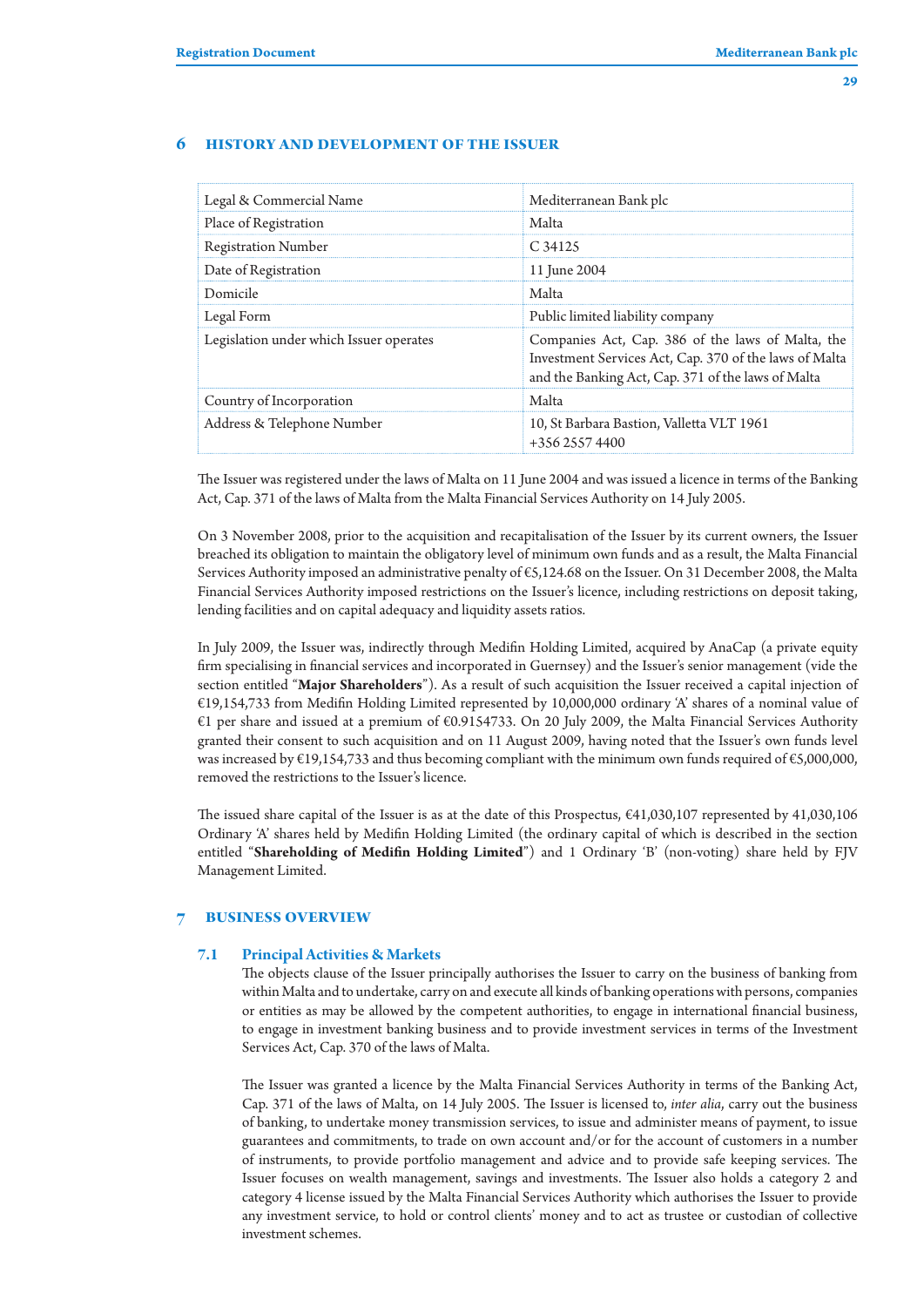## 6 HISTORY AND DEVELOPMENT OF THE ISSUER

| | |
|---|---|
| Legal & Commercial Name | Mediterranean Bank plc |
| Place of Registration | Malta |
| Registration Number | C 34125 |
| Date of Registration | 11 June 2004 |
| Domicile | Malta |
| Legal Form | Public limited liability company |
| Legislation under which Issuer operates | Companies Act, Cap. 386 of the laws of Malta, the Investment Services Act, Cap. 370 of the laws of Malta and the Banking Act, Cap. 371 of the laws of Malta |
| Country of Incorporation | Malta |
| Address & Telephone Number | 10, St Barbara Bastion, Valletta VLT 1961<br>+356 2557 4400 |

The Issuer was registered under the laws of Malta on 11 June 2004 and was issued a licence in terms of the Banking Act, Cap. 371 of the laws of Malta from the Malta Financial Services Authority on 14 July 2005.

On 3 November 2008, prior to the acquisition and recapitalisation of the Issuer by its current owners, the Issuer breached its obligation to maintain the obligatory level of minimum own funds and as a result, the Malta Financial Services Authority imposed an administrative penalty of €5,124.68 on the Issuer. On 31 December 2008, the Malta Financial Services Authority imposed restrictions on the Issuer's licence, including restrictions on deposit taking, lending facilities and on capital adequacy and liquidity assets ratios.

In July 2009, the Issuer was, indirectly through Medifin Holding Limited, acquired by AnaCap (a private equity firm specialising in financial services and incorporated in Guernsey) and the Issuer's senior management (vide the section entitled "**Major Shareholders**"). As a result of such acquisition the Issuer received a capital injection of €19,154,733 from Medifin Holding Limited represented by 10,000,000 ordinary 'A' shares of a nominal value of €1 per share and issued at a premium of €0.9154733. On 20 July 2009, the Malta Financial Services Authority granted their consent to such acquisition and on 11 August 2009, having noted that the Issuer's own funds level was increased by €19,154,733 and thus becoming compliant with the minimum own funds required of €5,000,000, removed the restrictions to the Issuer's licence.

The issued share capital of the Issuer is as at the date of this Prospectus, €41,030,107 represented by 41,030,106 Ordinary 'A' shares held by Medifin Holding Limited (the ordinary capital of which is described in the section entitled "**Shareholding of Medifin Holding Limited**") and 1 Ordinary 'B' (non-voting) share held by FJV Management Limited.

## 7 BUSINESS OVERVIEW

### 7.1 Principal Activities & Markets

The objects clause of the Issuer principally authorises the Issuer to carry on the business of banking from within Malta and to undertake, carry on and execute all kinds of banking operations with persons, companies or entities as may be allowed by the competent authorities, to engage in international financial business, to engage in investment banking business and to provide investment services in terms of the Investment Services Act, Cap. 370 of the laws of Malta.

The Issuer was granted a licence by the Malta Financial Services Authority in terms of the Banking Act, Cap. 371 of the laws of Malta, on 14 July 2005. The Issuer is licensed to, *inter alia*, carry out the business of banking, to undertake money transmission services, to issue and administer means of payment, to issue guarantees and commitments, to trade on own account and/or for the account of customers in a number of instruments, to provide portfolio management and advice and to provide safe keeping services. The Issuer focuses on wealth management, savings and investments. The Issuer also holds a category 2 and category 4 license issued by the Malta Financial Services Authority which authorises the Issuer to provide any investment service, to hold or control clients' money and to act as trustee or custodian of collective investment schemes.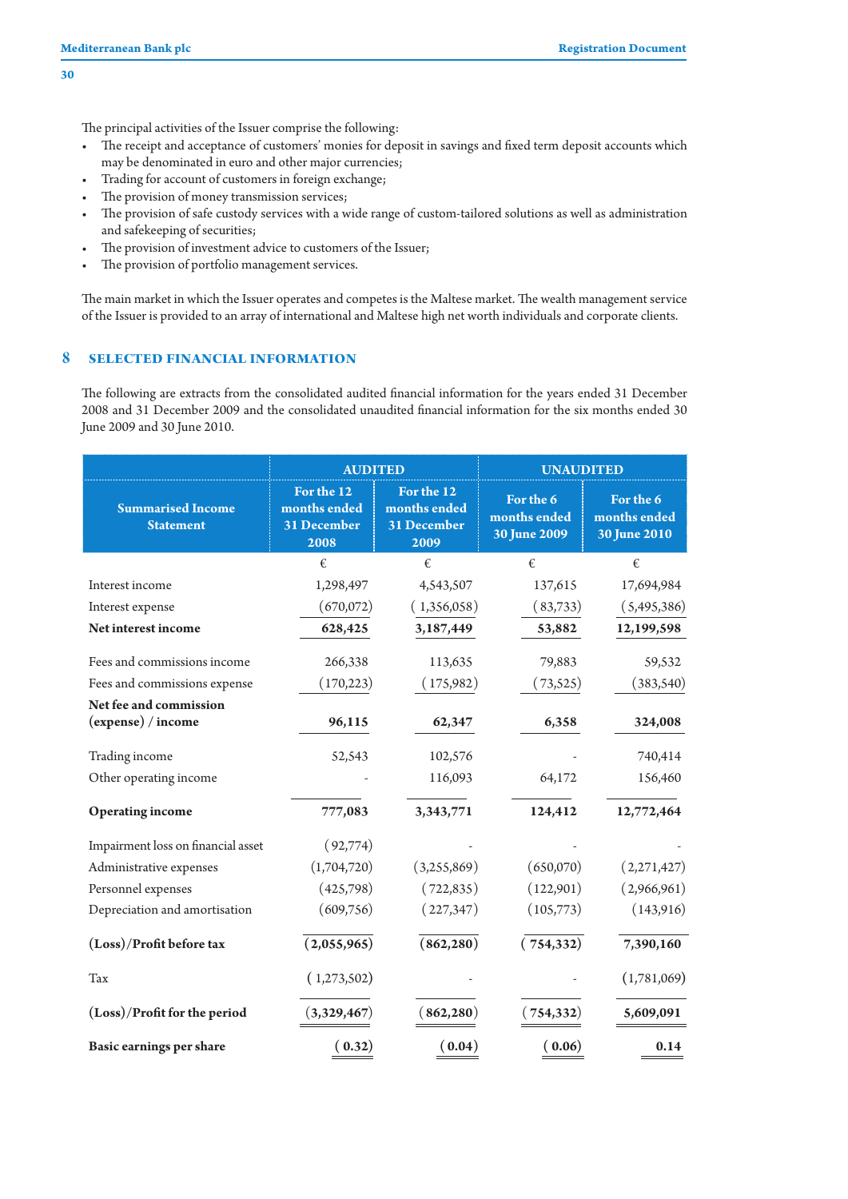The principal activities of the Issuer comprise the following:

- The receipt and acceptance of customers' monies for deposit in savings and fixed term deposit accounts which may be denominated in euro and other major currencies;
- Trading for account of customers in foreign exchange;
- The provision of money transmission services;
- The provision of safe custody services with a wide range of custom-tailored solutions as well as administration and safekeeping of securities;
- The provision of investment advice to customers of the Issuer;
- The provision of portfolio management services.

The main market in which the Issuer operates and competes is the Maltese market. The wealth management service of the Issuer is provided to an array of international and Maltese high net worth individuals and corporate clients.

## 8 SELECTED FINANCIAL INFORMATION

The following are extracts from the consolidated audited financial information for the years ended 31 December 2008 and 31 December 2009 and the consolidated unaudited financial information for the six months ended 30 June 2009 and 30 June 2010.

| Summarised Income Statement | AUDITED | | UNAUDITED | |
|---|---|---|---|---|
| | For the 12 months ended 31 December 2008 | For the 12 months ended 31 December 2009 | For the 6 months ended 30 June 2009 | For the 6 months ended 30 June 2010 |
| | € | € | € | € |
| Interest income | 1,298,497 | 4,543,507 | 137,615 | 17,694,984 |
| Interest expense | (670,072) | (1,356,058) | (83,733) | (5,495,386) |
| **Net interest income** | **628,425** | **3,187,449** | **53,882** | **12,199,598** |
| Fees and commissions income | 266,338 | 113,635 | 79,883 | 59,532 |
| Fees and commissions expense | (170,223) | (175,982) | (73,525) | (383,540) |
| **Net fee and commission (expense) / income** | **96,115** | **62,347** | **6,358** | **324,008** |
| Trading income | 52,543 | 102,576 | - | 740,414 |
| Other operating income | - | 116,093 | 64,172 | 156,460 |
| **Operating income** | **777,083** | **3,343,771** | **124,412** | **12,772,464** |
| Impairment loss on financial asset | (92,774) | - | - | - |
| Administrative expenses | (1,704,720) | (3,255,869) | (650,070) | (2,271,427) |
| Personnel expenses | (425,798) | (722,835) | (122,901) | (2,966,961) |
| Depreciation and amortisation | (609,756) | (227,347) | (105,773) | (143,916) |
| **(Loss)/Profit before tax** | **(2,055,965)** | **(862,280)** | **(754,332)** | **7,390,160** |
| Tax | (1,273,502) | - | - | (1,781,069) |
| **(Loss)/Profit for the period** | **(3,329,467)** | **(862,280)** | **(754,332)** | **5,609,091** |
| **Basic earnings per share** | **(0.32)** | **(0.04)** | **(0.06)** | **0.14** |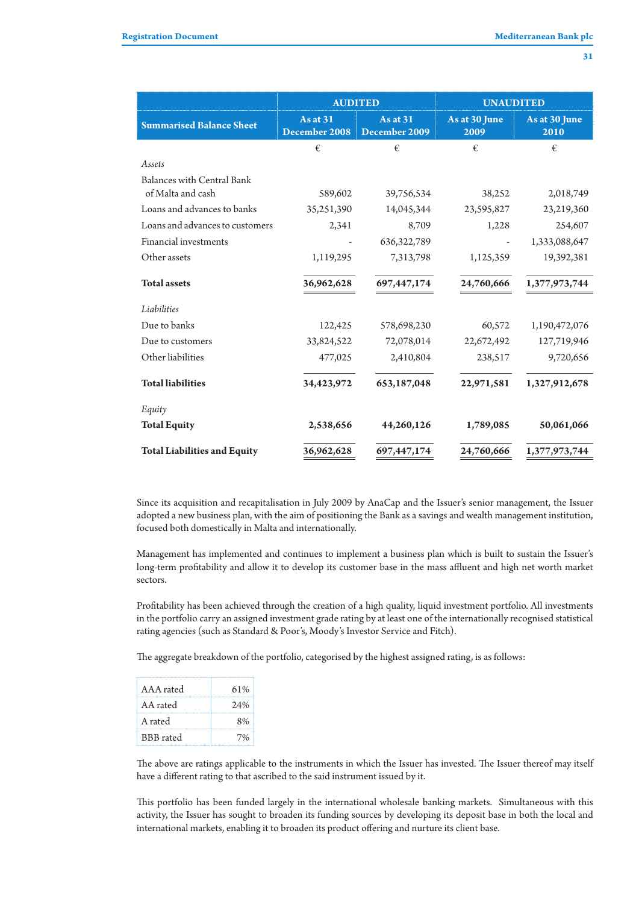| Summarised Balance Sheet | AUDITED | | UNAUDITED | |
|---|---|---|---|---|
| | As at 31 December 2008 | As at 31 December 2009 | As at 30 June 2009 | As at 30 June 2010 |
| | € | € | € | € |
| *Assets* | | | | |
| Balances with Central Bank of Malta and cash | 589,602 | 39,756,534 | 38,252 | 2,018,749 |
| Loans and advances to banks | 35,251,390 | 14,045,344 | 23,595,827 | 23,219,360 |
| Loans and advances to customers | 2,341 | 8,709 | 1,228 | 254,607 |
| Financial investments | - | 636,322,789 | - | 1,333,088,647 |
| Other assets | 1,119,295 | 7,313,798 | 1,125,359 | 19,392,381 |
| **Total assets** | **36,962,628** | **697,447,174** | **24,760,666** | **1,377,973,744** |
| *Liabilities* | | | | |
| Due to banks | 122,425 | 578,698,230 | 60,572 | 1,190,472,076 |
| Due to customers | 33,824,522 | 72,078,014 | 22,672,492 | 127,719,946 |
| Other liabilities | 477,025 | 2,410,804 | 238,517 | 9,720,656 |
| **Total liabilities** | **34,423,972** | **653,187,048** | **22,971,581** | **1,327,912,678** |
| *Equity* | | | | |
| **Total Equity** | **2,538,656** | **44,260,126** | **1,789,085** | **50,061,066** |
| **Total Liabilities and Equity** | **36,962,628** | **697,447,174** | **24,760,666** | **1,377,973,744** |

Since its acquisition and recapitalisation in July 2009 by AnaCap and the Issuer's senior management, the Issuer adopted a new business plan, with the aim of positioning the Bank as a savings and wealth management institution, focused both domestically in Malta and internationally.

Management has implemented and continues to implement a business plan which is built to sustain the Issuer's long-term profitability and allow it to develop its customer base in the mass affluent and high net worth market sectors.

Profitability has been achieved through the creation of a high quality, liquid investment portfolio. All investments in the portfolio carry an assigned investment grade rating by at least one of the internationally recognised statistical rating agencies (such as Standard & Poor's, Moody's Investor Service and Fitch).

The aggregate breakdown of the portfolio, categorised by the highest assigned rating, is as follows:

| | |
|---|---|
| AAA rated | 61% |
| AA rated | 24% |
| A rated | 8% |
| BBB rated | 7% |

The above are ratings applicable to the instruments in which the Issuer has invested. The Issuer thereof may itself have a different rating to that ascribed to the said instrument issued by it.

This portfolio has been funded largely in the international wholesale banking markets. Simultaneous with this activity, the Issuer has sought to broaden its funding sources by developing its deposit base in both the local and international markets, enabling it to broaden its product offering and nurture its client base.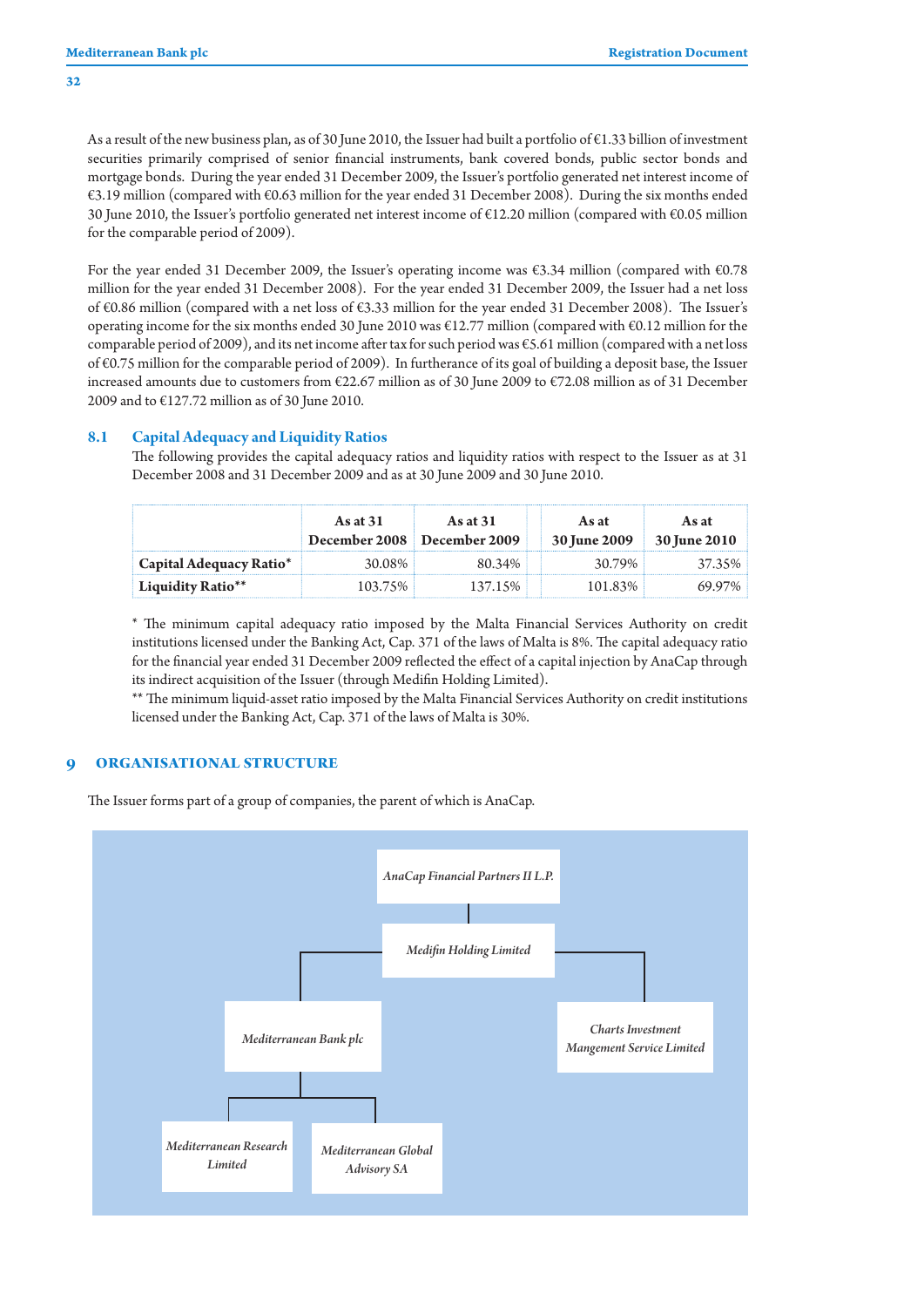As a result of the new business plan, as of 30 June 2010, the Issuer had built a portfolio of €1.33 billion of investment securities primarily comprised of senior financial instruments, bank covered bonds, public sector bonds and mortgage bonds. During the year ended 31 December 2009, the Issuer's portfolio generated net interest income of €3.19 million (compared with €0.63 million for the year ended 31 December 2008). During the six months ended 30 June 2010, the Issuer's portfolio generated net interest income of €12.20 million (compared with €0.05 million for the comparable period of 2009).

For the year ended 31 December 2009, the Issuer's operating income was €3.34 million (compared with €0.78 million for the year ended 31 December 2008). For the year ended 31 December 2009, the Issuer had a net loss of €0.86 million (compared with a net loss of €3.33 million for the year ended 31 December 2008). The Issuer's operating income for the six months ended 30 June 2010 was €12.77 million (compared with €0.12 million for the comparable period of 2009), and its net income after tax for such period was €5.61 million (compared with a net loss of €0.75 million for the comparable period of 2009). In furtherance of its goal of building a deposit base, the Issuer increased amounts due to customers from €22.67 million as of 30 June 2009 to €72.08 million as of 31 December 2009 and to €127.72 million as of 30 June 2010.

## 8.1 Capital Adequacy and Liquidity Ratios

The following provides the capital adequacy ratios and liquidity ratios with respect to the Issuer as at 31 December 2008 and 31 December 2009 and as at 30 June 2009 and 30 June 2010.

| | As at 31 December 2008 | As at 31 December 2009 | As at 30 June 2009 | As at 30 June 2010 |
|---|---|---|---|---|
| **Capital Adequacy Ratio*** | 30.08% | 80.34% | 30.79% | 37.35% |
| **Liquidity Ratio**** | 103.75% | 137.15% | 101.83% | 69.97% |

* The minimum capital adequacy ratio imposed by the Malta Financial Services Authority on credit institutions licensed under the Banking Act, Cap. 371 of the laws of Malta is 8%. The capital adequacy ratio for the financial year ended 31 December 2009 reflected the effect of a capital injection by AnaCap through its indirect acquisition of the Issuer (through Medifin Holding Limited).

** The minimum liquid-asset ratio imposed by the Malta Financial Services Authority on credit institutions licensed under the Banking Act, Cap. 371 of the laws of Malta is 30%.

# 9 ORGANISATIONAL STRUCTURE

The Issuer forms part of a group of companies, the parent of which is AnaCap.

*AnaCap Financial Partners II L.P.*

*Medifin Holding Limited*

*Mediterranean Bank plc*

*Charts Investment Mangement Service Limited*

*Mediterranean Research Limited*

*Mediterranean Global Advisory SA*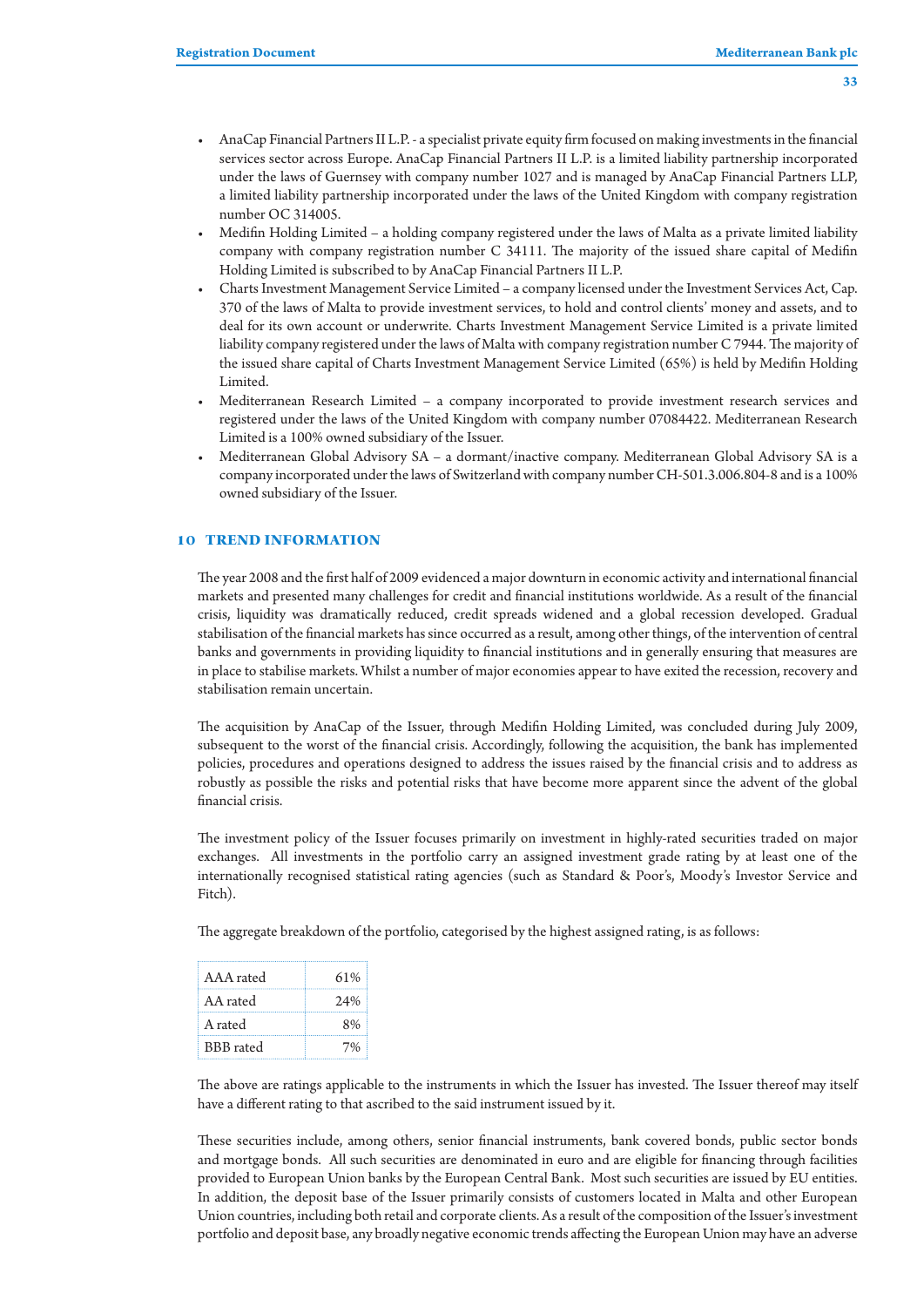- AnaCap Financial Partners II L.P. - a specialist private equity firm focused on making investments in the financial services sector across Europe. AnaCap Financial Partners II L.P. is a limited liability partnership incorporated under the laws of Guernsey with company number 1027 and is managed by AnaCap Financial Partners LLP, a limited liability partnership incorporated under the laws of the United Kingdom with company registration number OC 314005.
- Medifin Holding Limited – a holding company registered under the laws of Malta as a private limited liability company with company registration number C 34111. The majority of the issued share capital of Medifin Holding Limited is subscribed to by AnaCap Financial Partners II L.P.
- Charts Investment Management Service Limited – a company licensed under the Investment Services Act, Cap. 370 of the laws of Malta to provide investment services, to hold and control clients' money and assets, and to deal for its own account or underwrite. Charts Investment Management Service Limited is a private limited liability company registered under the laws of Malta with company registration number C 7944. The majority of the issued share capital of Charts Investment Management Service Limited (65%) is held by Medifin Holding Limited.
- Mediterranean Research Limited – a company incorporated to provide investment research services and registered under the laws of the United Kingdom with company number 07084422. Mediterranean Research Limited is a 100% owned subsidiary of the Issuer.
- Mediterranean Global Advisory SA – a dormant/inactive company. Mediterranean Global Advisory SA is a company incorporated under the laws of Switzerland with company number CH-501.3.006.804-8 and is a 100% owned subsidiary of the Issuer.

## 10 TREND INFORMATION

The year 2008 and the first half of 2009 evidenced a major downturn in economic activity and international financial markets and presented many challenges for credit and financial institutions worldwide. As a result of the financial crisis, liquidity was dramatically reduced, credit spreads widened and a global recession developed. Gradual stabilisation of the financial markets has since occurred as a result, among other things, of the intervention of central banks and governments in providing liquidity to financial institutions and in generally ensuring that measures are in place to stabilise markets. Whilst a number of major economies appear to have exited the recession, recovery and stabilisation remain uncertain.

The acquisition by AnaCap of the Issuer, through Medifin Holding Limited, was concluded during July 2009, subsequent to the worst of the financial crisis. Accordingly, following the acquisition, the bank has implemented policies, procedures and operations designed to address the issues raised by the financial crisis and to address as robustly as possible the risks and potential risks that have become more apparent since the advent of the global financial crisis.

The investment policy of the Issuer focuses primarily on investment in highly-rated securities traded on major exchanges. All investments in the portfolio carry an assigned investment grade rating by at least one of the internationally recognised statistical rating agencies (such as Standard & Poor's, Moody's Investor Service and Fitch).

The aggregate breakdown of the portfolio, categorised by the highest assigned rating, is as follows:

| | |
|---|---|
| AAA rated | 61% |
| AA rated | 24% |
| A rated | 8% |
| BBB rated | 7% |

The above are ratings applicable to the instruments in which the Issuer has invested. The Issuer thereof may itself have a different rating to that ascribed to the said instrument issued by it.

These securities include, among others, senior financial instruments, bank covered bonds, public sector bonds and mortgage bonds. All such securities are denominated in euro and are eligible for financing through facilities provided to European Union banks by the European Central Bank. Most such securities are issued by EU entities. In addition, the deposit base of the Issuer primarily consists of customers located in Malta and other European Union countries, including both retail and corporate clients. As a result of the composition of the Issuer's investment portfolio and deposit base, any broadly negative economic trends affecting the European Union may have an adverse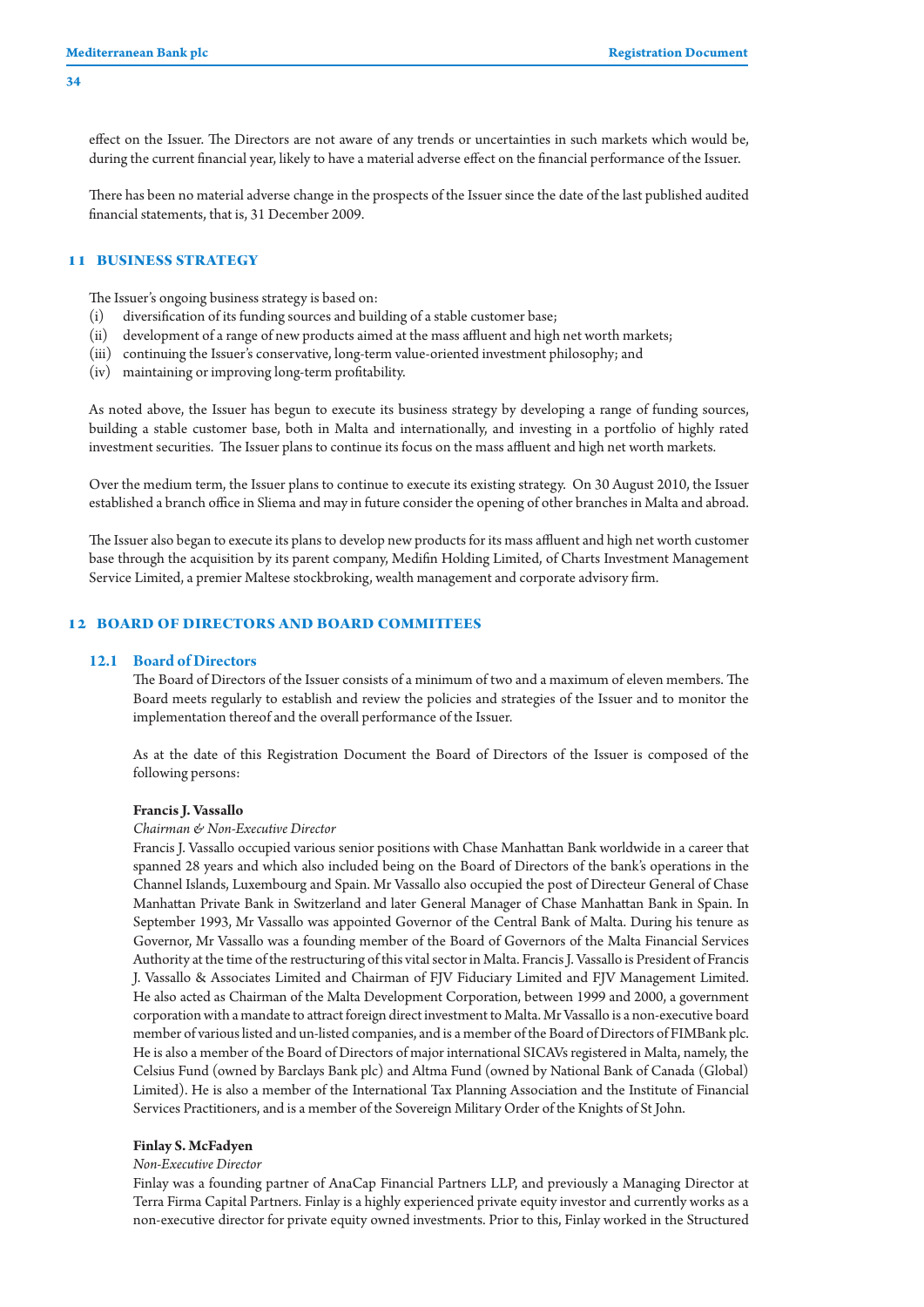effect on the Issuer. The Directors are not aware of any trends or uncertainties in such markets which would be, during the current financial year, likely to have a material adverse effect on the financial performance of the Issuer.

There has been no material adverse change in the prospects of the Issuer since the date of the last published audited financial statements, that is, 31 December 2009.

## 11 BUSINESS STRATEGY

The Issuer's ongoing business strategy is based on:

(i) diversification of its funding sources and building of a stable customer base;
(ii) development of a range of new products aimed at the mass affluent and high net worth markets;
(iii) continuing the Issuer's conservative, long-term value-oriented investment philosophy; and
(iv) maintaining or improving long-term profitability.

As noted above, the Issuer has begun to execute its business strategy by developing a range of funding sources, building a stable customer base, both in Malta and internationally, and investing in a portfolio of highly rated investment securities. The Issuer plans to continue its focus on the mass affluent and high net worth markets.

Over the medium term, the Issuer plans to continue to execute its existing strategy. On 30 August 2010, the Issuer established a branch office in Sliema and may in future consider the opening of other branches in Malta and abroad.

The Issuer also began to execute its plans to develop new products for its mass affluent and high net worth customer base through the acquisition by its parent company, Medifin Holding Limited, of Charts Investment Management Service Limited, a premier Maltese stockbroking, wealth management and corporate advisory firm.

## 12 BOARD OF DIRECTORS AND BOARD COMMITTEES

### 12.1 Board of Directors

The Board of Directors of the Issuer consists of a minimum of two and a maximum of eleven members. The Board meets regularly to establish and review the policies and strategies of the Issuer and to monitor the implementation thereof and the overall performance of the Issuer.

As at the date of this Registration Document the Board of Directors of the Issuer is composed of the following persons:

**Francis J. Vassallo**

*Chairman & Non-Executive Director*

Francis J. Vassallo occupied various senior positions with Chase Manhattan Bank worldwide in a career that spanned 28 years and which also included being on the Board of Directors of the bank's operations in the Channel Islands, Luxembourg and Spain. Mr Vassallo also occupied the post of Directeur General of Chase Manhattan Private Bank in Switzerland and later General Manager of Chase Manhattan Bank in Spain. In September 1993, Mr Vassallo was appointed Governor of the Central Bank of Malta. During his tenure as Governor, Mr Vassallo was a founding member of the Board of Governors of the Malta Financial Services Authority at the time of the restructuring of this vital sector in Malta. Francis J. Vassallo is President of Francis J. Vassallo & Associates Limited and Chairman of FJV Fiduciary Limited and FJV Management Limited. He also acted as Chairman of the Malta Development Corporation, between 1999 and 2000, a government corporation with a mandate to attract foreign direct investment to Malta. Mr Vassallo is a non-executive board member of various listed and un-listed companies, and is a member of the Board of Directors of FIMBank plc. He is also a member of the Board of Directors of major international SICAVs registered in Malta, namely, the Celsius Fund (owned by Barclays Bank plc) and Altma Fund (owned by National Bank of Canada (Global) Limited). He is also a member of the International Tax Planning Association and the Institute of Financial Services Practitioners, and is a member of the Sovereign Military Order of the Knights of St John.

**Finlay S. McFadyen**

*Non-Executive Director*

Finlay was a founding partner of AnaCap Financial Partners LLP, and previously a Managing Director at Terra Firma Capital Partners. Finlay is a highly experienced private equity investor and currently works as a non-executive director for private equity owned investments. Prior to this, Finlay worked in the Structured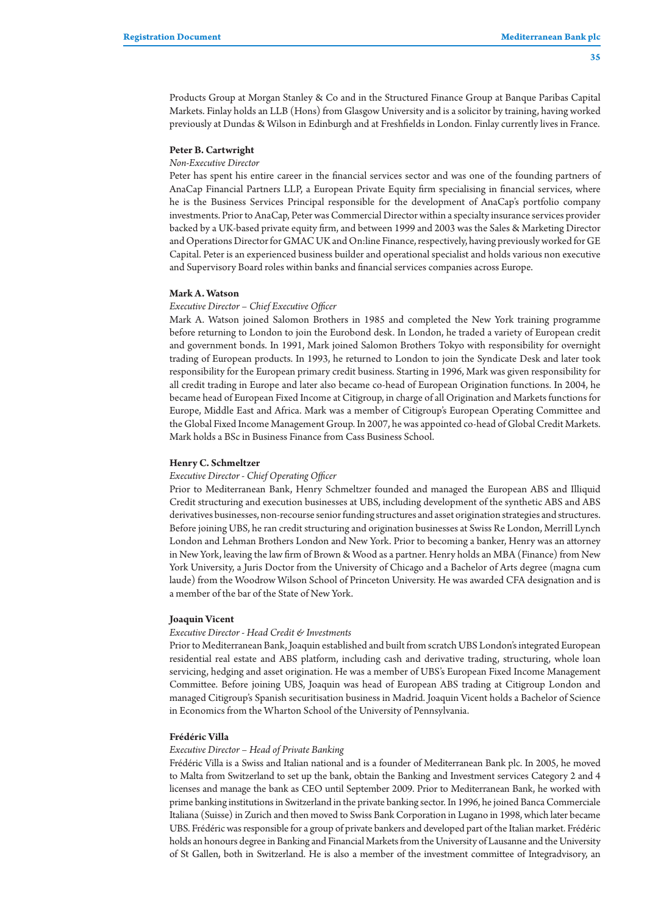Products Group at Morgan Stanley & Co and in the Structured Finance Group at Banque Paribas Capital Markets. Finlay holds an LLB (Hons) from Glasgow University and is a solicitor by training, having worked previously at Dundas & Wilson in Edinburgh and at Freshfields in London. Finlay currently lives in France.

**Peter B. Cartwright**

*Non-Executive Director*

Peter has spent his entire career in the financial services sector and was one of the founding partners of AnaCap Financial Partners LLP, a European Private Equity firm specialising in financial services, where he is the Business Services Principal responsible for the development of AnaCap's portfolio company investments. Prior to AnaCap, Peter was Commercial Director within a specialty insurance services provider backed by a UK-based private equity firm, and between 1999 and 2003 was the Sales & Marketing Director and Operations Director for GMAC UK and On:line Finance, respectively, having previously worked for GE Capital. Peter is an experienced business builder and operational specialist and holds various non executive and Supervisory Board roles within banks and financial services companies across Europe.

**Mark A. Watson**

*Executive Director – Chief Executive Officer*

Mark A. Watson joined Salomon Brothers in 1985 and completed the New York training programme before returning to London to join the Eurobond desk. In London, he traded a variety of European credit and government bonds. In 1991, Mark joined Salomon Brothers Tokyo with responsibility for overnight trading of European products. In 1993, he returned to London to join the Syndicate Desk and later took responsibility for the European primary credit business. Starting in 1996, Mark was given responsibility for all credit trading in Europe and later also became co-head of European Origination functions. In 2004, he became head of European Fixed Income at Citigroup, in charge of all Origination and Markets functions for Europe, Middle East and Africa. Mark was a member of Citigroup's European Operating Committee and the Global Fixed Income Management Group. In 2007, he was appointed co-head of Global Credit Markets. Mark holds a BSc in Business Finance from Cass Business School.

**Henry C. Schmeltzer**

*Executive Director - Chief Operating Officer*

Prior to Mediterranean Bank, Henry Schmeltzer founded and managed the European ABS and Illiquid Credit structuring and execution businesses at UBS, including development of the synthetic ABS and ABS derivatives businesses, non-recourse senior funding structures and asset origination strategies and structures. Before joining UBS, he ran credit structuring and origination businesses at Swiss Re London, Merrill Lynch London and Lehman Brothers London and New York. Prior to becoming a banker, Henry was an attorney in New York, leaving the law firm of Brown & Wood as a partner. Henry holds an MBA (Finance) from New York University, a Juris Doctor from the University of Chicago and a Bachelor of Arts degree (magna cum laude) from the Woodrow Wilson School of Princeton University. He was awarded CFA designation and is a member of the bar of the State of New York.

**Joaquin Vicent**

*Executive Director - Head Credit & Investments*

Prior to Mediterranean Bank, Joaquin established and built from scratch UBS London's integrated European residential real estate and ABS platform, including cash and derivative trading, structuring, whole loan servicing, hedging and asset origination. He was a member of UBS's European Fixed Income Management Committee. Before joining UBS, Joaquin was head of European ABS trading at Citigroup London and managed Citigroup's Spanish securitisation business in Madrid. Joaquin Vicent holds a Bachelor of Science in Economics from the Wharton School of the University of Pennsylvania.

**Frédéric Villa**

*Executive Director – Head of Private Banking*

Frédéric Villa is a Swiss and Italian national and is a founder of Mediterranean Bank plc. In 2005, he moved to Malta from Switzerland to set up the bank, obtain the Banking and Investment services Category 2 and 4 licenses and manage the bank as CEO until September 2009. Prior to Mediterranean Bank, he worked with prime banking institutions in Switzerland in the private banking sector. In 1996, he joined Banca Commerciale Italiana (Suisse) in Zurich and then moved to Swiss Bank Corporation in Lugano in 1998, which later became UBS. Frédéric was responsible for a group of private bankers and developed part of the Italian market. Frédéric holds an honours degree in Banking and Financial Markets from the University of Lausanne and the University of St Gallen, both in Switzerland. He is also a member of the investment committee of Integradvisory, an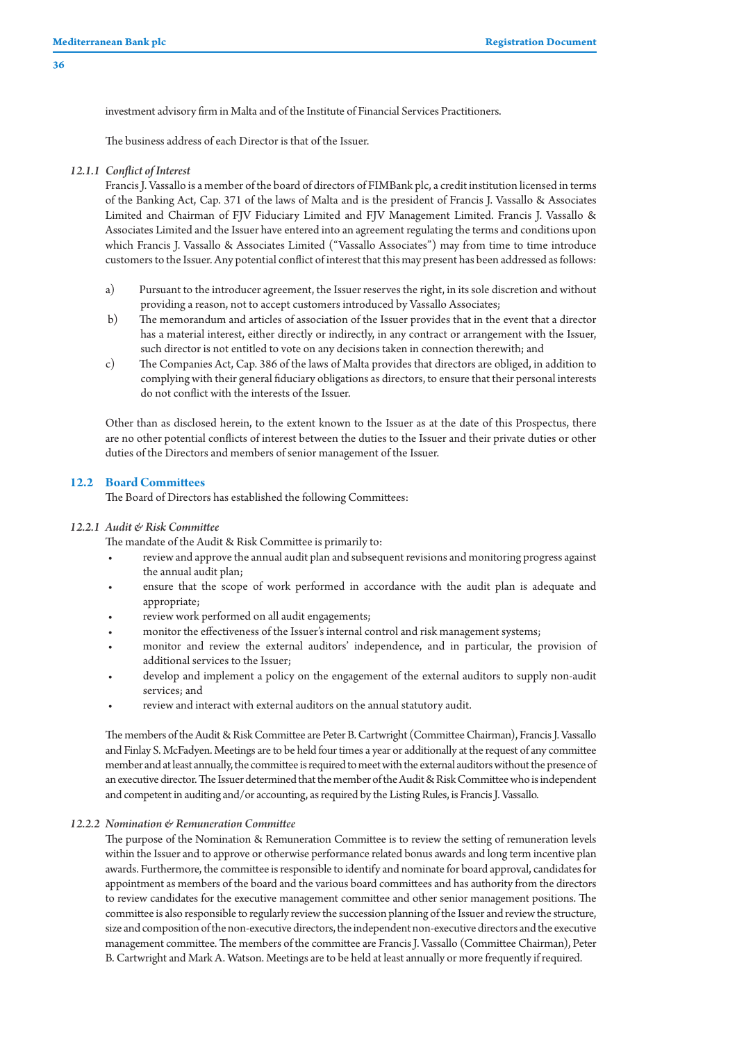investment advisory firm in Malta and of the Institute of Financial Services Practitioners.

The business address of each Director is that of the Issuer.

### *12.1.1 Conflict of Interest*

Francis J. Vassallo is a member of the board of directors of FIMBank plc, a credit institution licensed in terms of the Banking Act, Cap. 371 of the laws of Malta and is the president of Francis J. Vassallo & Associates Limited and Chairman of FJV Fiduciary Limited and FJV Management Limited. Francis J. Vassallo & Associates Limited and the Issuer have entered into an agreement regulating the terms and conditions upon which Francis J. Vassallo & Associates Limited ("Vassallo Associates") may from time to time introduce customers to the Issuer. Any potential conflict of interest that this may present has been addressed as follows:

a) Pursuant to the introducer agreement, the Issuer reserves the right, in its sole discretion and without providing a reason, not to accept customers introduced by Vassallo Associates;
b) The memorandum and articles of association of the Issuer provides that in the event that a director has a material interest, either directly or indirectly, in any contract or arrangement with the Issuer, such director is not entitled to vote on any decisions taken in connection therewith; and
c) The Companies Act, Cap. 386 of the laws of Malta provides that directors are obliged, in addition to complying with their general fiduciary obligations as directors, to ensure that their personal interests do not conflict with the interests of the Issuer.

Other than as disclosed herein, to the extent known to the Issuer as at the date of this Prospectus, there are no other potential conflicts of interest between the duties to the Issuer and their private duties or other duties of the Directors and members of senior management of the Issuer.

## 12.2 Board Committees

The Board of Directors has established the following Committees:

### *12.2.1 Audit & Risk Committee*

The mandate of the Audit & Risk Committee is primarily to:

- review and approve the annual audit plan and subsequent revisions and monitoring progress against the annual audit plan;
- ensure that the scope of work performed in accordance with the audit plan is adequate and appropriate;
- review work performed on all audit engagements;
- monitor the effectiveness of the Issuer's internal control and risk management systems;
- monitor and review the external auditors' independence, and in particular, the provision of additional services to the Issuer;
- develop and implement a policy on the engagement of the external auditors to supply non-audit services; and
- review and interact with external auditors on the annual statutory audit.

The members of the Audit & Risk Committee are Peter B. Cartwright (Committee Chairman), Francis J. Vassallo and Finlay S. McFadyen. Meetings are to be held four times a year or additionally at the request of any committee member and at least annually, the committee is required to meet with the external auditors without the presence of an executive director. The Issuer determined that the member of the Audit & Risk Committee who is independent and competent in auditing and/or accounting, as required by the Listing Rules, is Francis J. Vassallo.

### *12.2.2 Nomination & Remuneration Committee*

The purpose of the Nomination & Remuneration Committee is to review the setting of remuneration levels within the Issuer and to approve or otherwise performance related bonus awards and long term incentive plan awards. Furthermore, the committee is responsible to identify and nominate for board approval, candidates for appointment as members of the board and the various board committees and has authority from the directors to review candidates for the executive management committee and other senior management positions. The committee is also responsible to regularly review the succession planning of the Issuer and review the structure, size and composition of the non-executive directors, the independent non-executive directors and the executive management committee. The members of the committee are Francis J. Vassallo (Committee Chairman), Peter B. Cartwright and Mark A. Watson. Meetings are to be held at least annually or more frequently if required.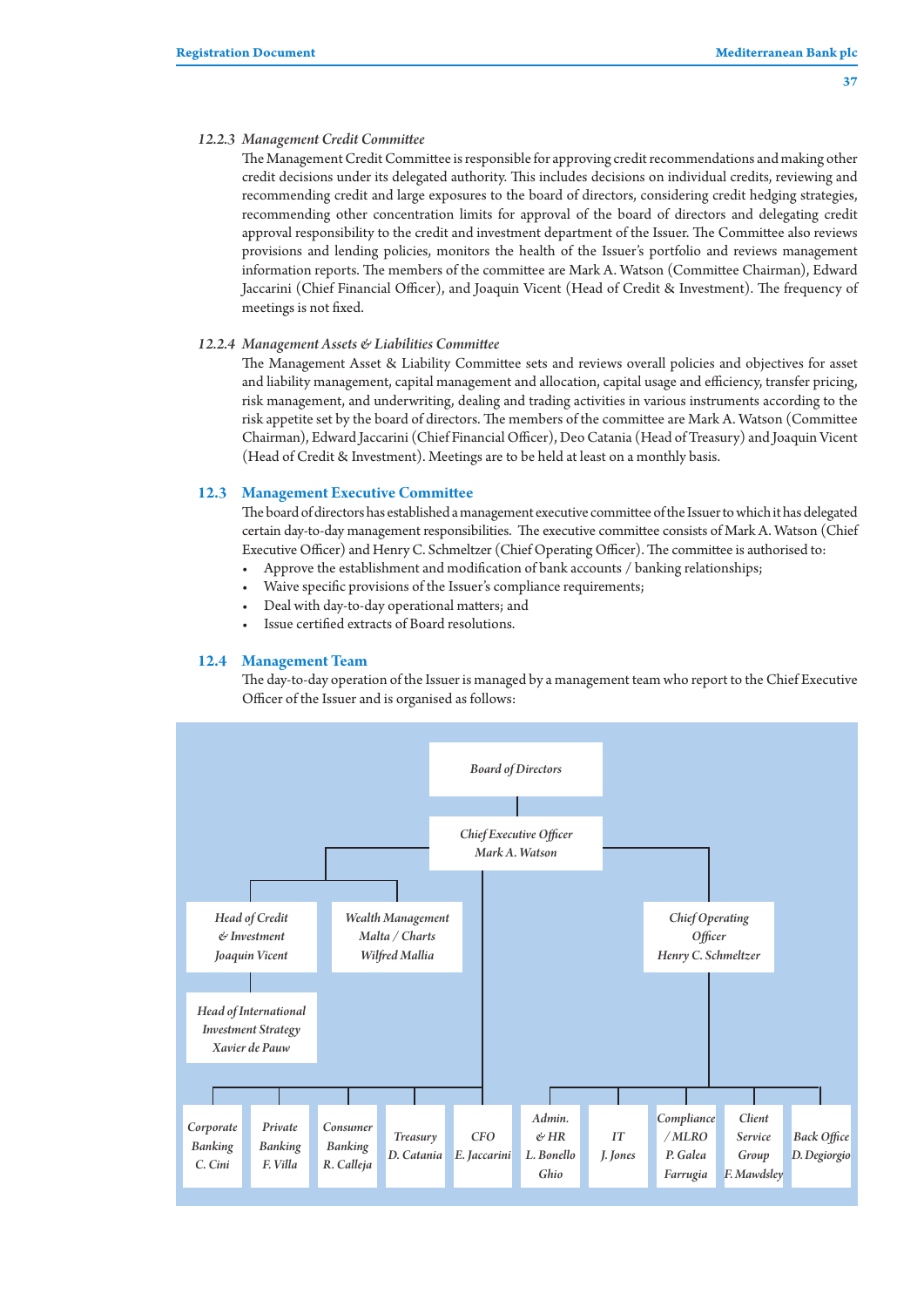#### 12.2.3 *Management Credit Committee*

The Management Credit Committee is responsible for approving credit recommendations and making other credit decisions under its delegated authority. This includes decisions on individual credits, reviewing and recommending credit and large exposures to the board of directors, considering credit hedging strategies, recommending other concentration limits for approval of the board of directors and delegating credit approval responsibility to the credit and investment department of the Issuer. The Committee also reviews provisions and lending policies, monitors the health of the Issuer's portfolio and reviews management information reports. The members of the committee are Mark A. Watson (Committee Chairman), Edward Jaccarini (Chief Financial Officer), and Joaquin Vicent (Head of Credit & Investment). The frequency of meetings is not fixed.

#### 12.2.4 *Management Assets & Liabilities Committee*

The Management Asset & Liability Committee sets and reviews overall policies and objectives for asset and liability management, capital management and allocation, capital usage and efficiency, transfer pricing, risk management, and underwriting, dealing and trading activities in various instruments according to the risk appetite set by the board of directors. The members of the committee are Mark A. Watson (Committee Chairman), Edward Jaccarini (Chief Financial Officer), Deo Catania (Head of Treasury) and Joaquin Vicent (Head of Credit & Investment). Meetings are to be held at least on a monthly basis.

### 12.3 Management Executive Committee

The board of directors has established a management executive committee of the Issuer to which it has delegated certain day-to-day management responsibilities. The executive committee consists of Mark A. Watson (Chief Executive Officer) and Henry C. Schmeltzer (Chief Operating Officer). The committee is authorised to:

- Approve the establishment and modification of bank accounts / banking relationships;
- Waive specific provisions of the Issuer's compliance requirements;
- Deal with day-to-day operational matters; and
- Issue certified extracts of Board resolutions.

### 12.4 Management Team

The day-to-day operation of the Issuer is managed by a management team who report to the Chief Executive Officer of the Issuer and is organised as follows:

- *Board of Directors*
  - *Chief Executive Officer* – *Mark A. Watson*
    - *Head of Credit & Investment* – *Joaquin Vicent*
      - *Head of International Investment Strategy* – *Xavier de Pauw*
    - *Wealth Management Malta / Charts* – *Wilfred Mallia*
    - *Corporate Banking* – *C. Cini*
    - *Private Banking* – *F. Villa*
    - *Consumer Banking* – *R. Calleja*
    - *Treasury* – *D. Catania*
    - *CFO* – *E. Jaccarini*
    - *Chief Operating Officer* – *Henry C. Schmeltzer*
      - *Admin. & HR* – *L. Bonello Ghio*
      - *IT* – *J. Jones*
      - *Compliance / MLRO* – *P. Galea Farrugia*
      - *Client Service Group* – *F. Mawdsley*
      - *Back Office* – *D. Degiorgio*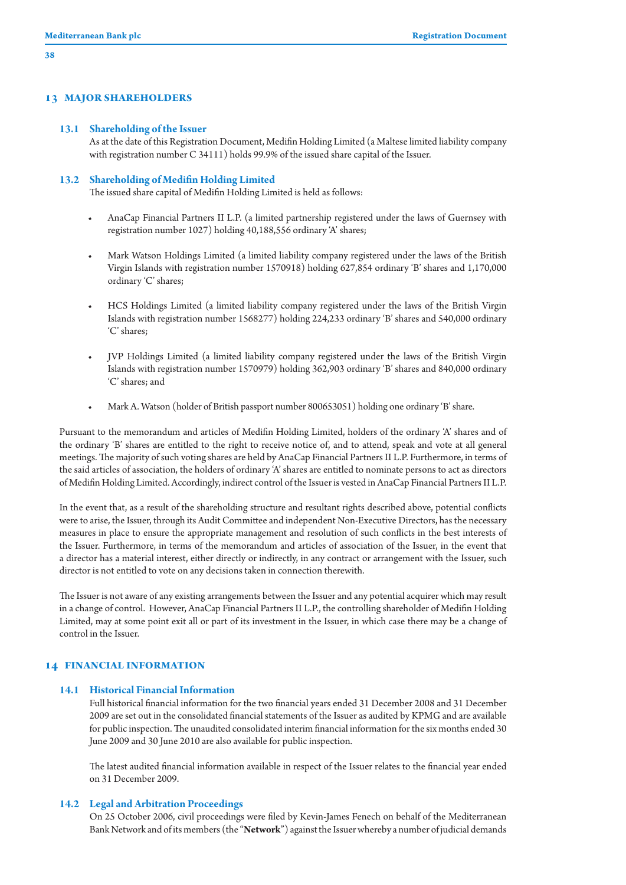## 13 MAJOR SHAREHOLDERS

### 13.1 Shareholding of the Issuer

As at the date of this Registration Document, Medifin Holding Limited (a Maltese limited liability company with registration number C 34111) holds 99.9% of the issued share capital of the Issuer.

### 13.2 Shareholding of Medifin Holding Limited

The issued share capital of Medifin Holding Limited is held as follows:

- AnaCap Financial Partners II L.P. (a limited partnership registered under the laws of Guernsey with registration number 1027) holding 40,188,556 ordinary 'A' shares;
- Mark Watson Holdings Limited (a limited liability company registered under the laws of the British Virgin Islands with registration number 1570918) holding 627,854 ordinary 'B' shares and 1,170,000 ordinary 'C' shares;
- HCS Holdings Limited (a limited liability company registered under the laws of the British Virgin Islands with registration number 1568277) holding 224,233 ordinary 'B' shares and 540,000 ordinary 'C' shares;
- JVP Holdings Limited (a limited liability company registered under the laws of the British Virgin Islands with registration number 1570979) holding 362,903 ordinary 'B' shares and 840,000 ordinary 'C' shares; and
- Mark A. Watson (holder of British passport number 800653051) holding one ordinary 'B' share.

Pursuant to the memorandum and articles of Medifin Holding Limited, holders of the ordinary 'A' shares and of the ordinary 'B' shares are entitled to the right to receive notice of, and to attend, speak and vote at all general meetings. The majority of such voting shares are held by AnaCap Financial Partners II L.P. Furthermore, in terms of the said articles of association, the holders of ordinary 'A' shares are entitled to nominate persons to act as directors of Medifin Holding Limited. Accordingly, indirect control of the Issuer is vested in AnaCap Financial Partners II L.P.

In the event that, as a result of the shareholding structure and resultant rights described above, potential conflicts were to arise, the Issuer, through its Audit Committee and independent Non-Executive Directors, has the necessary measures in place to ensure the appropriate management and resolution of such conflicts in the best interests of the Issuer. Furthermore, in terms of the memorandum and articles of association of the Issuer, in the event that a director has a material interest, either directly or indirectly, in any contract or arrangement with the Issuer, such director is not entitled to vote on any decisions taken in connection therewith.

The Issuer is not aware of any existing arrangements between the Issuer and any potential acquirer which may result in a change of control. However, AnaCap Financial Partners II L.P., the controlling shareholder of Medifin Holding Limited, may at some point exit all or part of its investment in the Issuer, in which case there may be a change of control in the Issuer.

## 14 FINANCIAL INFORMATION

### 14.1 Historical Financial Information

Full historical financial information for the two financial years ended 31 December 2008 and 31 December 2009 are set out in the consolidated financial statements of the Issuer as audited by KPMG and are available for public inspection. The unaudited consolidated interim financial information for the six months ended 30 June 2009 and 30 June 2010 are also available for public inspection.

The latest audited financial information available in respect of the Issuer relates to the financial year ended on 31 December 2009.

### 14.2 Legal and Arbitration Proceedings

On 25 October 2006, civil proceedings were filed by Kevin-James Fenech on behalf of the Mediterranean Bank Network and of its members (the "**Network**") against the Issuer whereby a number of judicial demands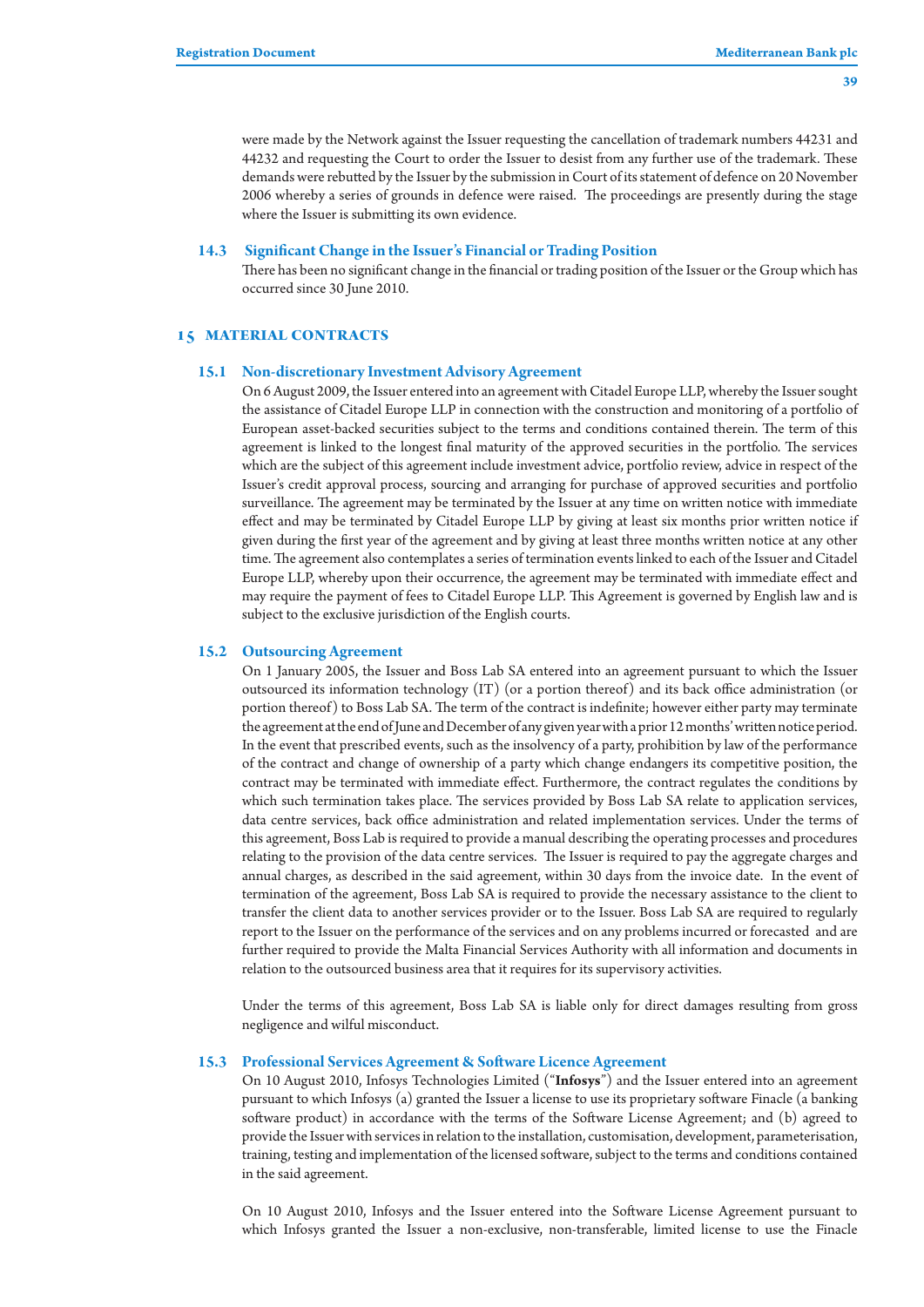were made by the Network against the Issuer requesting the cancellation of trademark numbers 44231 and 44232 and requesting the Court to order the Issuer to desist from any further use of the trademark. These demands were rebutted by the Issuer by the submission in Court of its statement of defence on 20 November 2006 whereby a series of grounds in defence were raised. The proceedings are presently during the stage where the Issuer is submitting its own evidence.

### 14.3 Significant Change in the Issuer's Financial or Trading Position

There has been no significant change in the financial or trading position of the Issuer or the Group which has occurred since 30 June 2010.

## 15 MATERIAL CONTRACTS

### 15.1 Non-discretionary Investment Advisory Agreement

On 6 August 2009, the Issuer entered into an agreement with Citadel Europe LLP, whereby the Issuer sought the assistance of Citadel Europe LLP in connection with the construction and monitoring of a portfolio of European asset-backed securities subject to the terms and conditions contained therein. The term of this agreement is linked to the longest final maturity of the approved securities in the portfolio. The services which are the subject of this agreement include investment advice, portfolio review, advice in respect of the Issuer's credit approval process, sourcing and arranging for purchase of approved securities and portfolio surveillance. The agreement may be terminated by the Issuer at any time on written notice with immediate effect and may be terminated by Citadel Europe LLP by giving at least six months prior written notice if given during the first year of the agreement and by giving at least three months written notice at any other time. The agreement also contemplates a series of termination events linked to each of the Issuer and Citadel Europe LLP, whereby upon their occurrence, the agreement may be terminated with immediate effect and may require the payment of fees to Citadel Europe LLP. This Agreement is governed by English law and is subject to the exclusive jurisdiction of the English courts.

### 15.2 Outsourcing Agreement

On 1 January 2005, the Issuer and Boss Lab SA entered into an agreement pursuant to which the Issuer outsourced its information technology (IT) (or a portion thereof) and its back office administration (or portion thereof) to Boss Lab SA. The term of the contract is indefinite; however either party may terminate the agreement at the end of June and December of any given year with a prior 12 months' written notice period. In the event that prescribed events, such as the insolvency of a party, prohibition by law of the performance of the contract and change of ownership of a party which change endangers its competitive position, the contract may be terminated with immediate effect. Furthermore, the contract regulates the conditions by which such termination takes place. The services provided by Boss Lab SA relate to application services, data centre services, back office administration and related implementation services. Under the terms of this agreement, Boss Lab is required to provide a manual describing the operating processes and procedures relating to the provision of the data centre services. The Issuer is required to pay the aggregate charges and annual charges, as described in the said agreement, within 30 days from the invoice date. In the event of termination of the agreement, Boss Lab SA is required to provide the necessary assistance to the client to transfer the client data to another services provider or to the Issuer. Boss Lab SA are required to regularly report to the Issuer on the performance of the services and on any problems incurred or forecasted and are further required to provide the Malta Financial Services Authority with all information and documents in relation to the outsourced business area that it requires for its supervisory activities.

Under the terms of this agreement, Boss Lab SA is liable only for direct damages resulting from gross negligence and wilful misconduct.

### 15.3 Professional Services Agreement & Software Licence Agreement

On 10 August 2010, Infosys Technologies Limited ("**Infosys**") and the Issuer entered into an agreement pursuant to which Infosys (a) granted the Issuer a license to use its proprietary software Finacle (a banking software product) in accordance with the terms of the Software License Agreement; and (b) agreed to provide the Issuer with services in relation to the installation, customisation, development, parameterisation, training, testing and implementation of the licensed software, subject to the terms and conditions contained in the said agreement.

On 10 August 2010, Infosys and the Issuer entered into the Software License Agreement pursuant to which Infosys granted the Issuer a non-exclusive, non-transferable, limited license to use the Finacle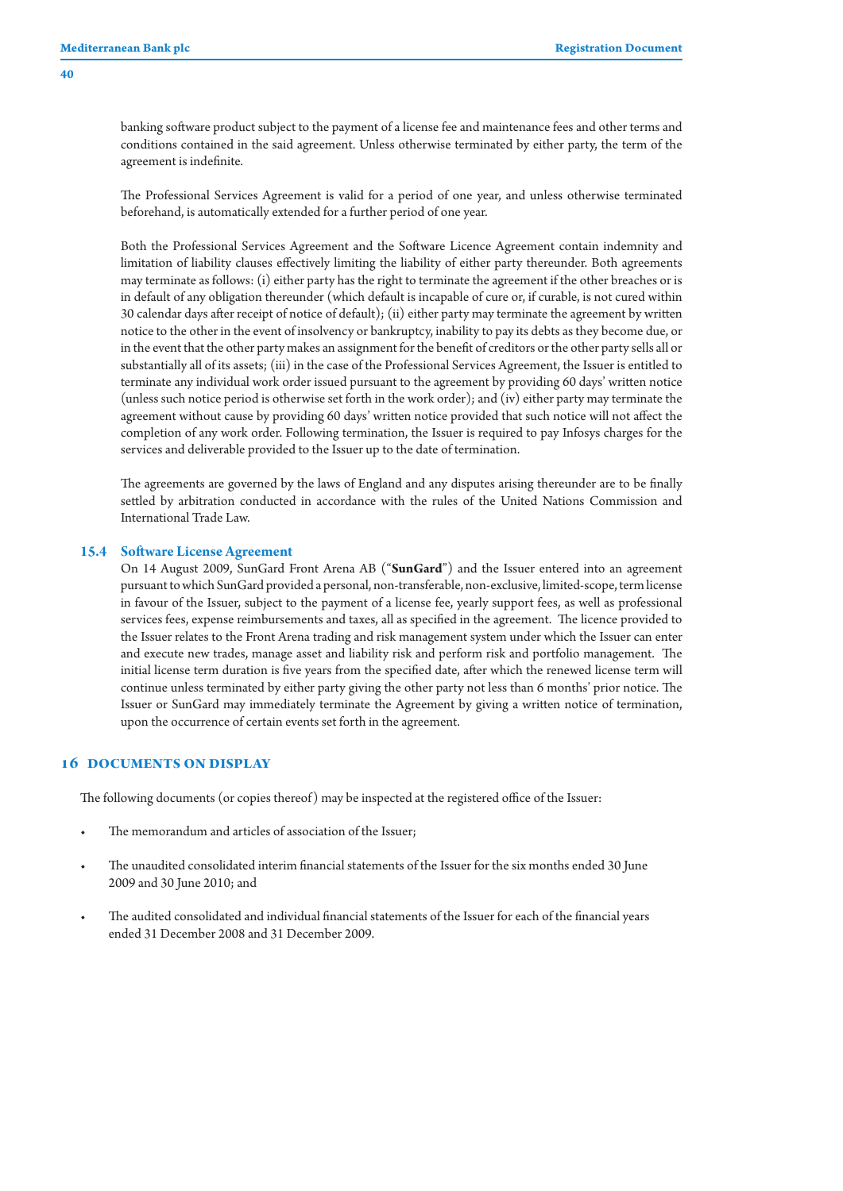banking software product subject to the payment of a license fee and maintenance fees and other terms and conditions contained in the said agreement. Unless otherwise terminated by either party, the term of the agreement is indefinite.

The Professional Services Agreement is valid for a period of one year, and unless otherwise terminated beforehand, is automatically extended for a further period of one year.

Both the Professional Services Agreement and the Software Licence Agreement contain indemnity and limitation of liability clauses effectively limiting the liability of either party thereunder. Both agreements may terminate as follows: (i) either party has the right to terminate the agreement if the other breaches or is in default of any obligation thereunder (which default is incapable of cure or, if curable, is not cured within 30 calendar days after receipt of notice of default); (ii) either party may terminate the agreement by written notice to the other in the event of insolvency or bankruptcy, inability to pay its debts as they become due, or in the event that the other party makes an assignment for the benefit of creditors or the other party sells all or substantially all of its assets; (iii) in the case of the Professional Services Agreement, the Issuer is entitled to terminate any individual work order issued pursuant to the agreement by providing 60 days' written notice (unless such notice period is otherwise set forth in the work order); and (iv) either party may terminate the agreement without cause by providing 60 days' written notice provided that such notice will not affect the completion of any work order. Following termination, the Issuer is required to pay Infosys charges for the services and deliverable provided to the Issuer up to the date of termination.

The agreements are governed by the laws of England and any disputes arising thereunder are to be finally settled by arbitration conducted in accordance with the rules of the United Nations Commission and International Trade Law.

### 15.4 Software License Agreement

On 14 August 2009, SunGard Front Arena AB ("**SunGard**") and the Issuer entered into an agreement pursuant to which SunGard provided a personal, non-transferable, non-exclusive, limited-scope, term license in favour of the Issuer, subject to the payment of a license fee, yearly support fees, as well as professional services fees, expense reimbursements and taxes, all as specified in the agreement. The licence provided to the Issuer relates to the Front Arena trading and risk management system under which the Issuer can enter and execute new trades, manage asset and liability risk and perform risk and portfolio management. The initial license term duration is five years from the specified date, after which the renewed license term will continue unless terminated by either party giving the other party not less than 6 months' prior notice. The Issuer or SunGard may immediately terminate the Agreement by giving a written notice of termination, upon the occurrence of certain events set forth in the agreement.

## 16 DOCUMENTS ON DISPLAY

The following documents (or copies thereof) may be inspected at the registered office of the Issuer:

- The memorandum and articles of association of the Issuer;
- The unaudited consolidated interim financial statements of the Issuer for the six months ended 30 June 2009 and 30 June 2010; and
- The audited consolidated and individual financial statements of the Issuer for each of the financial years ended 31 December 2008 and 31 December 2009.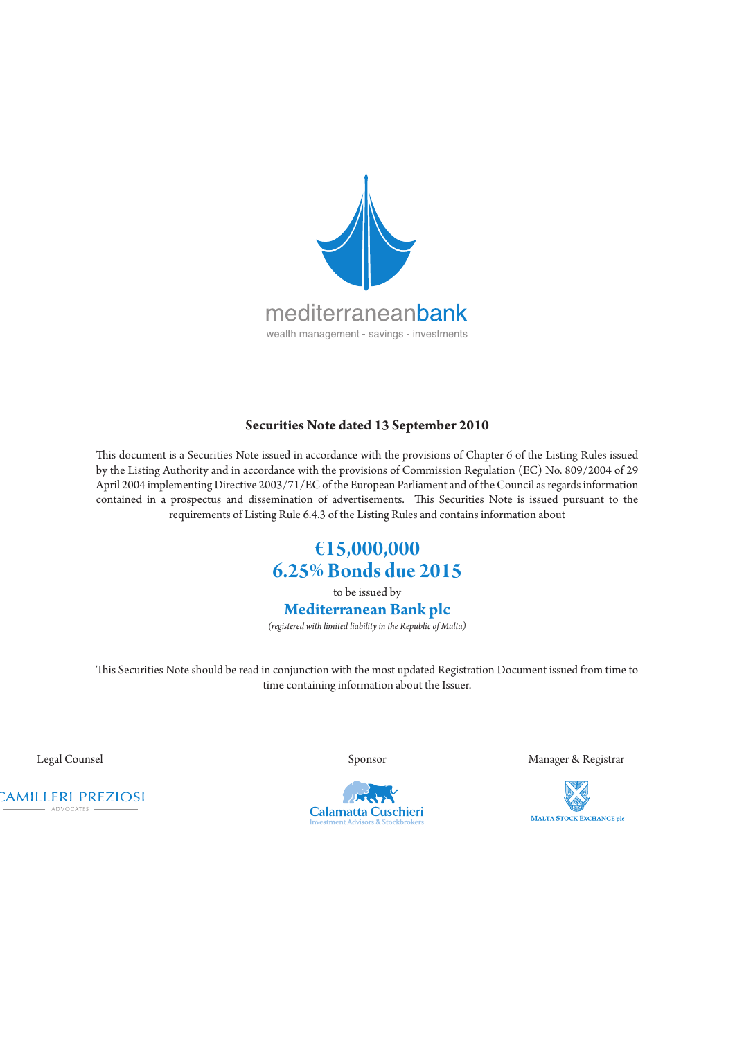mediterraneanbank

wealth management - savings - investments

**Securities Note dated 13 September 2010**

This document is a Securities Note issued in accordance with the provisions of Chapter 6 of the Listing Rules issued by the Listing Authority and in accordance with the provisions of Commission Regulation (EC) No. 809/2004 of 29 April 2004 implementing Directive 2003/71/EC of the European Parliament and of the Council as regards information contained in a prospectus and dissemination of advertisements. This Securities Note is issued pursuant to the requirements of Listing Rule 6.4.3 of the Listing Rules and contains information about

# €15,000,000
# 6.25% Bonds due 2015

to be issued by

## Mediterranean Bank plc

*(registered with limited liability in the Republic of Malta)*

This Securities Note should be read in conjunction with the most updated Registration Document issued from time to time containing information about the Issuer.

Legal Counsel

CAMILLERI PREZIOSI
ADVOCATES

Sponsor

Calamatta Cuschieri
Investment Advisors & Stockbrokers

Manager & Registrar

MALTA STOCK EXCHANGE plc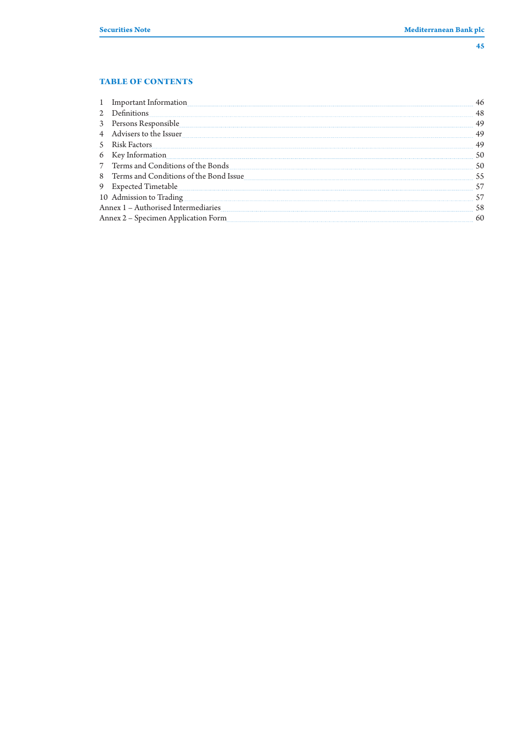## TABLE OF CONTENTS

| | | |
|---|---|---|
| 1 | Important Information | 46 |
| 2 | Definitions | 48 |
| 3 | Persons Responsible | 49 |
| 4 | Advisers to the Issuer | 49 |
| 5 | Risk Factors | 49 |
| 6 | Key Information | 50 |
| 7 | Terms and Conditions of the Bonds | 50 |
| 8 | Terms and Conditions of the Bond Issue | 55 |
| 9 | Expected Timetable | 57 |
| 10 | Admission to Trading | 57 |
| Annex 1 – Authorised Intermediaries | | 58 |
| Annex 2 – Specimen Application Form | | 60 |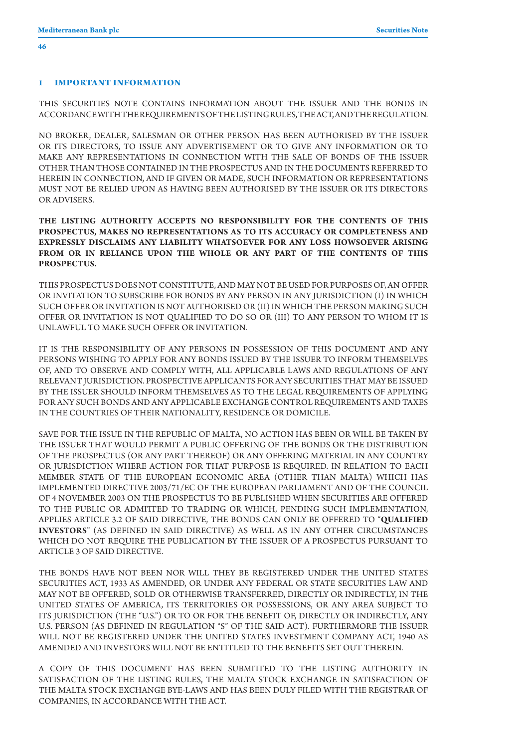## 1 IMPORTANT INFORMATION

THIS SECURITIES NOTE CONTAINS INFORMATION ABOUT THE ISSUER AND THE BONDS IN ACCORDANCE WITH THE REQUIREMENTS OF THE LISTING RULES, THE ACT, AND THE REGULATION.

NO BROKER, DEALER, SALESMAN OR OTHER PERSON HAS BEEN AUTHORISED BY THE ISSUER OR ITS DIRECTORS, TO ISSUE ANY ADVERTISEMENT OR TO GIVE ANY INFORMATION OR TO MAKE ANY REPRESENTATIONS IN CONNECTION WITH THE SALE OF BONDS OF THE ISSUER OTHER THAN THOSE CONTAINED IN THE PROSPECTUS AND IN THE DOCUMENTS REFERRED TO HEREIN IN CONNECTION, AND IF GIVEN OR MADE, SUCH INFORMATION OR REPRESENTATIONS MUST NOT BE RELIED UPON AS HAVING BEEN AUTHORISED BY THE ISSUER OR ITS DIRECTORS OR ADVISERS.

**THE LISTING AUTHORITY ACCEPTS NO RESPONSIBILITY FOR THE CONTENTS OF THIS PROSPECTUS, MAKES NO REPRESENTATIONS AS TO ITS ACCURACY OR COMPLETENESS AND EXPRESSLY DISCLAIMS ANY LIABILITY WHATSOEVER FOR ANY LOSS HOWSOEVER ARISING FROM OR IN RELIANCE UPON THE WHOLE OR ANY PART OF THE CONTENTS OF THIS PROSPECTUS.**

THIS PROSPECTUS DOES NOT CONSTITUTE, AND MAY NOT BE USED FOR PURPOSES OF, AN OFFER OR INVITATION TO SUBSCRIBE FOR BONDS BY ANY PERSON IN ANY JURISDICTION (I) IN WHICH SUCH OFFER OR INVITATION IS NOT AUTHORISED OR (II) IN WHICH THE PERSON MAKING SUCH OFFER OR INVITATION IS NOT QUALIFIED TO DO SO OR (III) TO ANY PERSON TO WHOM IT IS UNLAWFUL TO MAKE SUCH OFFER OR INVITATION.

IT IS THE RESPONSIBILITY OF ANY PERSONS IN POSSESSION OF THIS DOCUMENT AND ANY PERSONS WISHING TO APPLY FOR ANY BONDS ISSUED BY THE ISSUER TO INFORM THEMSELVES OF, AND TO OBSERVE AND COMPLY WITH, ALL APPLICABLE LAWS AND REGULATIONS OF ANY RELEVANT JURISDICTION. PROSPECTIVE APPLICANTS FOR ANY SECURITIES THAT MAY BE ISSUED BY THE ISSUER SHOULD INFORM THEMSELVES AS TO THE LEGAL REQUIREMENTS OF APPLYING FOR ANY SUCH BONDS AND ANY APPLICABLE EXCHANGE CONTROL REQUIREMENTS AND TAXES IN THE COUNTRIES OF THEIR NATIONALITY, RESIDENCE OR DOMICILE.

SAVE FOR THE ISSUE IN THE REPUBLIC OF MALTA, NO ACTION HAS BEEN OR WILL BE TAKEN BY THE ISSUER THAT WOULD PERMIT A PUBLIC OFFERING OF THE BONDS OR THE DISTRIBUTION OF THE PROSPECTUS (OR ANY PART THEREOF) OR ANY OFFERING MATERIAL IN ANY COUNTRY OR JURISDICTION WHERE ACTION FOR THAT PURPOSE IS REQUIRED. IN RELATION TO EACH MEMBER STATE OF THE EUROPEAN ECONOMIC AREA (OTHER THAN MALTA) WHICH HAS IMPLEMENTED DIRECTIVE 2003/71/EC OF THE EUROPEAN PARLIAMENT AND OF THE COUNCIL OF 4 NOVEMBER 2003 ON THE PROSPECTUS TO BE PUBLISHED WHEN SECURITIES ARE OFFERED TO THE PUBLIC OR ADMITTED TO TRADING OR WHICH, PENDING SUCH IMPLEMENTATION, APPLIES ARTICLE 3.2 OF SAID DIRECTIVE, THE BONDS CAN ONLY BE OFFERED TO "**QUALIFIED INVESTORS**" (AS DEFINED IN SAID DIRECTIVE) AS WELL AS IN ANY OTHER CIRCUMSTANCES WHICH DO NOT REQUIRE THE PUBLICATION BY THE ISSUER OF A PROSPECTUS PURSUANT TO ARTICLE 3 OF SAID DIRECTIVE.

THE BONDS HAVE NOT BEEN NOR WILL THEY BE REGISTERED UNDER THE UNITED STATES SECURITIES ACT, 1933 AS AMENDED, OR UNDER ANY FEDERAL OR STATE SECURITIES LAW AND MAY NOT BE OFFERED, SOLD OR OTHERWISE TRANSFERRED, DIRECTLY OR INDIRECTLY, IN THE UNITED STATES OF AMERICA, ITS TERRITORIES OR POSSESSIONS, OR ANY AREA SUBJECT TO ITS JURISDICTION (THE "U.S.") OR TO OR FOR THE BENEFIT OF, DIRECTLY OR INDIRECTLY, ANY U.S. PERSON (AS DEFINED IN REGULATION "S" OF THE SAID ACT). FURTHERMORE THE ISSUER WILL NOT BE REGISTERED UNDER THE UNITED STATES INVESTMENT COMPANY ACT, 1940 AS AMENDED AND INVESTORS WILL NOT BE ENTITLED TO THE BENEFITS SET OUT THEREIN.

A COPY OF THIS DOCUMENT HAS BEEN SUBMITTED TO THE LISTING AUTHORITY IN SATISFACTION OF THE LISTING RULES, THE MALTA STOCK EXCHANGE IN SATISFACTION OF THE MALTA STOCK EXCHANGE BYE-LAWS AND HAS BEEN DULY FILED WITH THE REGISTRAR OF COMPANIES, IN ACCORDANCE WITH THE ACT.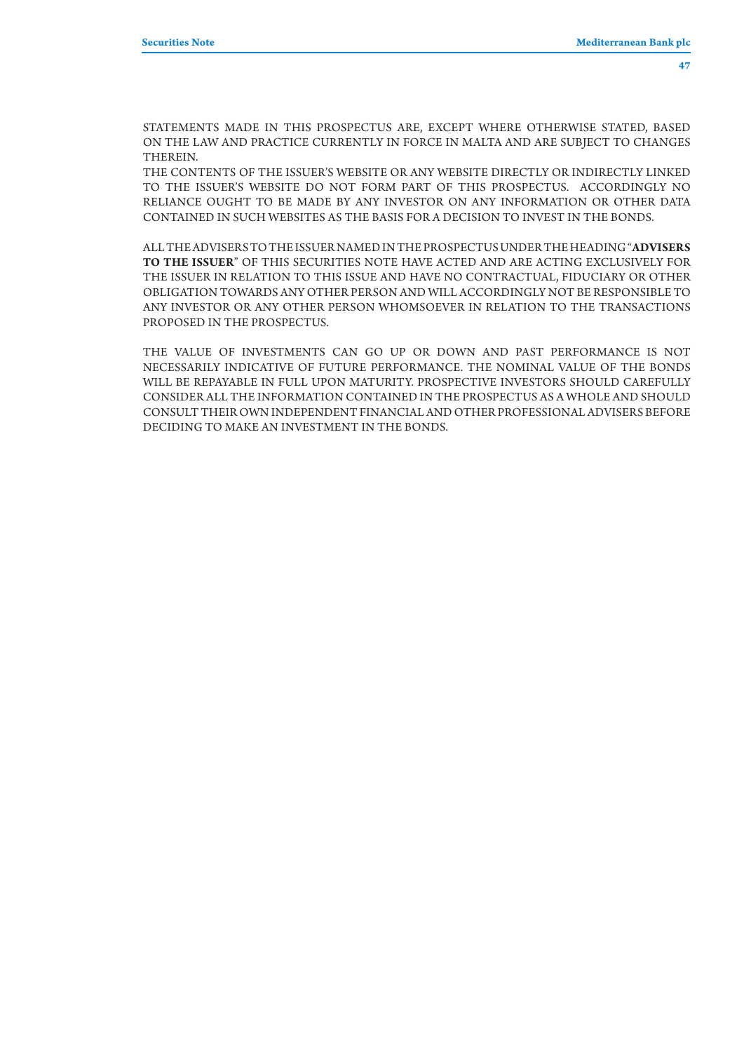STATEMENTS MADE IN THIS PROSPECTUS ARE, EXCEPT WHERE OTHERWISE STATED, BASED ON THE LAW AND PRACTICE CURRENTLY IN FORCE IN MALTA AND ARE SUBJECT TO CHANGES THEREIN.

THE CONTENTS OF THE ISSUER'S WEBSITE OR ANY WEBSITE DIRECTLY OR INDIRECTLY LINKED TO THE ISSUER'S WEBSITE DO NOT FORM PART OF THIS PROSPECTUS. ACCORDINGLY NO RELIANCE OUGHT TO BE MADE BY ANY INVESTOR ON ANY INFORMATION OR OTHER DATA CONTAINED IN SUCH WEBSITES AS THE BASIS FOR A DECISION TO INVEST IN THE BONDS.

ALL THE ADVISERS TO THE ISSUER NAMED IN THE PROSPECTUS UNDER THE HEADING "**ADVISERS TO THE ISSUER**" OF THIS SECURITIES NOTE HAVE ACTED AND ARE ACTING EXCLUSIVELY FOR THE ISSUER IN RELATION TO THIS ISSUE AND HAVE NO CONTRACTUAL, FIDUCIARY OR OTHER OBLIGATION TOWARDS ANY OTHER PERSON AND WILL ACCORDINGLY NOT BE RESPONSIBLE TO ANY INVESTOR OR ANY OTHER PERSON WHOMSOEVER IN RELATION TO THE TRANSACTIONS PROPOSED IN THE PROSPECTUS.

THE VALUE OF INVESTMENTS CAN GO UP OR DOWN AND PAST PERFORMANCE IS NOT NECESSARILY INDICATIVE OF FUTURE PERFORMANCE. THE NOMINAL VALUE OF THE BONDS WILL BE REPAYABLE IN FULL UPON MATURITY. PROSPECTIVE INVESTORS SHOULD CAREFULLY CONSIDER ALL THE INFORMATION CONTAINED IN THE PROSPECTUS AS A WHOLE AND SHOULD CONSULT THEIR OWN INDEPENDENT FINANCIAL AND OTHER PROFESSIONAL ADVISERS BEFORE DECIDING TO MAKE AN INVESTMENT IN THE BONDS.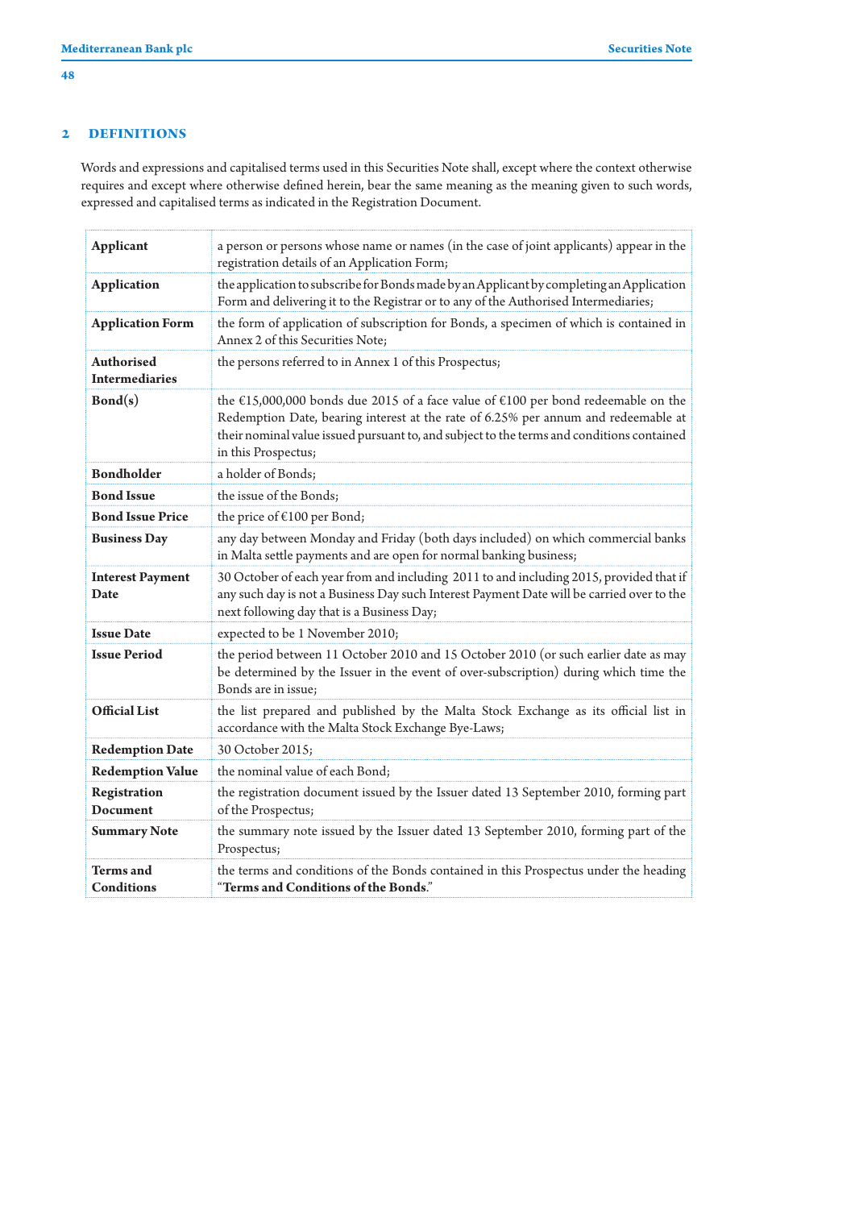## 2 DEFINITIONS

Words and expressions and capitalised terms used in this Securities Note shall, except where the context otherwise requires and except where otherwise defined herein, bear the same meaning as the meaning given to such words, expressed and capitalised terms as indicated in the Registration Document.

| | |
|---|---|
| **Applicant** | a person or persons whose name or names (in the case of joint applicants) appear in the registration details of an Application Form; |
| **Application** | the application to subscribe for Bonds made by an Applicant by completing an Application Form and delivering it to the Registrar or to any of the Authorised Intermediaries; |
| **Application Form** | the form of application of subscription for Bonds, a specimen of which is contained in Annex 2 of this Securities Note; |
| **Authorised Intermediaries** | the persons referred to in Annex 1 of this Prospectus; |
| **Bond(s)** | the €15,000,000 bonds due 2015 of a face value of €100 per bond redeemable on the Redemption Date, bearing interest at the rate of 6.25% per annum and redeemable at their nominal value issued pursuant to, and subject to the terms and conditions contained in this Prospectus; |
| **Bondholder** | a holder of Bonds; |
| **Bond Issue** | the issue of the Bonds; |
| **Bond Issue Price** | the price of €100 per Bond; |
| **Business Day** | any day between Monday and Friday (both days included) on which commercial banks in Malta settle payments and are open for normal banking business; |
| **Interest Payment Date** | 30 October of each year from and including 2011 to and including 2015, provided that if any such day is not a Business Day such Interest Payment Date will be carried over to the next following day that is a Business Day; |
| **Issue Date** | expected to be 1 November 2010; |
| **Issue Period** | the period between 11 October 2010 and 15 October 2010 (or such earlier date as may be determined by the Issuer in the event of over-subscription) during which time the Bonds are in issue; |
| **Official List** | the list prepared and published by the Malta Stock Exchange as its official list in accordance with the Malta Stock Exchange Bye-Laws; |
| **Redemption Date** | 30 October 2015; |
| **Redemption Value** | the nominal value of each Bond; |
| **Registration Document** | the registration document issued by the Issuer dated 13 September 2010, forming part of the Prospectus; |
| **Summary Note** | the summary note issued by the Issuer dated 13 September 2010, forming part of the Prospectus; |
| **Terms and Conditions** | the terms and conditions of the Bonds contained in this Prospectus under the heading "**Terms and Conditions of the Bonds**." |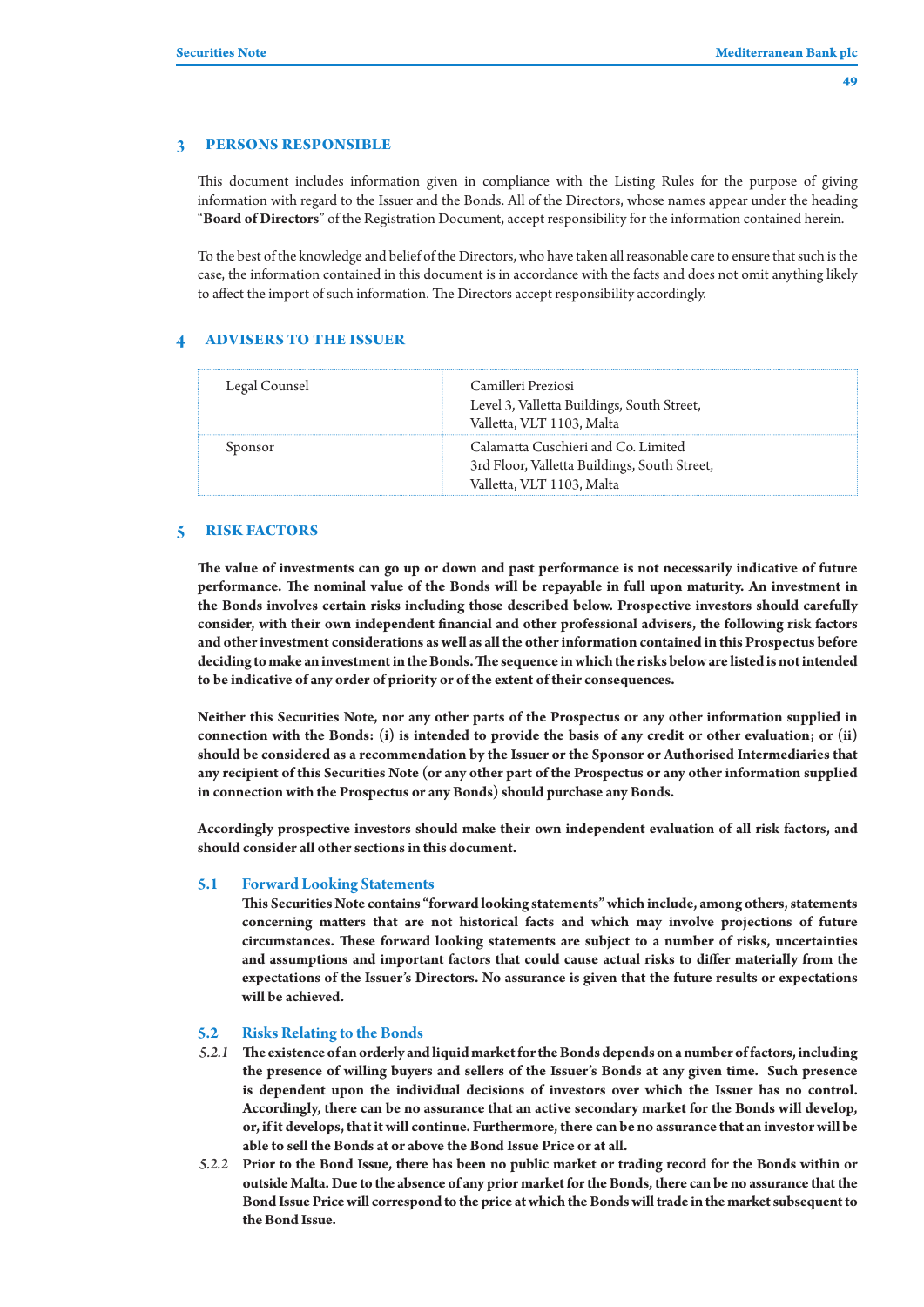## 3 PERSONS RESPONSIBLE

This document includes information given in compliance with the Listing Rules for the purpose of giving information with regard to the Issuer and the Bonds. All of the Directors, whose names appear under the heading "**Board of Directors**" of the Registration Document, accept responsibility for the information contained herein.

To the best of the knowledge and belief of the Directors, who have taken all reasonable care to ensure that such is the case, the information contained in this document is in accordance with the facts and does not omit anything likely to affect the import of such information. The Directors accept responsibility accordingly.

## 4 ADVISERS TO THE ISSUER

| | |
|---|---|
| Legal Counsel | Camilleri Preziosi<br>Level 3, Valletta Buildings, South Street,<br>Valletta, VLT 1103, Malta |
| Sponsor | Calamatta Cuschieri and Co. Limited<br>3rd Floor, Valletta Buildings, South Street,<br>Valletta, VLT 1103, Malta |

## 5 RISK FACTORS

**The value of investments can go up or down and past performance is not necessarily indicative of future performance. The nominal value of the Bonds will be repayable in full upon maturity. An investment in the Bonds involves certain risks including those described below. Prospective investors should carefully consider, with their own independent financial and other professional advisers, the following risk factors and other investment considerations as well as all the other information contained in this Prospectus before deciding to make an investment in the Bonds. The sequence in which the risks below are listed is not intended to be indicative of any order of priority or of the extent of their consequences.**

**Neither this Securities Note, nor any other parts of the Prospectus or any other information supplied in connection with the Bonds: (i) is intended to provide the basis of any credit or other evaluation; or (ii) should be considered as a recommendation by the Issuer or the Sponsor or Authorised Intermediaries that any recipient of this Securities Note (or any other part of the Prospectus or any other information supplied in connection with the Prospectus or any Bonds) should purchase any Bonds.**

**Accordingly prospective investors should make their own independent evaluation of all risk factors, and should consider all other sections in this document.**

### 5.1 Forward Looking Statements

**This Securities Note contains "forward looking statements" which include, among others, statements concerning matters that are not historical facts and which may involve projections of future circumstances. These forward looking statements are subject to a number of risks, uncertainties and assumptions and important factors that could cause actual risks to differ materially from the expectations of the Issuer's Directors. No assurance is given that the future results or expectations will be achieved.**

### 5.2 Risks Relating to the Bonds

*5.2.1* **The existence of an orderly and liquid market for the Bonds depends on a number of factors, including the presence of willing buyers and sellers of the Issuer's Bonds at any given time. Such presence is dependent upon the individual decisions of investors over which the Issuer has no control. Accordingly, there can be no assurance that an active secondary market for the Bonds will develop, or, if it develops, that it will continue. Furthermore, there can be no assurance that an investor will be able to sell the Bonds at or above the Bond Issue Price or at all.**

*5.2.2* **Prior to the Bond Issue, there has been no public market or trading record for the Bonds within or outside Malta. Due to the absence of any prior market for the Bonds, there can be no assurance that the Bond Issue Price will correspond to the price at which the Bonds will trade in the market subsequent to the Bond Issue.**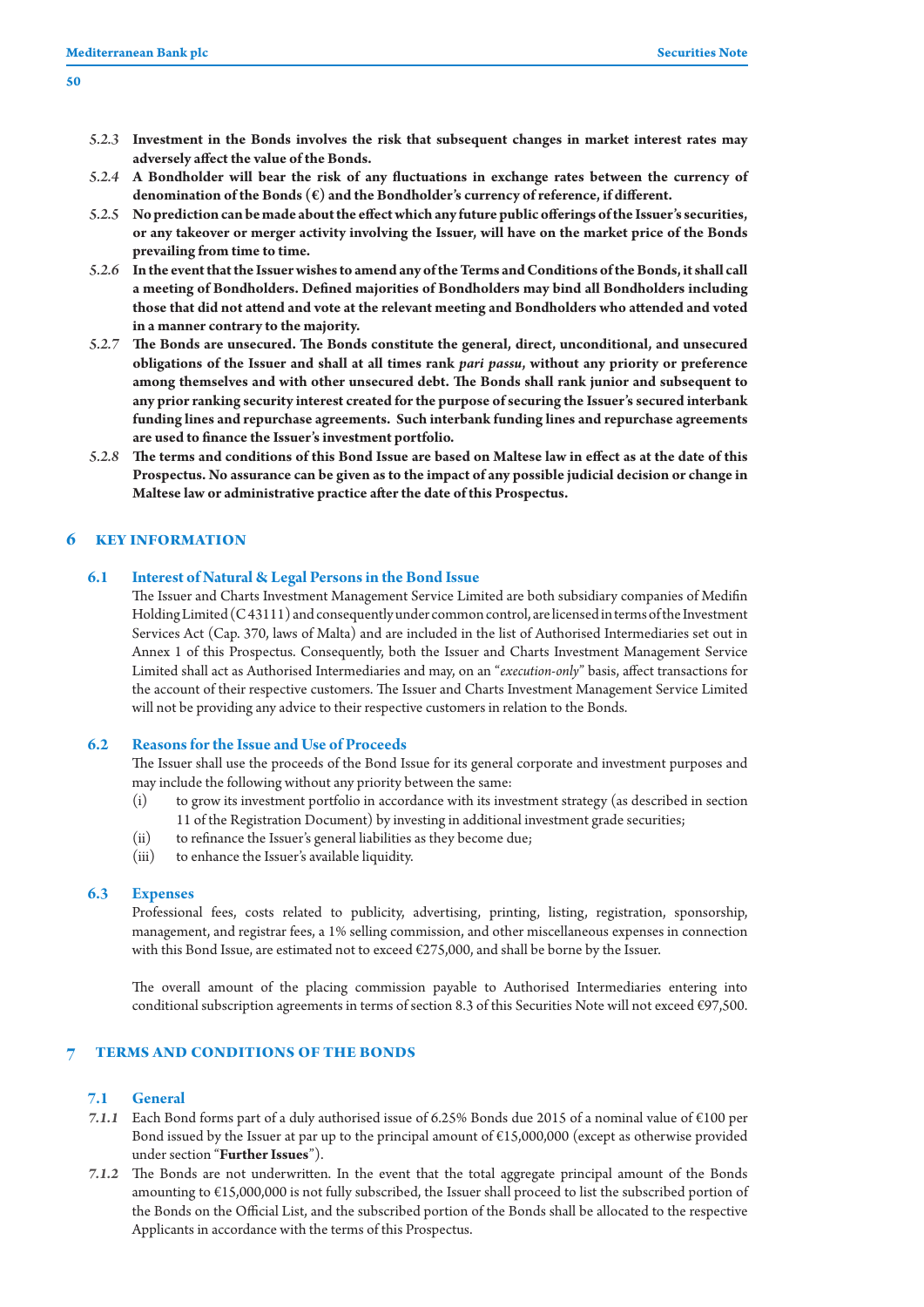*5.2.3* **Investment in the Bonds involves the risk that subsequent changes in market interest rates may adversely affect the value of the Bonds.**

*5.2.4* **A Bondholder will bear the risk of any fluctuations in exchange rates between the currency of denomination of the Bonds (€) and the Bondholder's currency of reference, if different.**

*5.2.5* **No prediction can be made about the effect which any future public offerings of the Issuer's securities, or any takeover or merger activity involving the Issuer, will have on the market price of the Bonds prevailing from time to time.**

*5.2.6* **In the event that the Issuer wishes to amend any of the Terms and Conditions of the Bonds, it shall call a meeting of Bondholders. Defined majorities of Bondholders may bind all Bondholders including those that did not attend and vote at the relevant meeting and Bondholders who attended and voted in a manner contrary to the majority.**

*5.2.7* **The Bonds are unsecured. The Bonds constitute the general, direct, unconditional, and unsecured obligations of the Issuer and shall at all times rank *pari passu*, without any priority or preference among themselves and with other unsecured debt. The Bonds shall rank junior and subsequent to any prior ranking security interest created for the purpose of securing the Issuer's secured interbank funding lines and repurchase agreements. Such interbank funding lines and repurchase agreements are used to finance the Issuer's investment portfolio.**

*5.2.8* **The terms and conditions of this Bond Issue are based on Maltese law in effect as at the date of this Prospectus. No assurance can be given as to the impact of any possible judicial decision or change in Maltese law or administrative practice after the date of this Prospectus.**

# 6 KEY INFORMATION

## 6.1 Interest of Natural & Legal Persons in the Bond Issue

The Issuer and Charts Investment Management Service Limited are both subsidiary companies of Medifin Holding Limited (C 43111) and consequently under common control, are licensed in terms of the Investment Services Act (Cap. 370, laws of Malta) and are included in the list of Authorised Intermediaries set out in Annex 1 of this Prospectus. Consequently, both the Issuer and Charts Investment Management Service Limited shall act as Authorised Intermediaries and may, on an "*execution-only*" basis, affect transactions for the account of their respective customers. The Issuer and Charts Investment Management Service Limited will not be providing any advice to their respective customers in relation to the Bonds.

## 6.2 Reasons for the Issue and Use of Proceeds

The Issuer shall use the proceeds of the Bond Issue for its general corporate and investment purposes and may include the following without any priority between the same:

(i) to grow its investment portfolio in accordance with its investment strategy (as described in section 11 of the Registration Document) by investing in additional investment grade securities;

(ii) to refinance the Issuer's general liabilities as they become due;

(iii) to enhance the Issuer's available liquidity.

## 6.3 Expenses

Professional fees, costs related to publicity, advertising, printing, listing, registration, sponsorship, management, and registrar fees, a 1% selling commission, and other miscellaneous expenses in connection with this Bond Issue, are estimated not to exceed €275,000, and shall be borne by the Issuer.

The overall amount of the placing commission payable to Authorised Intermediaries entering into conditional subscription agreements in terms of section 8.3 of this Securities Note will not exceed €97,500.

# 7 TERMS AND CONDITIONS OF THE BONDS

## 7.1 General

*7.1.1* Each Bond forms part of a duly authorised issue of 6.25% Bonds due 2015 of a nominal value of €100 per Bond issued by the Issuer at par up to the principal amount of €15,000,000 (except as otherwise provided under section "**Further Issues**").

*7.1.2* The Bonds are not underwritten. In the event that the total aggregate principal amount of the Bonds amounting to €15,000,000 is not fully subscribed, the Issuer shall proceed to list the subscribed portion of the Bonds on the Official List, and the subscribed portion of the Bonds shall be allocated to the respective Applicants in accordance with the terms of this Prospectus.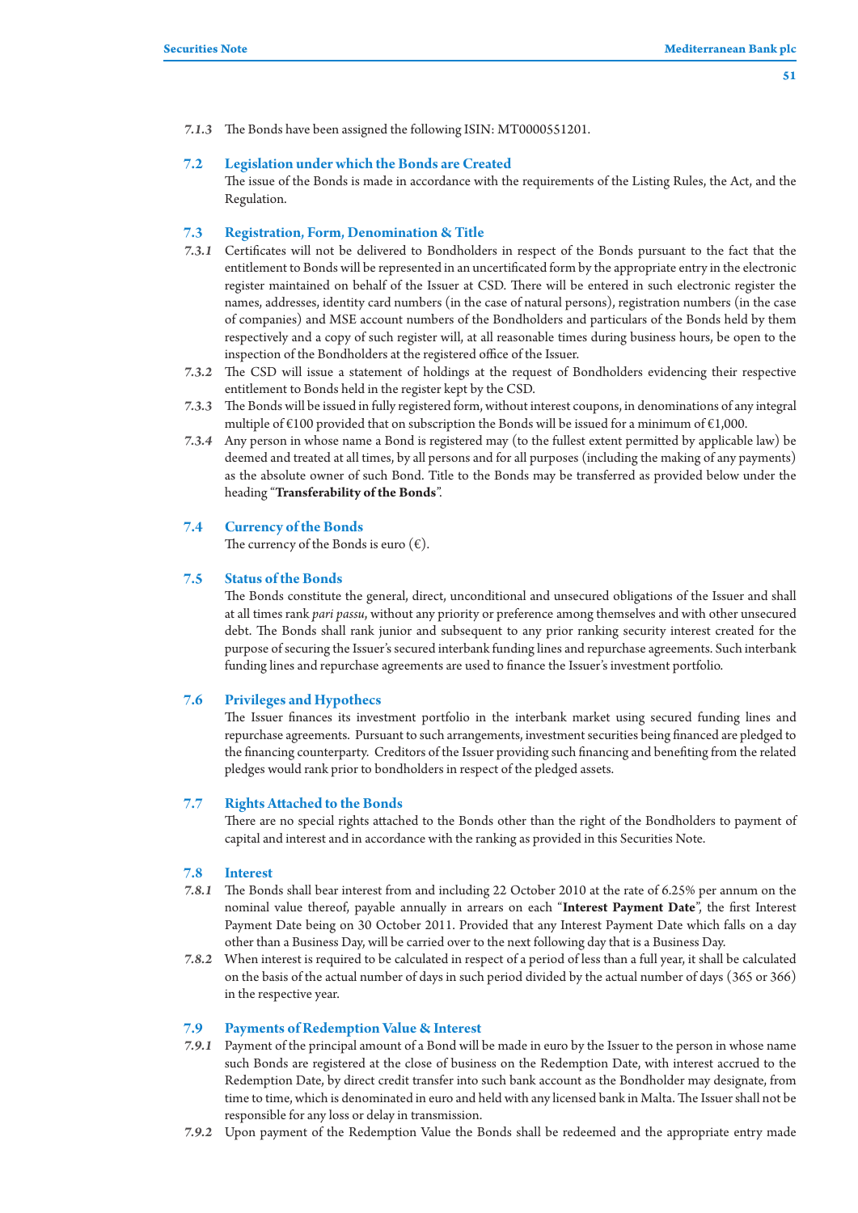*7.1.3* The Bonds have been assigned the following ISIN: MT0000551201.

## 7.2 Legislation under which the Bonds are Created

The issue of the Bonds is made in accordance with the requirements of the Listing Rules, the Act, and the Regulation.

## 7.3 Registration, Form, Denomination & Title

*7.3.1* Certificates will not be delivered to Bondholders in respect of the Bonds pursuant to the fact that the entitlement to Bonds will be represented in an uncertificated form by the appropriate entry in the electronic register maintained on behalf of the Issuer at CSD. There will be entered in such electronic register the names, addresses, identity card numbers (in the case of natural persons), registration numbers (in the case of companies) and MSE account numbers of the Bondholders and particulars of the Bonds held by them respectively and a copy of such register will, at all reasonable times during business hours, be open to the inspection of the Bondholders at the registered office of the Issuer.

*7.3.2* The CSD will issue a statement of holdings at the request of Bondholders evidencing their respective entitlement to Bonds held in the register kept by the CSD.

*7.3.3* The Bonds will be issued in fully registered form, without interest coupons, in denominations of any integral multiple of €100 provided that on subscription the Bonds will be issued for a minimum of €1,000.

*7.3.4* Any person in whose name a Bond is registered may (to the fullest extent permitted by applicable law) be deemed and treated at all times, by all persons and for all purposes (including the making of any payments) as the absolute owner of such Bond. Title to the Bonds may be transferred as provided below under the heading "**Transferability of the Bonds**".

## 7.4 Currency of the Bonds

The currency of the Bonds is euro (€).

## 7.5 Status of the Bonds

The Bonds constitute the general, direct, unconditional and unsecured obligations of the Issuer and shall at all times rank *pari passu*, without any priority or preference among themselves and with other unsecured debt. The Bonds shall rank junior and subsequent to any prior ranking security interest created for the purpose of securing the Issuer's secured interbank funding lines and repurchase agreements. Such interbank funding lines and repurchase agreements are used to finance the Issuer's investment portfolio.

## 7.6 Privileges and Hypothecs

The Issuer finances its investment portfolio in the interbank market using secured funding lines and repurchase agreements. Pursuant to such arrangements, investment securities being financed are pledged to the financing counterparty. Creditors of the Issuer providing such financing and benefiting from the related pledges would rank prior to bondholders in respect of the pledged assets.

## 7.7 Rights Attached to the Bonds

There are no special rights attached to the Bonds other than the right of the Bondholders to payment of capital and interest and in accordance with the ranking as provided in this Securities Note.

## 7.8 Interest

*7.8.1* The Bonds shall bear interest from and including 22 October 2010 at the rate of 6.25% per annum on the nominal value thereof, payable annually in arrears on each "**Interest Payment Date**", the first Interest Payment Date being on 30 October 2011. Provided that any Interest Payment Date which falls on a day other than a Business Day, will be carried over to the next following day that is a Business Day.

*7.8.2* When interest is required to be calculated in respect of a period of less than a full year, it shall be calculated on the basis of the actual number of days in such period divided by the actual number of days (365 or 366) in the respective year.

## 7.9 Payments of Redemption Value & Interest

*7.9.1* Payment of the principal amount of a Bond will be made in euro by the Issuer to the person in whose name such Bonds are registered at the close of business on the Redemption Date, with interest accrued to the Redemption Date, by direct credit transfer into such bank account as the Bondholder may designate, from time to time, which is denominated in euro and held with any licensed bank in Malta. The Issuer shall not be responsible for any loss or delay in transmission.

*7.9.2* Upon payment of the Redemption Value the Bonds shall be redeemed and the appropriate entry made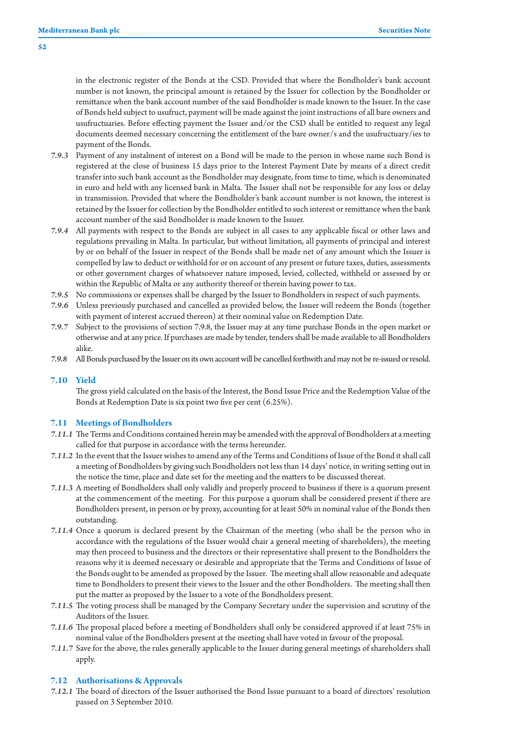in the electronic register of the Bonds at the CSD. Provided that where the Bondholder's bank account number is not known, the principal amount is retained by the Issuer for collection by the Bondholder or remittance when the bank account number of the said Bondholder is made known to the Issuer. In the case of Bonds held subject to usufruct, payment will be made against the joint instructions of all bare owners and usufructuaries. Before effecting payment the Issuer and/or the CSD shall be entitled to request any legal documents deemed necessary concerning the entitlement of the bare owner/s and the usufructuary/ies to payment of the Bonds.

*7.9.3* Payment of any instalment of interest on a Bond will be made to the person in whose name such Bond is registered at the close of business 15 days prior to the Interest Payment Date by means of a direct credit transfer into such bank account as the Bondholder may designate, from time to time, which is denominated in euro and held with any licensed bank in Malta. The Issuer shall not be responsible for any loss or delay in transmission. Provided that where the Bondholder's bank account number is not known, the interest is retained by the Issuer for collection by the Bondholder entitled to such interest or remittance when the bank account number of the said Bondholder is made known to the Issuer.

*7.9.4* All payments with respect to the Bonds are subject in all cases to any applicable fiscal or other laws and regulations prevailing in Malta. In particular, but without limitation, all payments of principal and interest by or on behalf of the Issuer in respect of the Bonds shall be made net of any amount which the Issuer is compelled by law to deduct or withhold for or on account of any present or future taxes, duties, assessments or other government charges of whatsoever nature imposed, levied, collected, withheld or assessed by or within the Republic of Malta or any authority thereof or therein having power to tax.

*7.9.5* No commissions or expenses shall be charged by the Issuer to Bondholders in respect of such payments.

*7.9.6* Unless previously purchased and cancelled as provided below, the Issuer will redeem the Bonds (together with payment of interest accrued thereon) at their nominal value on Redemption Date.

*7.9.7* Subject to the provisions of section 7.9.8, the Issuer may at any time purchase Bonds in the open market or otherwise and at any price. If purchases are made by tender, tenders shall be made available to all Bondholders alike.

*7.9.8* All Bonds purchased by the Issuer on its own account will be cancelled forthwith and may not be re-issued or resold.

## 7.10 Yield

The gross yield calculated on the basis of the Interest, the Bond Issue Price and the Redemption Value of the Bonds at Redemption Date is six point two five per cent (6.25%).

## 7.11 Meetings of Bondholders

*7.11.1* The Terms and Conditions contained herein may be amended with the approval of Bondholders at a meeting called for that purpose in accordance with the terms hereunder.

*7.11.2* In the event that the Issuer wishes to amend any of the Terms and Conditions of Issue of the Bond it shall call a meeting of Bondholders by giving such Bondholders not less than 14 days' notice, in writing setting out in the notice the time, place and date set for the meeting and the matters to be discussed thereat.

*7.11.3* A meeting of Bondholders shall only validly and properly proceed to business if there is a quorum present at the commencement of the meeting. For this purpose a quorum shall be considered present if there are Bondholders present, in person or by proxy, accounting for at least 50% in nominal value of the Bonds then outstanding.

*7.11.4* Once a quorum is declared present by the Chairman of the meeting (who shall be the person who in accordance with the regulations of the Issuer would chair a general meeting of shareholders), the meeting may then proceed to business and the directors or their representative shall present to the Bondholders the reasons why it is deemed necessary or desirable and appropriate that the Terms and Conditions of Issue of the Bonds ought to be amended as proposed by the Issuer. The meeting shall allow reasonable and adequate time to Bondholders to present their views to the Issuer and the other Bondholders. The meeting shall then put the matter as proposed by the Issuer to a vote of the Bondholders present.

*7.11.5* The voting process shall be managed by the Company Secretary under the supervision and scrutiny of the Auditors of the Issuer.

*7.11.6* The proposal placed before a meeting of Bondholders shall only be considered approved if at least 75% in nominal value of the Bondholders present at the meeting shall have voted in favour of the proposal.

*7.11.7* Save for the above, the rules generally applicable to the Issuer during general meetings of shareholders shall apply.

## 7.12 Authorisations & Approvals

*7.12.1* The board of directors of the Issuer authorised the Bond Issue pursuant to a board of directors' resolution passed on 3 September 2010.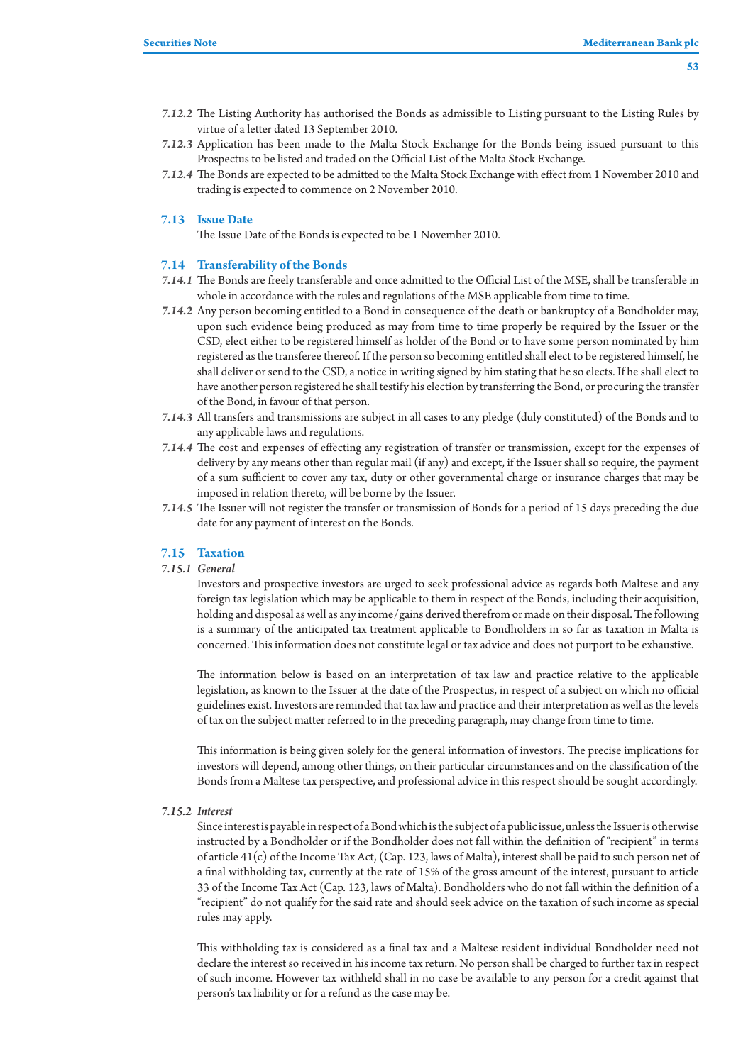*7.12.2* The Listing Authority has authorised the Bonds as admissible to Listing pursuant to the Listing Rules by virtue of a letter dated 13 September 2010.

*7.12.3* Application has been made to the Malta Stock Exchange for the Bonds being issued pursuant to this Prospectus to be listed and traded on the Official List of the Malta Stock Exchange.

*7.12.4* The Bonds are expected to be admitted to the Malta Stock Exchange with effect from 1 November 2010 and trading is expected to commence on 2 November 2010.

## 7.13 Issue Date

The Issue Date of the Bonds is expected to be 1 November 2010.

## 7.14 Transferability of the Bonds

*7.14.1* The Bonds are freely transferable and once admitted to the Official List of the MSE, shall be transferable in whole in accordance with the rules and regulations of the MSE applicable from time to time.

*7.14.2* Any person becoming entitled to a Bond in consequence of the death or bankruptcy of a Bondholder may, upon such evidence being produced as may from time to time properly be required by the Issuer or the CSD, elect either to be registered himself as holder of the Bond or to have some person nominated by him registered as the transferee thereof. If the person so becoming entitled shall elect to be registered himself, he shall deliver or send to the CSD, a notice in writing signed by him stating that he so elects. If he shall elect to have another person registered he shall testify his election by transferring the Bond, or procuring the transfer of the Bond, in favour of that person.

*7.14.3* All transfers and transmissions are subject in all cases to any pledge (duly constituted) of the Bonds and to any applicable laws and regulations.

*7.14.4* The cost and expenses of effecting any registration of transfer or transmission, except for the expenses of delivery by any means other than regular mail (if any) and except, if the Issuer shall so require, the payment of a sum sufficient to cover any tax, duty or other governmental charge or insurance charges that may be imposed in relation thereto, will be borne by the Issuer.

*7.14.5* The Issuer will not register the transfer or transmission of Bonds for a period of 15 days preceding the due date for any payment of interest on the Bonds.

## 7.15 Taxation

### *7.15.1 General*

Investors and prospective investors are urged to seek professional advice as regards both Maltese and any foreign tax legislation which may be applicable to them in respect of the Bonds, including their acquisition, holding and disposal as well as any income/gains derived therefrom or made on their disposal. The following is a summary of the anticipated tax treatment applicable to Bondholders in so far as taxation in Malta is concerned. This information does not constitute legal or tax advice and does not purport to be exhaustive.

The information below is based on an interpretation of tax law and practice relative to the applicable legislation, as known to the Issuer at the date of the Prospectus, in respect of a subject on which no official guidelines exist. Investors are reminded that tax law and practice and their interpretation as well as the levels of tax on the subject matter referred to in the preceding paragraph, may change from time to time.

This information is being given solely for the general information of investors. The precise implications for investors will depend, among other things, on their particular circumstances and on the classification of the Bonds from a Maltese tax perspective, and professional advice in this respect should be sought accordingly.

### *7.15.2 Interest*

Since interest is payable in respect of a Bond which is the subject of a public issue, unless the Issuer is otherwise instructed by a Bondholder or if the Bondholder does not fall within the definition of "recipient" in terms of article 41(c) of the Income Tax Act, (Cap. 123, laws of Malta), interest shall be paid to such person net of a final withholding tax, currently at the rate of 15% of the gross amount of the interest, pursuant to article 33 of the Income Tax Act (Cap. 123, laws of Malta). Bondholders who do not fall within the definition of a "recipient" do not qualify for the said rate and should seek advice on the taxation of such income as special rules may apply.

This withholding tax is considered as a final tax and a Maltese resident individual Bondholder need not declare the interest so received in his income tax return. No person shall be charged to further tax in respect of such income. However tax withheld shall in no case be available to any person for a credit against that person's tax liability or for a refund as the case may be.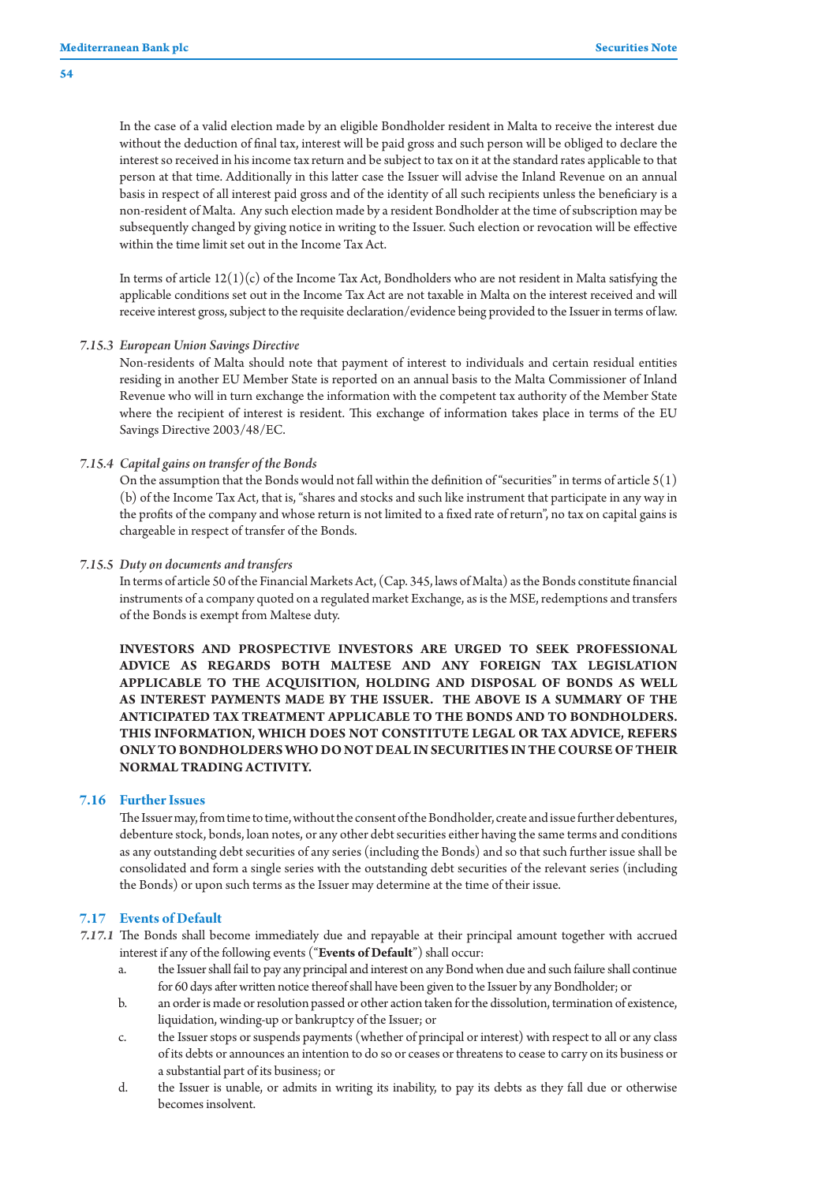In the case of a valid election made by an eligible Bondholder resident in Malta to receive the interest due without the deduction of final tax, interest will be paid gross and such person will be obliged to declare the interest so received in his income tax return and be subject to tax on it at the standard rates applicable to that person at that time. Additionally in this latter case the Issuer will advise the Inland Revenue on an annual basis in respect of all interest paid gross and of the identity of all such recipients unless the beneficiary is a non-resident of Malta. Any such election made by a resident Bondholder at the time of subscription may be subsequently changed by giving notice in writing to the Issuer. Such election or revocation will be effective within the time limit set out in the Income Tax Act.

In terms of article 12(1)(c) of the Income Tax Act, Bondholders who are not resident in Malta satisfying the applicable conditions set out in the Income Tax Act are not taxable in Malta on the interest received and will receive interest gross, subject to the requisite declaration/evidence being provided to the Issuer in terms of law.

*7.15.3 European Union Savings Directive*

Non-residents of Malta should note that payment of interest to individuals and certain residual entities residing in another EU Member State is reported on an annual basis to the Malta Commissioner of Inland Revenue who will in turn exchange the information with the competent tax authority of the Member State where the recipient of interest is resident. This exchange of information takes place in terms of the EU Savings Directive 2003/48/EC.

*7.15.4 Capital gains on transfer of the Bonds*

On the assumption that the Bonds would not fall within the definition of "securities" in terms of article 5(1)(b) of the Income Tax Act, that is, "shares and stocks and such like instrument that participate in any way in the profits of the company and whose return is not limited to a fixed rate of return", no tax on capital gains is chargeable in respect of transfer of the Bonds.

*7.15.5 Duty on documents and transfers*

In terms of article 50 of the Financial Markets Act, (Cap. 345, laws of Malta) as the Bonds constitute financial instruments of a company quoted on a regulated market Exchange, as is the MSE, redemptions and transfers of the Bonds is exempt from Maltese duty.

**INVESTORS AND PROSPECTIVE INVESTORS ARE URGED TO SEEK PROFESSIONAL ADVICE AS REGARDS BOTH MALTESE AND ANY FOREIGN TAX LEGISLATION APPLICABLE TO THE ACQUISITION, HOLDING AND DISPOSAL OF BONDS AS WELL AS INTEREST PAYMENTS MADE BY THE ISSUER. THE ABOVE IS A SUMMARY OF THE ANTICIPATED TAX TREATMENT APPLICABLE TO THE BONDS AND TO BONDHOLDERS. THIS INFORMATION, WHICH DOES NOT CONSTITUTE LEGAL OR TAX ADVICE, REFERS ONLY TO BONDHOLDERS WHO DO NOT DEAL IN SECURITIES IN THE COURSE OF THEIR NORMAL TRADING ACTIVITY.**

## 7.16 Further Issues

The Issuer may, from time to time, without the consent of the Bondholder, create and issue further debentures, debenture stock, bonds, loan notes, or any other debt securities either having the same terms and conditions as any outstanding debt securities of any series (including the Bonds) and so that such further issue shall be consolidated and form a single series with the outstanding debt securities of the relevant series (including the Bonds) or upon such terms as the Issuer may determine at the time of their issue.

## 7.17 Events of Default

*7.17.1* The Bonds shall become immediately due and repayable at their principal amount together with accrued interest if any of the following events ("**Events of Default**") shall occur:

a. the Issuer shall fail to pay any principal and interest on any Bond when due and such failure shall continue for 60 days after written notice thereof shall have been given to the Issuer by any Bondholder; or

b. an order is made or resolution passed or other action taken for the dissolution, termination of existence, liquidation, winding-up or bankruptcy of the Issuer; or

c. the Issuer stops or suspends payments (whether of principal or interest) with respect to all or any class of its debts or announces an intention to do so or ceases or threatens to cease to carry on its business or a substantial part of its business; or

d. the Issuer is unable, or admits in writing its inability, to pay its debts as they fall due or otherwise becomes insolvent.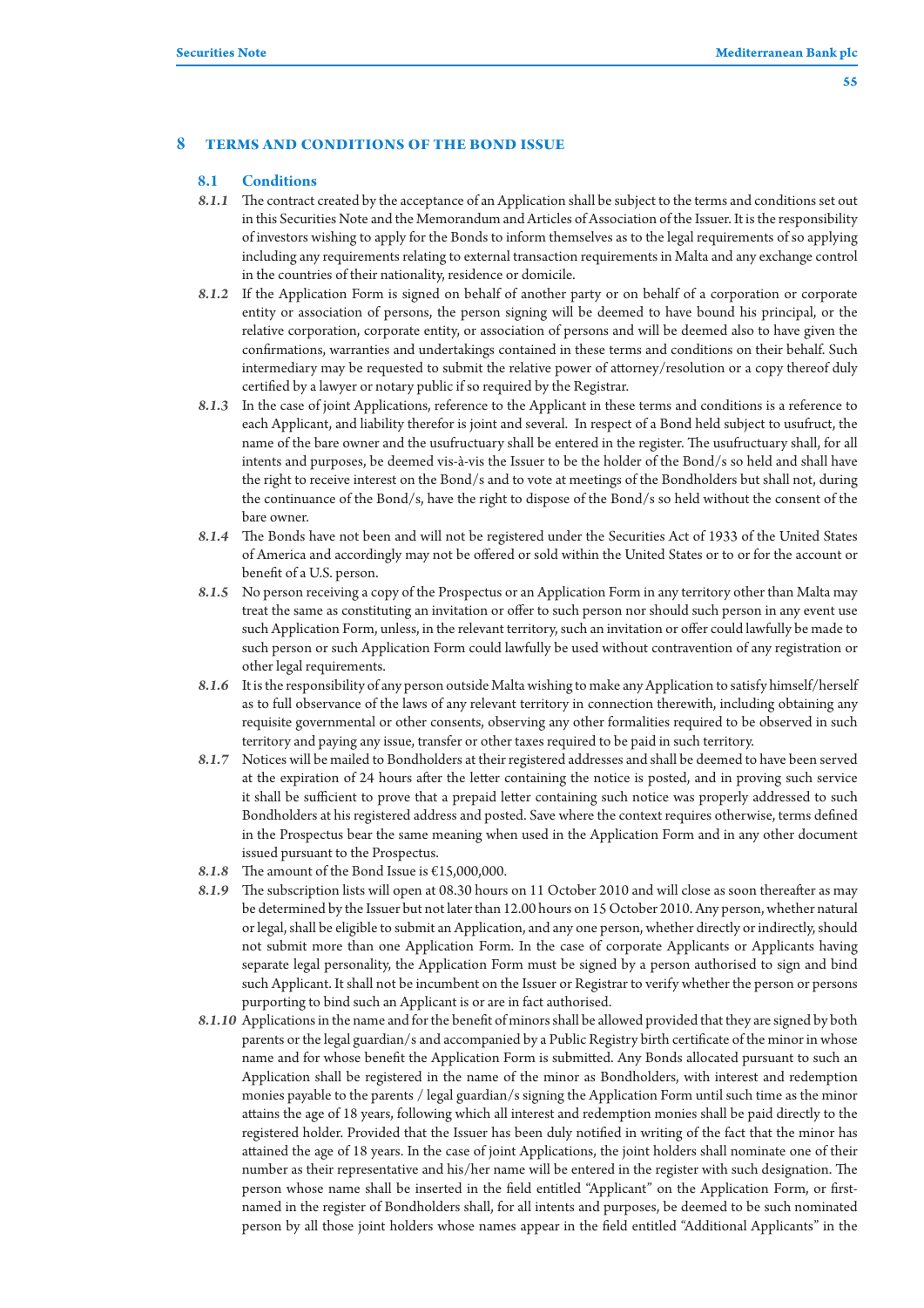## 8 TERMS AND CONDITIONS OF THE BOND ISSUE

### 8.1 Conditions

***8.1.1*** The contract created by the acceptance of an Application shall be subject to the terms and conditions set out in this Securities Note and the Memorandum and Articles of Association of the Issuer. It is the responsibility of investors wishing to apply for the Bonds to inform themselves as to the legal requirements of so applying including any requirements relating to external transaction requirements in Malta and any exchange control in the countries of their nationality, residence or domicile.

***8.1.2*** If the Application Form is signed on behalf of another party or on behalf of a corporation or corporate entity or association of persons, the person signing will be deemed to have bound his principal, or the relative corporation, corporate entity, or association of persons and will be deemed also to have given the confirmations, warranties and undertakings contained in these terms and conditions on their behalf. Such intermediary may be requested to submit the relative power of attorney/resolution or a copy thereof duly certified by a lawyer or notary public if so required by the Registrar.

***8.1.3*** In the case of joint Applications, reference to the Applicant in these terms and conditions is a reference to each Applicant, and liability therefor is joint and several. In respect of a Bond held subject to usufruct, the name of the bare owner and the usufructuary shall be entered in the register. The usufructuary shall, for all intents and purposes, be deemed vis-à-vis the Issuer to be the holder of the Bond/s so held and shall have the right to receive interest on the Bond/s and to vote at meetings of the Bondholders but shall not, during the continuance of the Bond/s, have the right to dispose of the Bond/s so held without the consent of the bare owner.

***8.1.4*** The Bonds have not been and will not be registered under the Securities Act of 1933 of the United States of America and accordingly may not be offered or sold within the United States or to or for the account or benefit of a U.S. person.

***8.1.5*** No person receiving a copy of the Prospectus or an Application Form in any territory other than Malta may treat the same as constituting an invitation or offer to such person nor should such person in any event use such Application Form, unless, in the relevant territory, such an invitation or offer could lawfully be made to such person or such Application Form could lawfully be used without contravention of any registration or other legal requirements.

***8.1.6*** It is the responsibility of any person outside Malta wishing to make any Application to satisfy himself/herself as to full observance of the laws of any relevant territory in connection therewith, including obtaining any requisite governmental or other consents, observing any other formalities required to be observed in such territory and paying any issue, transfer or other taxes required to be paid in such territory.

***8.1.7*** Notices will be mailed to Bondholders at their registered addresses and shall be deemed to have been served at the expiration of 24 hours after the letter containing the notice is posted, and in proving such service it shall be sufficient to prove that a prepaid letter containing such notice was properly addressed to such Bondholders at his registered address and posted. Save where the context requires otherwise, terms defined in the Prospectus bear the same meaning when used in the Application Form and in any other document issued pursuant to the Prospectus.

***8.1.8*** The amount of the Bond Issue is €15,000,000.

***8.1.9*** The subscription lists will open at 08.30 hours on 11 October 2010 and will close as soon thereafter as may be determined by the Issuer but not later than 12.00 hours on 15 October 2010. Any person, whether natural or legal, shall be eligible to submit an Application, and any one person, whether directly or indirectly, should not submit more than one Application Form. In the case of corporate Applicants or Applicants having separate legal personality, the Application Form must be signed by a person authorised to sign and bind such Applicant. It shall not be incumbent on the Issuer or Registrar to verify whether the person or persons purporting to bind such an Applicant is or are in fact authorised.

***8.1.10*** Applications in the name and for the benefit of minors shall be allowed provided that they are signed by both parents or the legal guardian/s and accompanied by a Public Registry birth certificate of the minor in whose name and for whose benefit the Application Form is submitted. Any Bonds allocated pursuant to such an Application shall be registered in the name of the minor as Bondholders, with interest and redemption monies payable to the parents / legal guardian/s signing the Application Form until such time as the minor attains the age of 18 years, following which all interest and redemption monies shall be paid directly to the registered holder. Provided that the Issuer has been duly notified in writing of the fact that the minor has attained the age of 18 years. In the case of joint Applications, the joint holders shall nominate one of their number as their representative and his/her name will be entered in the register with such designation. The person whose name shall be inserted in the field entitled "Applicant" on the Application Form, or first-named in the register of Bondholders shall, for all intents and purposes, be deemed to be such nominated person by all those joint holders whose names appear in the field entitled "Additional Applicants" in the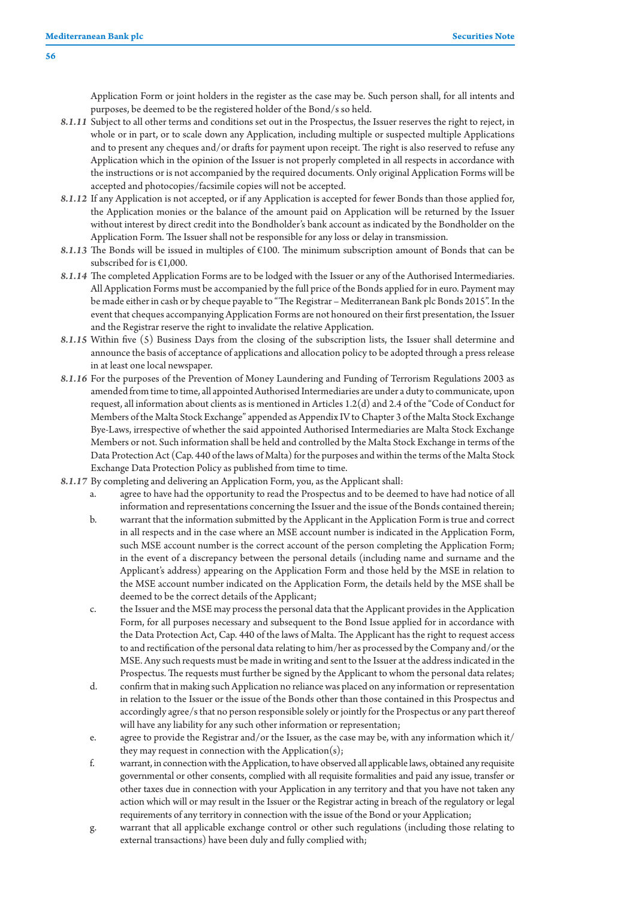Application Form or joint holders in the register as the case may be. Such person shall, for all intents and purposes, be deemed to be the registered holder of the Bond/s so held.

***8.1.11*** Subject to all other terms and conditions set out in the Prospectus, the Issuer reserves the right to reject, in whole or in part, or to scale down any Application, including multiple or suspected multiple Applications and to present any cheques and/or drafts for payment upon receipt. The right is also reserved to refuse any Application which in the opinion of the Issuer is not properly completed in all respects in accordance with the instructions or is not accompanied by the required documents. Only original Application Forms will be accepted and photocopies/facsimile copies will not be accepted.

***8.1.12*** If any Application is not accepted, or if any Application is accepted for fewer Bonds than those applied for, the Application monies or the balance of the amount paid on Application will be returned by the Issuer without interest by direct credit into the Bondholder's bank account as indicated by the Bondholder on the Application Form. The Issuer shall not be responsible for any loss or delay in transmission.

***8.1.13*** The Bonds will be issued in multiples of €100. The minimum subscription amount of Bonds that can be subscribed for is €1,000.

***8.1.14*** The completed Application Forms are to be lodged with the Issuer or any of the Authorised Intermediaries. All Application Forms must be accompanied by the full price of the Bonds applied for in euro. Payment may be made either in cash or by cheque payable to "The Registrar – Mediterranean Bank plc Bonds 2015". In the event that cheques accompanying Application Forms are not honoured on their first presentation, the Issuer and the Registrar reserve the right to invalidate the relative Application.

***8.1.15*** Within five (5) Business Days from the closing of the subscription lists, the Issuer shall determine and announce the basis of acceptance of applications and allocation policy to be adopted through a press release in at least one local newspaper.

***8.1.16*** For the purposes of the Prevention of Money Laundering and Funding of Terrorism Regulations 2003 as amended from time to time, all appointed Authorised Intermediaries are under a duty to communicate, upon request, all information about clients as is mentioned in Articles 1.2(d) and 2.4 of the "Code of Conduct for Members of the Malta Stock Exchange" appended as Appendix IV to Chapter 3 of the Malta Stock Exchange Bye-Laws, irrespective of whether the said appointed Authorised Intermediaries are Malta Stock Exchange Members or not. Such information shall be held and controlled by the Malta Stock Exchange in terms of the Data Protection Act (Cap. 440 of the laws of Malta) for the purposes and within the terms of the Malta Stock Exchange Data Protection Policy as published from time to time.

***8.1.17*** By completing and delivering an Application Form, you, as the Applicant shall:

a. agree to have had the opportunity to read the Prospectus and to be deemed to have had notice of all information and representations concerning the Issuer and the issue of the Bonds contained therein;

b. warrant that the information submitted by the Applicant in the Application Form is true and correct in all respects and in the case where an MSE account number is indicated in the Application Form, such MSE account number is the correct account of the person completing the Application Form; in the event of a discrepancy between the personal details (including name and surname and the Applicant's address) appearing on the Application Form and those held by the MSE in relation to the MSE account number indicated on the Application Form, the details held by the MSE shall be deemed to be the correct details of the Applicant;

c. the Issuer and the MSE may process the personal data that the Applicant provides in the Application Form, for all purposes necessary and subsequent to the Bond Issue applied for in accordance with the Data Protection Act, Cap. 440 of the laws of Malta. The Applicant has the right to request access to and rectification of the personal data relating to him/her as processed by the Company and/or the MSE. Any such requests must be made in writing and sent to the Issuer at the address indicated in the Prospectus. The requests must further be signed by the Applicant to whom the personal data relates;

d. confirm that in making such Application no reliance was placed on any information or representation in relation to the Issuer or the issue of the Bonds other than those contained in this Prospectus and accordingly agree/s that no person responsible solely or jointly for the Prospectus or any part thereof will have any liability for any such other information or representation;

e. agree to provide the Registrar and/or the Issuer, as the case may be, with any information which it/they may request in connection with the Application(s);

f. warrant, in connection with the Application, to have observed all applicable laws, obtained any requisite governmental or other consents, complied with all requisite formalities and paid any issue, transfer or other taxes due in connection with your Application in any territory and that you have not taken any action which will or may result in the Issuer or the Registrar acting in breach of the regulatory or legal requirements of any territory in connection with the issue of the Bond or your Application;

g. warrant that all applicable exchange control or other such regulations (including those relating to external transactions) have been duly and fully complied with;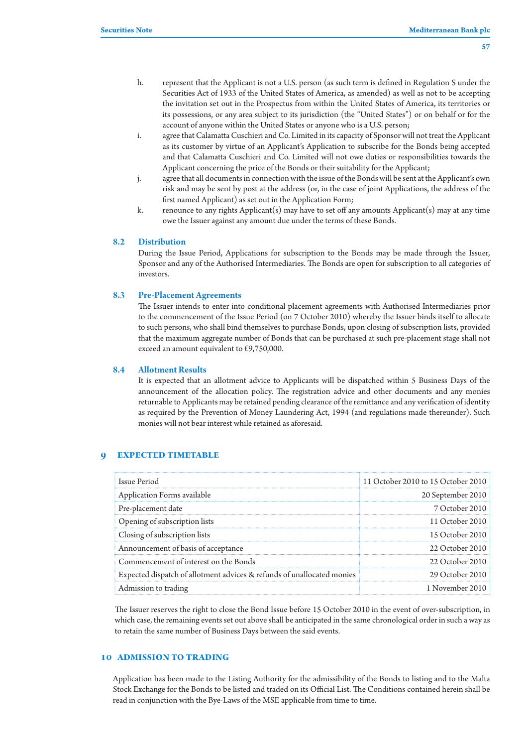h. represent that the Applicant is not a U.S. person (as such term is defined in Regulation S under the Securities Act of 1933 of the United States of America, as amended) as well as not to be accepting the invitation set out in the Prospectus from within the United States of America, its territories or its possessions, or any area subject to its jurisdiction (the "United States") or on behalf or for the account of anyone within the United States or anyone who is a U.S. person;

i. agree that Calamatta Cuschieri and Co. Limited in its capacity of Sponsor will not treat the Applicant as its customer by virtue of an Applicant's Application to subscribe for the Bonds being accepted and that Calamatta Cuschieri and Co. Limited will not owe duties or responsibilities towards the Applicant concerning the price of the Bonds or their suitability for the Applicant;

j. agree that all documents in connection with the issue of the Bonds will be sent at the Applicant's own risk and may be sent by post at the address (or, in the case of joint Applications, the address of the first named Applicant) as set out in the Application Form;

k. renounce to any rights Applicant(s) may have to set off any amounts Applicant(s) may at any time owe the Issuer against any amount due under the terms of these Bonds.

### 8.2 Distribution

During the Issue Period, Applications for subscription to the Bonds may be made through the Issuer, Sponsor and any of the Authorised Intermediaries. The Bonds are open for subscription to all categories of investors.

### 8.3 Pre-Placement Agreements

The Issuer intends to enter into conditional placement agreements with Authorised Intermediaries prior to the commencement of the Issue Period (on 7 October 2010) whereby the Issuer binds itself to allocate to such persons, who shall bind themselves to purchase Bonds, upon closing of subscription lists, provided that the maximum aggregate number of Bonds that can be purchased at such pre-placement stage shall not exceed an amount equivalent to €9,750,000.

### 8.4 Allotment Results

It is expected that an allotment advice to Applicants will be dispatched within 5 Business Days of the announcement of the allocation policy. The registration advice and other documents and any monies returnable to Applicants may be retained pending clearance of the remittance and any verification of identity as required by the Prevention of Money Laundering Act, 1994 (and regulations made thereunder). Such monies will not bear interest while retained as aforesaid.

## 9 EXPECTED TIMETABLE

| | |
|---|---|
| Issue Period | 11 October 2010 to 15 October 2010 |
| Application Forms available | 20 September 2010 |
| Pre-placement date | 7 October 2010 |
| Opening of subscription lists | 11 October 2010 |
| Closing of subscription lists | 15 October 2010 |
| Announcement of basis of acceptance | 22 October 2010 |
| Commencement of interest on the Bonds | 22 October 2010 |
| Expected dispatch of allotment advices & refunds of unallocated monies | 29 October 2010 |
| Admission to trading | 1 November 2010 |

The Issuer reserves the right to close the Bond Issue before 15 October 2010 in the event of over-subscription, in which case, the remaining events set out above shall be anticipated in the same chronological order in such a way as to retain the same number of Business Days between the said events.

## 10 ADMISSION TO TRADING

Application has been made to the Listing Authority for the admissibility of the Bonds to listing and to the Malta Stock Exchange for the Bonds to be listed and traded on its Official List. The Conditions contained herein shall be read in conjunction with the Bye-Laws of the MSE applicable from time to time.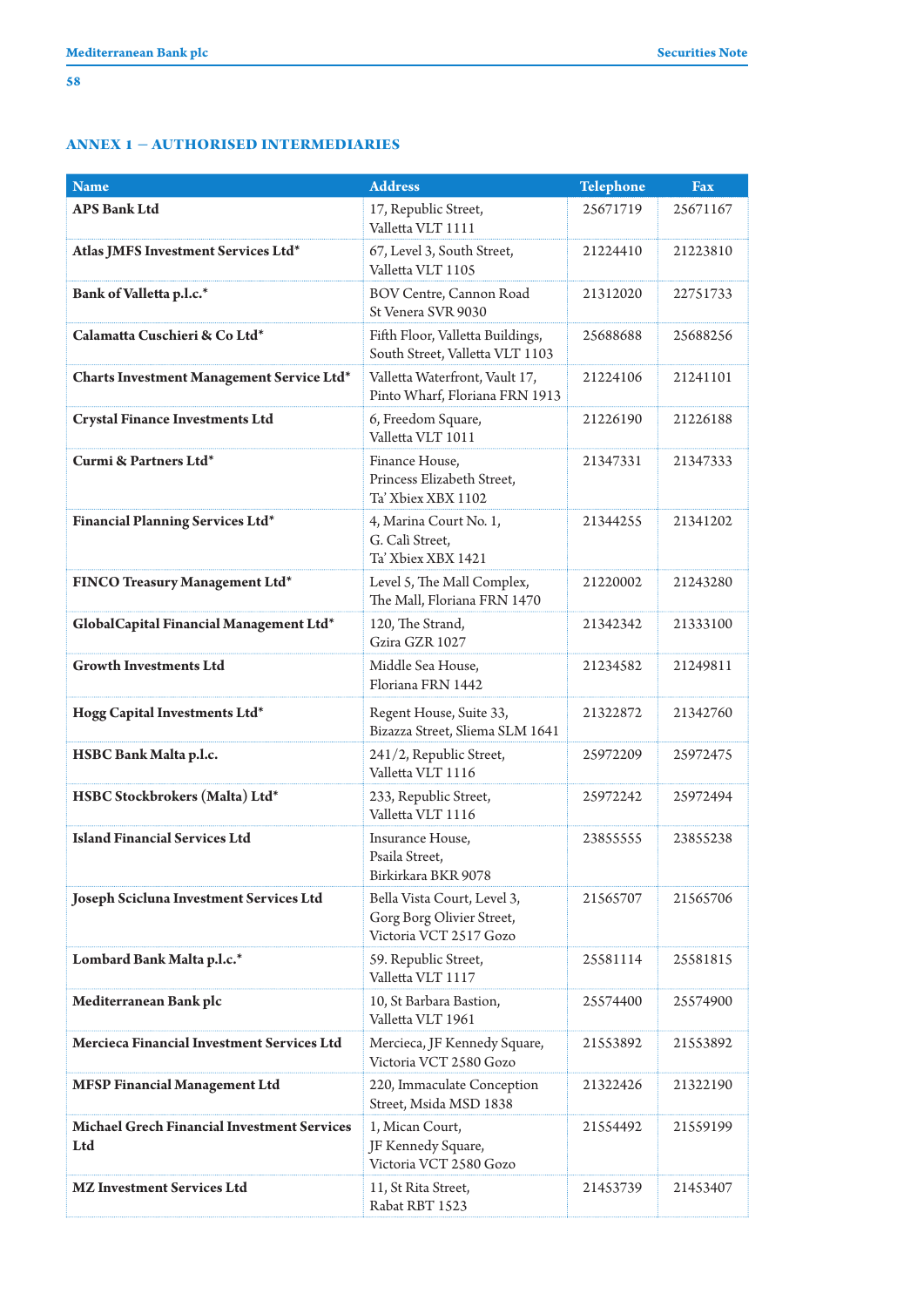## ANNEX 1 – AUTHORISED INTERMEDIARIES

| Name | Address | Telephone | Fax |
|---|---|---|---|
| **APS Bank Ltd** | 17, Republic Street, Valletta VLT 1111 | 25671719 | 25671167 |
| **Atlas JMFS Investment Services Ltd*** | 67, Level 3, South Street, Valletta VLT 1105 | 21224410 | 21223810 |
| **Bank of Valletta p.l.c.*** | BOV Centre, Cannon Road St Venera SVR 9030 | 21312020 | 22751733 |
| **Calamatta Cuschieri & Co Ltd*** | Fifth Floor, Valletta Buildings, South Street, Valletta VLT 1103 | 25688688 | 25688256 |
| **Charts Investment Management Service Ltd*** | Valletta Waterfront, Vault 17, Pinto Wharf, Floriana FRN 1913 | 21224106 | 21241101 |
| **Crystal Finance Investments Ltd** | 6, Freedom Square, Valletta VLT 1011 | 21226190 | 21226188 |
| **Curmi & Partners Ltd*** | Finance House, Princess Elizabeth Street, Ta' Xbiex XBX 1102 | 21347331 | 21347333 |
| **Financial Planning Services Ltd*** | 4, Marina Court No. 1, G. Calì Street, Ta' Xbiex XBX 1421 | 21344255 | 21341202 |
| **FINCO Treasury Management Ltd*** | Level 5, The Mall Complex, The Mall, Floriana FRN 1470 | 21220002 | 21243280 |
| **GlobalCapital Financial Management Ltd*** | 120, The Strand, Gzira GZR 1027 | 21342342 | 21333100 |
| **Growth Investments Ltd** | Middle Sea House, Floriana FRN 1442 | 21234582 | 21249811 |
| **Hogg Capital Investments Ltd*** | Regent House, Suite 33, Bizazza Street, Sliema SLM 1641 | 21322872 | 21342760 |
| **HSBC Bank Malta p.l.c.** | 241/2, Republic Street, Valletta VLT 1116 | 25972209 | 25972475 |
| **HSBC Stockbrokers (Malta) Ltd*** | 233, Republic Street, Valletta VLT 1116 | 25972242 | 25972494 |
| **Island Financial Services Ltd** | Insurance House, Psaila Street, Birkirkara BKR 9078 | 23855555 | 23855238 |
| **Joseph Scicluna Investment Services Ltd** | Bella Vista Court, Level 3, Gorg Borg Olivier Street, Victoria VCT 2517 Gozo | 21565707 | 21565706 |
| **Lombard Bank Malta p.l.c.*** | 59. Republic Street, Valletta VLT 1117 | 25581114 | 25581815 |
| **Mediterranean Bank plc** | 10, St Barbara Bastion, Valletta VLT 1961 | 25574400 | 25574900 |
| **Mercieca Financial Investment Services Ltd** | Mercieca, JF Kennedy Square, Victoria VCT 2580 Gozo | 21553892 | 21553892 |
| **MFSP Financial Management Ltd** | 220, Immaculate Conception Street, Msida MSD 1838 | 21322426 | 21322190 |
| **Michael Grech Financial Investment Services Ltd** | 1, Mican Court, JF Kennedy Square, Victoria VCT 2580 Gozo | 21554492 | 21559199 |
| **MZ Investment Services Ltd** | 11, St Rita Street, Rabat RBT 1523 | 21453739 | 21453407 |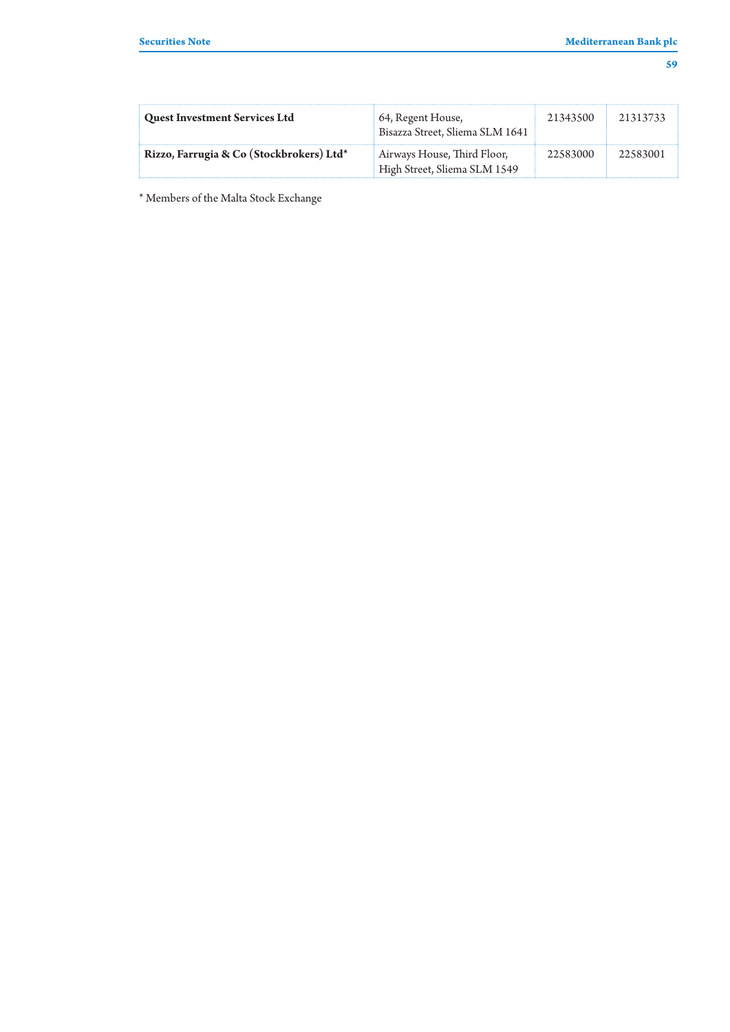| | | | |
|---|---|---|---|
| **Quest Investment Services Ltd** | 64, Regent House, Bisazza Street, Sliema SLM 1641 | 21343500 | 21313733 |
| **Rizzo, Farrugia & Co (Stockbrokers) Ltd*** | Airways House, Third Floor, High Street, Sliema SLM 1549 | 22583000 | 22583001 |

* Members of the Malta Stock Exchange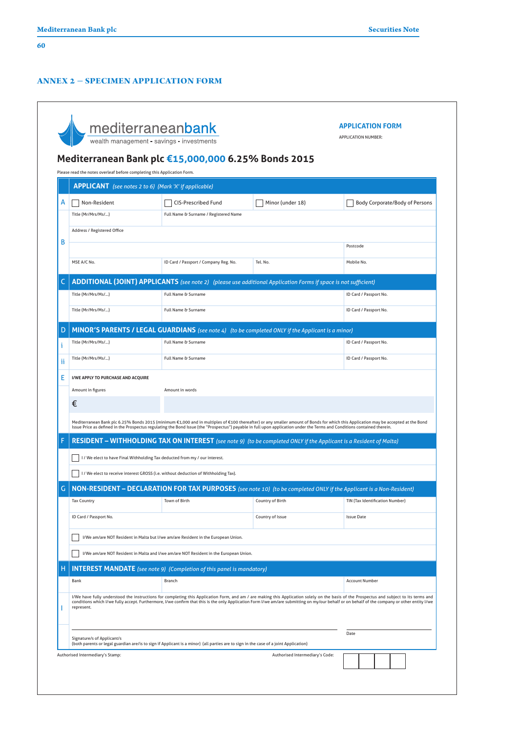## ANNEX 2 – SPECIMEN APPLICATION FORM

mediterraneanbank
wealth management - savings - investments

**APPLICATION FORM**

APPLICATION NUMBER:

# Mediterranean Bank plc €15,000,000 6.25% Bonds 2015

Please read the notes overleaf before completing this Application Form.

| | **APPLICANT** *(see notes 2 to 6) (Mark 'X' if applicable)* | | | |
|---|---|---|---|---|
| A | ☐ Non-Resident | ☐ CIS-Prescribed Fund | ☐ Minor (under 18) | ☐ Body Corporate/Body of Persons |
| | Title (Mr/Mrs/Ms/...) | Full Name & Surname / Registered Name | | |
| B | Address / Registered Office | | | |
| | | | | Postcode |
| | MSE A/C No. | ID Card / Passport / Company Reg. No. | Tel. No. | Mobile No. |
| C | **ADDITIONAL (JOINT) APPLICANTS** *(see note 2) (please use additional Application Forms if space is not sufficient)* | | | |
| | Title (Mr/Mrs/Ms/...) | Full Name & Surname | | ID Card / Passport No. |
| | Title (Mr/Mrs/Ms/...) | Full Name & Surname | | ID Card / Passport No. |
| D | **MINOR'S PARENTS / LEGAL GUARDIANS** *(see note 4) (to be completed ONLY if the Applicant is a minor)* | | | |
| i | Title (Mr/Mrs/Ms/...) | Full Name & Surname | | ID Card / Passport No. |
| ii | Title (Mr/Mrs/Ms/...) | Full Name & Surname | | ID Card / Passport No. |
| E | **I/WE APPLY TO PURCHASE AND ACQUIRE** | | | |
| | Amount in figures | Amount in words | | |
| | € | | | |
| | Mediterranean Bank plc 6.25% Bonds 2015 (minimum €1,000 and in multiples of €100 thereafter) or any smaller amount of Bonds for which this Application may be accepted at the Bond Issue Price as defined in the Prospectus regulating the Bond Issue (the "Prospectus") payable in full upon application under the Terms and Conditions contained therein. | | | |
| F | **RESIDENT – WITHHOLDING TAX ON INTEREST** *(see note 9) (to be completed ONLY if the Applicant is a Resident of Malta)* | | | |
| | ☐ I / We elect to have Final Withholding Tax deducted from my / our interest. | | | |
| | ☐ I / We elect to receive interest GROSS (i.e. without deduction of Withholding Tax). | | | |
| G | **NON-RESIDENT – DECLARATION FOR TAX PURPOSES** *(see note 10) (to be completed ONLY if the Applicant is a Non-Resident)* | | | |
| | Tax Country | Town of Birth | Country of Birth | TIN (Tax Identification Number) |
| | ID Card / Passport No. | | Country of Issue | Issue Date |
| | ☐ I/We am/are NOT Resident in Malta but I/we am/are Resident in the European Union. | | | |
| | ☐ I/We am/are NOT Resident in Malta and I/we am/are NOT Resident in the European Union. | | | |
| H | **INTEREST MANDATE** *(see note 9) (Completion of this panel is mandatory)* | | | |
| | Bank | Branch | | Account Number |
| I | I/We have fully understood the instructions for completing this Application Form, and am / are making this Application solely on the basis of the Prospectus and subject to its terms and conditions which I/we fully accept. Furthermore, I/we confirm that this is the only Application Form I/we am/are submitting on my/our behalf or on behalf of the company or other entity I/we represent. | | | |
| | Signature/s of Applicant/s<br>(both parents or legal guardian are/is to sign if Applicant is a minor) (all parties are to sign in the case of a joint Application) | | | Date |

Authorised Intermediary's Stamp:

Authorised Intermediary's Code: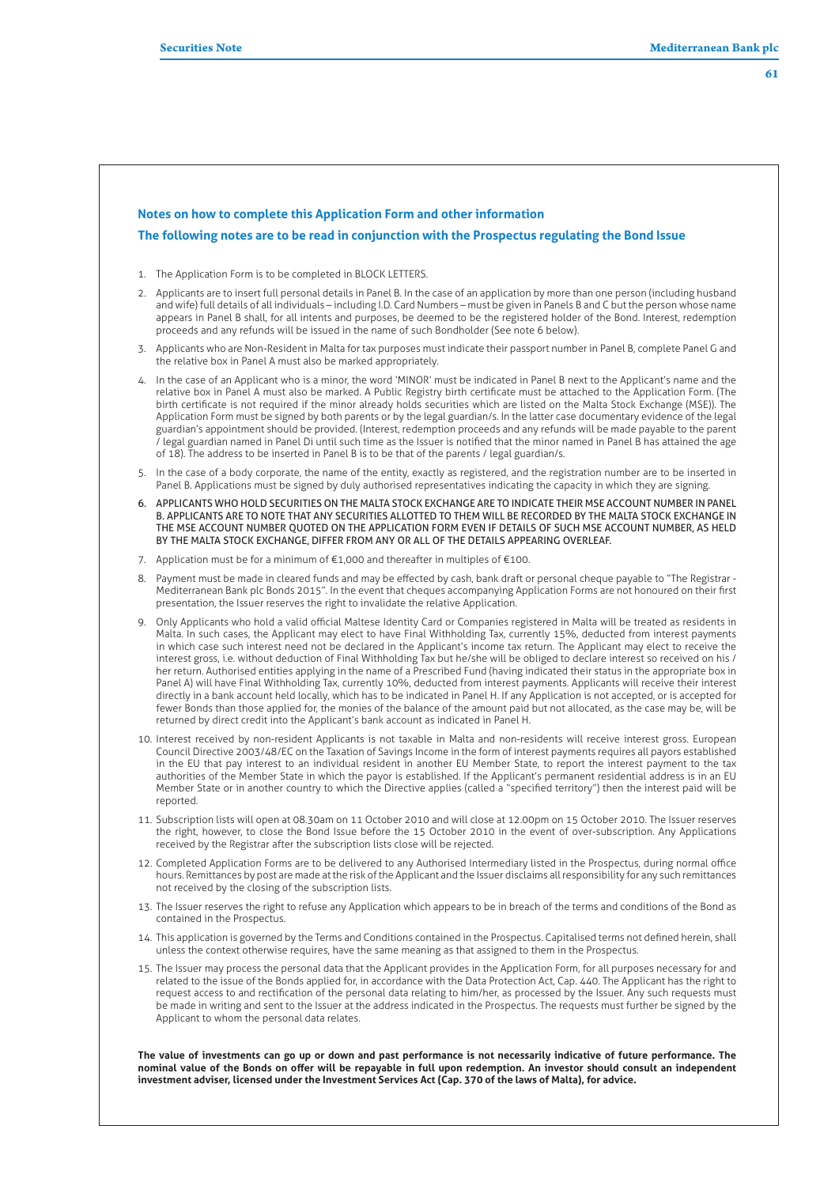## Notes on how to complete this Application Form and other information

### The following notes are to be read in conjunction with the Prospectus regulating the Bond Issue

1. The Application Form is to be completed in BLOCK LETTERS.
2. Applicants are to insert full personal details in Panel B. In the case of an application by more than one person (including husband and wife) full details of all individuals – including I.D. Card Numbers – must be given in Panels B and C but the person whose name appears in Panel B shall, for all intents and purposes, be deemed to be the registered holder of the Bond. Interest, redemption proceeds and any refunds will be issued in the name of such Bondholder (See note 6 below).
3. Applicants who are Non-Resident in Malta for tax purposes must indicate their passport number in Panel B, complete Panel G and the relative box in Panel A must also be marked appropriately.
4. In the case of an Applicant who is a minor, the word 'MINOR' must be indicated in Panel B next to the Applicant's name and the relative box in Panel A must also be marked. A Public Registry birth certificate must be attached to the Application Form. (The birth certificate is not required if the minor already holds securities which are listed on the Malta Stock Exchange (MSE)). The Application Form must be signed by both parents or by the legal guardian/s. In the latter case documentary evidence of the legal guardian's appointment should be provided. (Interest, redemption proceeds and any refunds will be made payable to the parent / legal guardian named in Panel Di until such time as the Issuer is notified that the minor named in Panel B has attained the age of 18). The address to be inserted in Panel B is to be that of the parents / legal guardian/s.
5. In the case of a body corporate, the name of the entity, exactly as registered, and the registration number are to be inserted in Panel B. Applications must be signed by duly authorised representatives indicating the capacity in which they are signing.
6. APPLICANTS WHO HOLD SECURITIES ON THE MALTA STOCK EXCHANGE ARE TO INDICATE THEIR MSE ACCOUNT NUMBER IN PANEL B. APPLICANTS ARE TO NOTE THAT ANY SECURITIES ALLOTTED TO THEM WILL BE RECORDED BY THE MALTA STOCK EXCHANGE IN THE MSE ACCOUNT NUMBER QUOTED ON THE APPLICATION FORM EVEN IF DETAILS OF SUCH MSE ACCOUNT NUMBER, AS HELD BY THE MALTA STOCK EXCHANGE, DIFFER FROM ANY OR ALL OF THE DETAILS APPEARING OVERLEAF.
7. Application must be for a minimum of €1,000 and thereafter in multiples of €100.
8. Payment must be made in cleared funds and may be effected by cash, bank draft or personal cheque payable to "The Registrar - Mediterranean Bank plc Bonds 2015". In the event that cheques accompanying Application Forms are not honoured on their first presentation, the Issuer reserves the right to invalidate the relative Application.
9. Only Applicants who hold a valid official Maltese Identity Card or Companies registered in Malta will be treated as residents in Malta. In such cases, the Applicant may elect to have Final Withholding Tax, currently 15%, deducted from interest payments in which case such interest need not be declared in the Applicant's income tax return. The Applicant may elect to receive the interest gross, i.e. without deduction of Final Withholding Tax but he/she will be obliged to declare interest so received on his / her return. Authorised entities applying in the name of a Prescribed Fund (having indicated their status in the appropriate box in Panel A) will have Final Withholding Tax, currently 10%, deducted from interest payments. Applicants will receive their interest directly in a bank account held locally, which has to be indicated in Panel H. If any Application is not accepted, or is accepted for fewer Bonds than those applied for, the monies of the balance of the amount paid but not allocated, as the case may be, will be returned by direct credit into the Applicant's bank account as indicated in Panel H.
10. Interest received by non-resident Applicants is not taxable in Malta and non-residents will receive interest gross. European Council Directive 2003/48/EC on the Taxation of Savings Income in the form of interest payments requires all payors established in the EU that pay interest to an individual resident in another EU Member State, to report the interest payment to the tax authorities of the Member State in which the payor is established. If the Applicant's permanent residential address is in an EU Member State or in another country to which the Directive applies (called a "specified territory") then the interest paid will be reported.
11. Subscription lists will open at 08.30am on 11 October 2010 and will close at 12.00pm on 15 October 2010. The Issuer reserves the right, however, to close the Bond Issue before the 15 October 2010 in the event of over-subscription. Any Applications received by the Registrar after the subscription lists close will be rejected.
12. Completed Application Forms are to be delivered to any Authorised Intermediary listed in the Prospectus, during normal office hours. Remittances by post are made at the risk of the Applicant and the Issuer disclaims all responsibility for any such remittances not received by the closing of the subscription lists.
13. The Issuer reserves the right to refuse any Application which appears to be in breach of the terms and conditions of the Bond as contained in the Prospectus.
14. This application is governed by the Terms and Conditions contained in the Prospectus. Capitalised terms not defined herein, shall unless the context otherwise requires, have the same meaning as that assigned to them in the Prospectus.
15. The Issuer may process the personal data that the Applicant provides in the Application Form, for all purposes necessary for and related to the issue of the Bonds applied for, in accordance with the Data Protection Act, Cap. 440. The Applicant has the right to request access to and rectification of the personal data relating to him/her, as processed by the Issuer. Any such requests must be made in writing and sent to the Issuer at the address indicated in the Prospectus. The requests must further be signed by the Applicant to whom the personal data relates.

**The value of investments can go up or down and past performance is not necessarily indicative of future performance. The nominal value of the Bonds on offer will be repayable in full upon redemption. An investor should consult an independent investment adviser, licensed under the Investment Services Act (Cap. 370 of the laws of Malta), for advice.**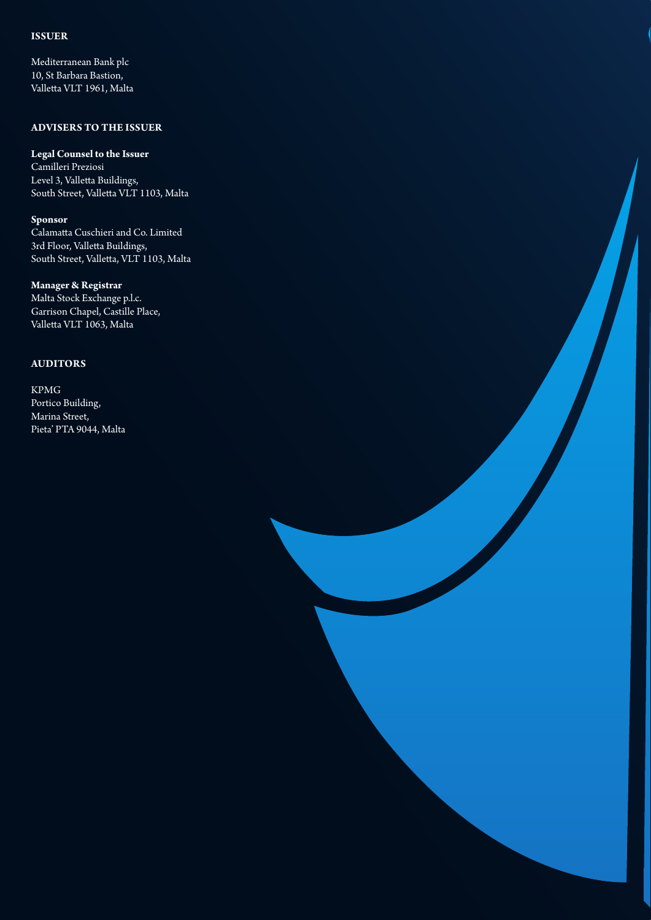## ISSUER

Mediterranean Bank plc
10, St Barbara Bastion,
Valletta VLT 1961, Malta

## ADVISERS TO THE ISSUER

**Legal Counsel to the Issuer**
Camilleri Preziosi
Level 3, Valletta Buildings,
South Street, Valletta VLT 1103, Malta

**Sponsor**
Calamatta Cuschieri and Co. Limited
3rd Floor, Valletta Buildings,
South Street, Valletta, VLT 1103, Malta

**Manager & Registrar**
Malta Stock Exchange p.l.c.
Garrison Chapel, Castille Place,
Valletta VLT 1063, Malta

## AUDITORS

KPMG
Portico Building,
Marina Street,
Pieta' PTA 9044, Malta